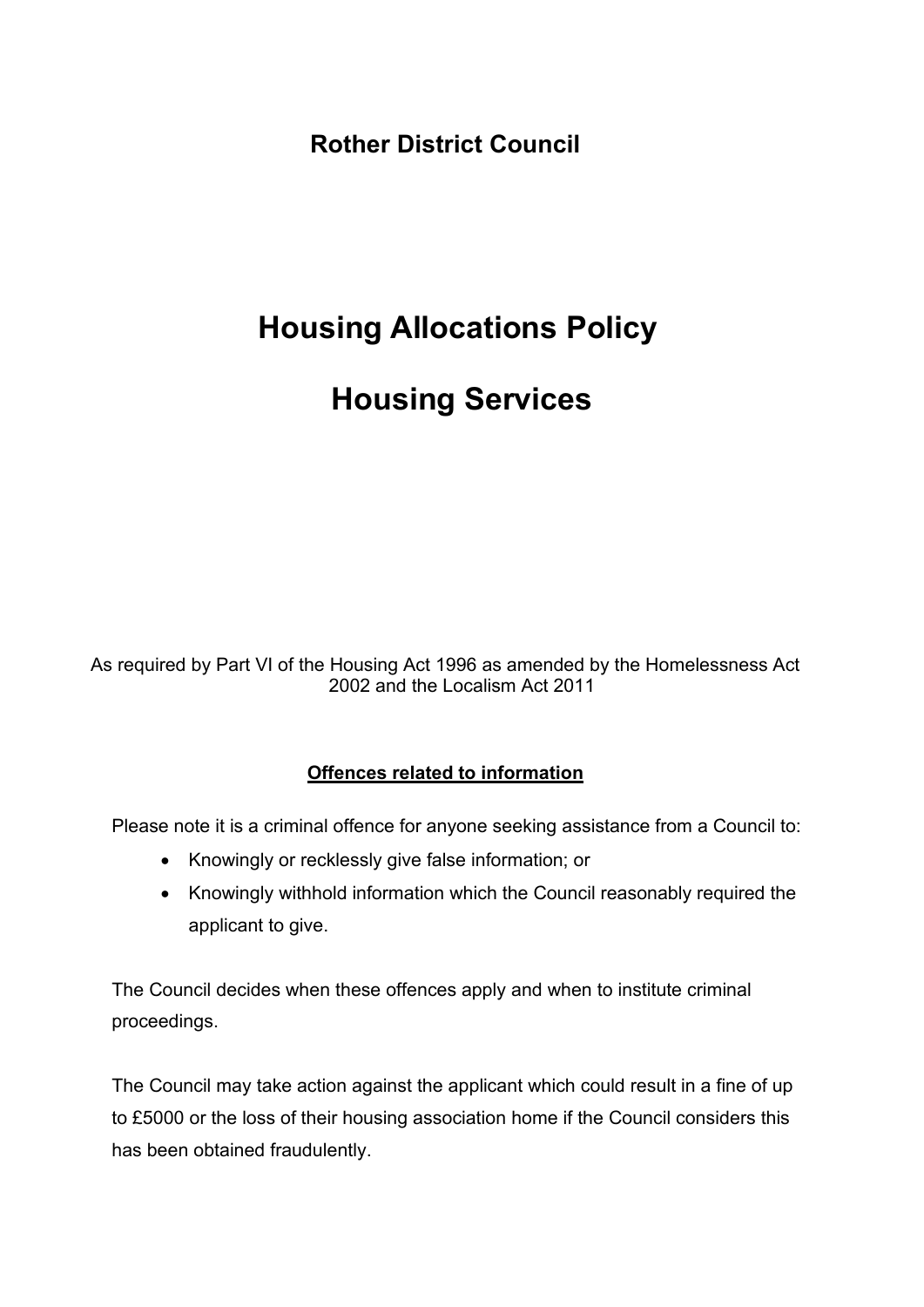**Rother District Council**

# Housing Allocations Policy

# Housing Services

As required by Part VI of the Housing Act 1996 as amended by the Homelessness Act 2002 and the Localism Act 2011

**<u>Offences related to information</u>**

Please note it is a criminal offence for anyone seeking assistance from a Council to:

- Knowingly or recklessly give false information; or
- Knowingly withhold information which the Council reasonably required the applicant to give.

The Council decides when these offences apply and when to institute criminal proceedings.

The Council may take action against the applicant which could result in a fine of up to £5000 or the loss of their housing association home if the Council considers this has been obtained fraudulently.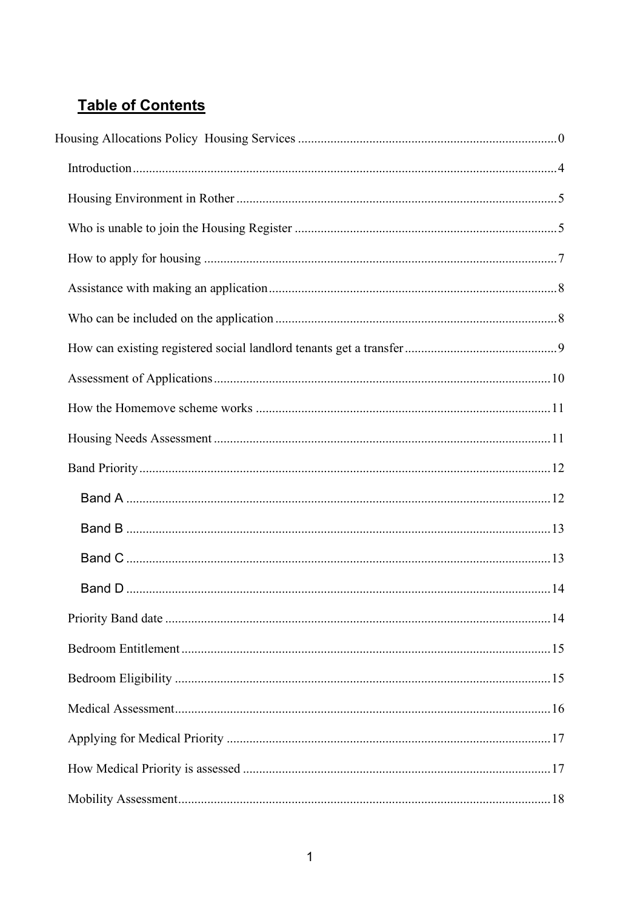## Table of Contents

Housing Allocations Policy Housing Services ........ 0

- Introduction ........ 4
- Housing Environment in Rother ........ 5
- Who is unable to join the Housing Register ........ 5
- How to apply for housing ........ 7
- Assistance with making an application ........ 8
- Who can be included on the application ........ 8
- How can existing registered social landlord tenants get a transfer ........ 9
- Assessment of Applications ........ 10
- How the Homemove scheme works ........ 11
- Housing Needs Assessment ........ 11
- Band Priority ........ 12
  - Band A ........ 12
  - Band B ........ 13
  - Band C ........ 13
  - Band D ........ 14
- Priority Band date ........ 14
- Bedroom Entitlement ........ 15
- Bedroom Eligibility ........ 15
- Medical Assessment ........ 16
- Applying for Medical Priority ........ 17
- How Medical Priority is assessed ........ 17
- Mobility Assessment ........ 18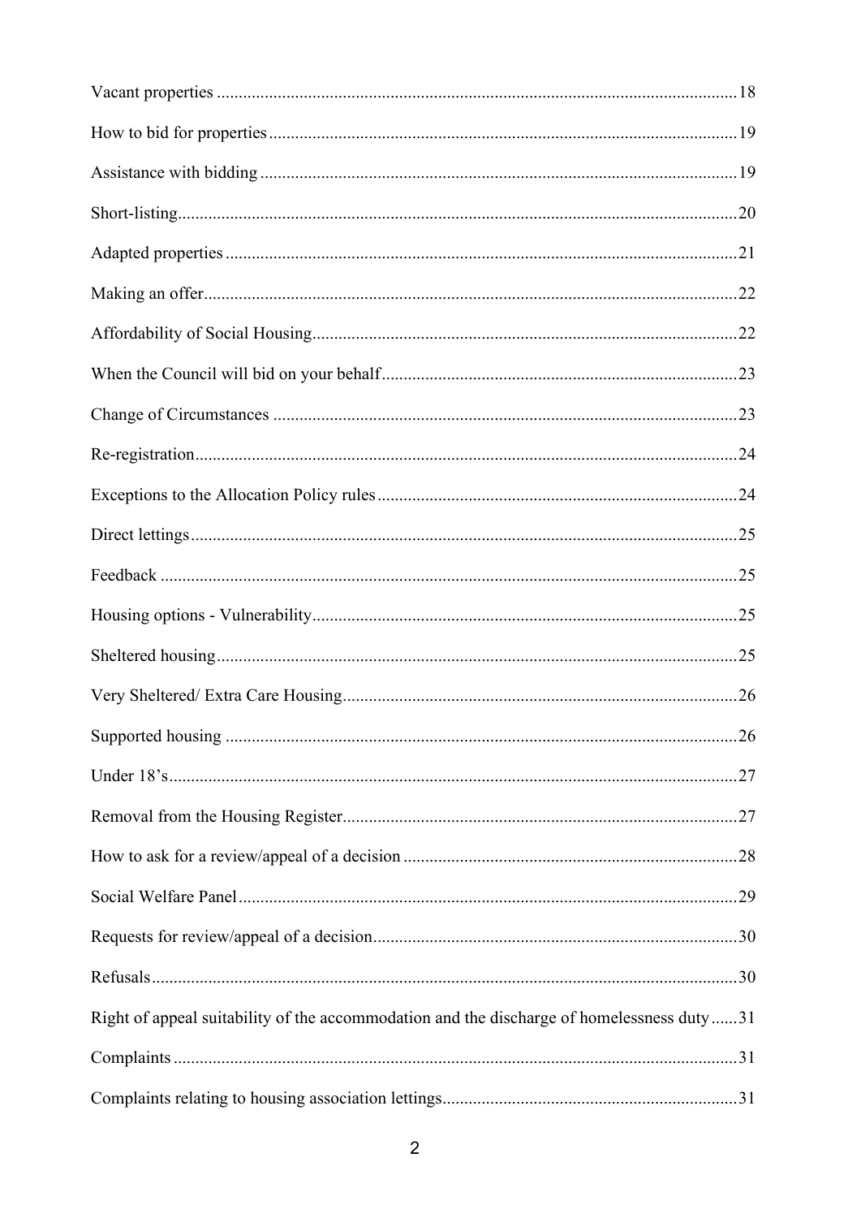Vacant properties ..................................................................................................................18

How to bid for properties ......................................................................................................19

Assistance with bidding ........................................................................................................19

Short-listing...........................................................................................................................20

Adapted properties ................................................................................................................21

Making an offer......................................................................................................................22

Affordability of Social Housing.............................................................................................22

When the Council will bid on your behalf.............................................................................23

Change of Circumstances .....................................................................................................23

Re-registration.......................................................................................................................24

Exceptions to the Allocation Policy rules..............................................................................24

Direct lettings........................................................................................................................25

Feedback ...............................................................................................................................25

Housing options - Vulnerability............................................................................................25

Sheltered housing..................................................................................................................25

Very Sheltered/ Extra Care Housing.....................................................................................26

Supported housing ................................................................................................................26

Under 18's.............................................................................................................................27

Removal from the Housing Register.....................................................................................27

How to ask for a review/appeal of a decision .......................................................................28

Social Welfare Panel.............................................................................................................29

Requests for review/appeal of a decision..............................................................................30

Refusals.................................................................................................................................30

Right of appeal suitability of the accommodation and the discharge of homelessness duty......31

Complaints ............................................................................................................................31

Complaints relating to housing association lettings..............................................................31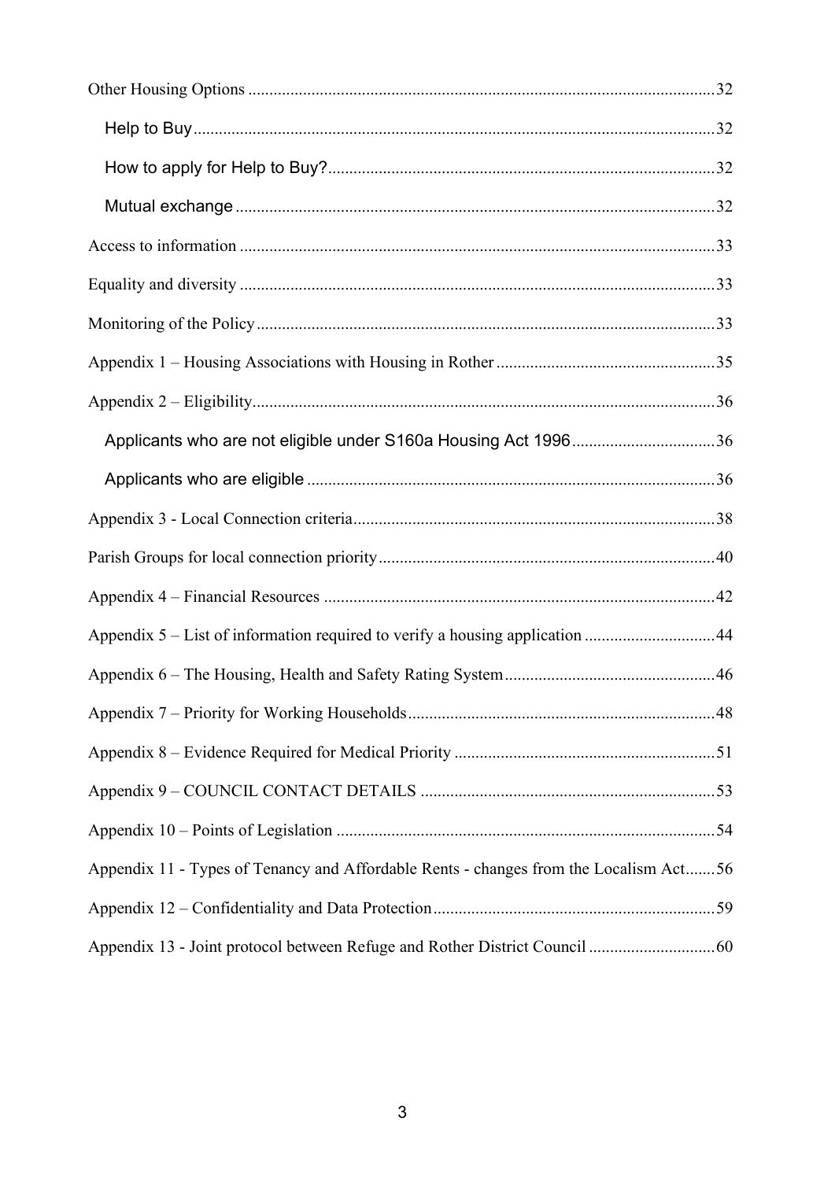Other Housing Options ............................................................................................................32

- Help to Buy ..........................................................................................................32
- How to apply for Help to Buy? ..........................................................................................32
- Mutual exchange ..........................................................................................................32

Access to information ............................................................................................................33

Equality and diversity ............................................................................................................33

Monitoring of the Policy ............................................................................................................33

Appendix 1 – Housing Associations with Housing in Rother ..................................................35

Appendix 2 – Eligibility ............................................................................................................36

- Applicants who are not eligible under S160a Housing Act 1996 ..................................36
- Applicants who are eligible ..........................................................................................36

Appendix 3 - Local Connection criteria ....................................................................................38

Parish Groups for local connection priority ..............................................................................40

Appendix 4 – Financial Resources ............................................................................................42

Appendix 5 – List of information required to verify a housing application ..............................44

Appendix 6 – The Housing, Health and Safety Rating System ..................................................46

Appendix 7 – Priority for Working Households ........................................................................48

Appendix 8 – Evidence Required for Medical Priority ..............................................................51

Appendix 9 – COUNCIL CONTACT DETAILS ......................................................................53

Appendix 10 – Points of Legislation ........................................................................................54

Appendix 11 - Types of Tenancy and Affordable Rents - changes from the Localism Act.......56

Appendix 12 – Confidentiality and Data Protection ..................................................................59

Appendix 13 - Joint protocol between Refuge and Rother District Council .............................60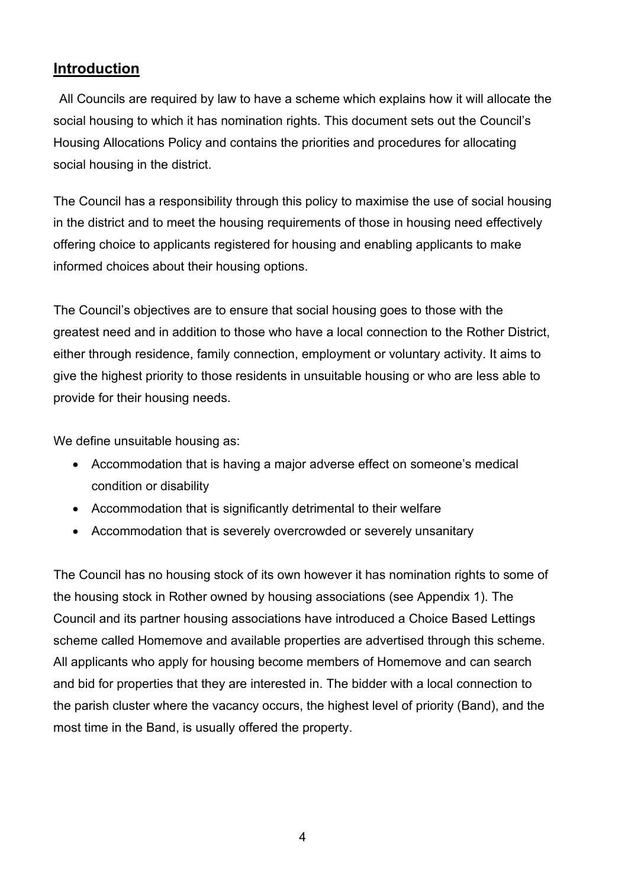## Introduction

All Councils are required by law to have a scheme which explains how it will allocate the social housing to which it has nomination rights. This document sets out the Council's Housing Allocations Policy and contains the priorities and procedures for allocating social housing in the district.

The Council has a responsibility through this policy to maximise the use of social housing in the district and to meet the housing requirements of those in housing need effectively offering choice to applicants registered for housing and enabling applicants to make informed choices about their housing options.

The Council's objectives are to ensure that social housing goes to those with the greatest need and in addition to those who have a local connection to the Rother District, either through residence, family connection, employment or voluntary activity. It aims to give the highest priority to those residents in unsuitable housing or who are less able to provide for their housing needs.

We define unsuitable housing as:

- Accommodation that is having a major adverse effect on someone's medical condition or disability
- Accommodation that is significantly detrimental to their welfare
- Accommodation that is severely overcrowded or severely unsanitary

The Council has no housing stock of its own however it has nomination rights to some of the housing stock in Rother owned by housing associations (see Appendix 1). The Council and its partner housing associations have introduced a Choice Based Lettings scheme called Homemove and available properties are advertised through this scheme. All applicants who apply for housing become members of Homemove and can search and bid for properties that they are interested in. The bidder with a local connection to the parish cluster where the vacancy occurs, the highest level of priority (Band), and the most time in the Band, is usually offered the property.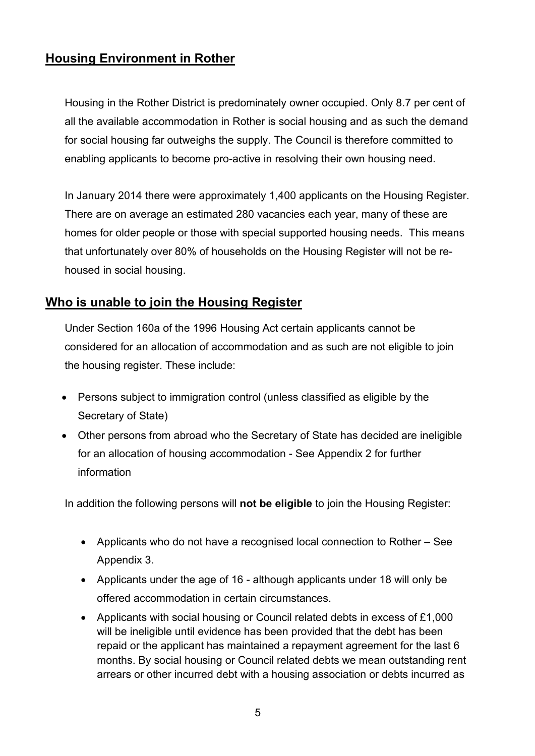## Housing Environment in Rother

Housing in the Rother District is predominately owner occupied. Only 8.7 per cent of all the available accommodation in Rother is social housing and as such the demand for social housing far outweighs the supply. The Council is therefore committed to enabling applicants to become pro-active in resolving their own housing need.

In January 2014 there were approximately 1,400 applicants on the Housing Register. There are on average an estimated 280 vacancies each year, many of these are homes for older people or those with special supported housing needs. This means that unfortunately over 80% of households on the Housing Register will not be re-housed in social housing.

## Who is unable to join the Housing Register

Under Section 160a of the 1996 Housing Act certain applicants cannot be considered for an allocation of accommodation and as such are not eligible to join the housing register. These include:

- Persons subject to immigration control (unless classified as eligible by the Secretary of State)
- Other persons from abroad who the Secretary of State has decided are ineligible for an allocation of housing accommodation - See Appendix 2 for further information

In addition the following persons will **not be eligible** to join the Housing Register:

- Applicants who do not have a recognised local connection to Rother – See Appendix 3.
- Applicants under the age of 16 - although applicants under 18 will only be offered accommodation in certain circumstances.
- Applicants with social housing or Council related debts in excess of £1,000 will be ineligible until evidence has been provided that the debt has been repaid or the applicant has maintained a repayment agreement for the last 6 months. By social housing or Council related debts we mean outstanding rent arrears or other incurred debt with a housing association or debts incurred as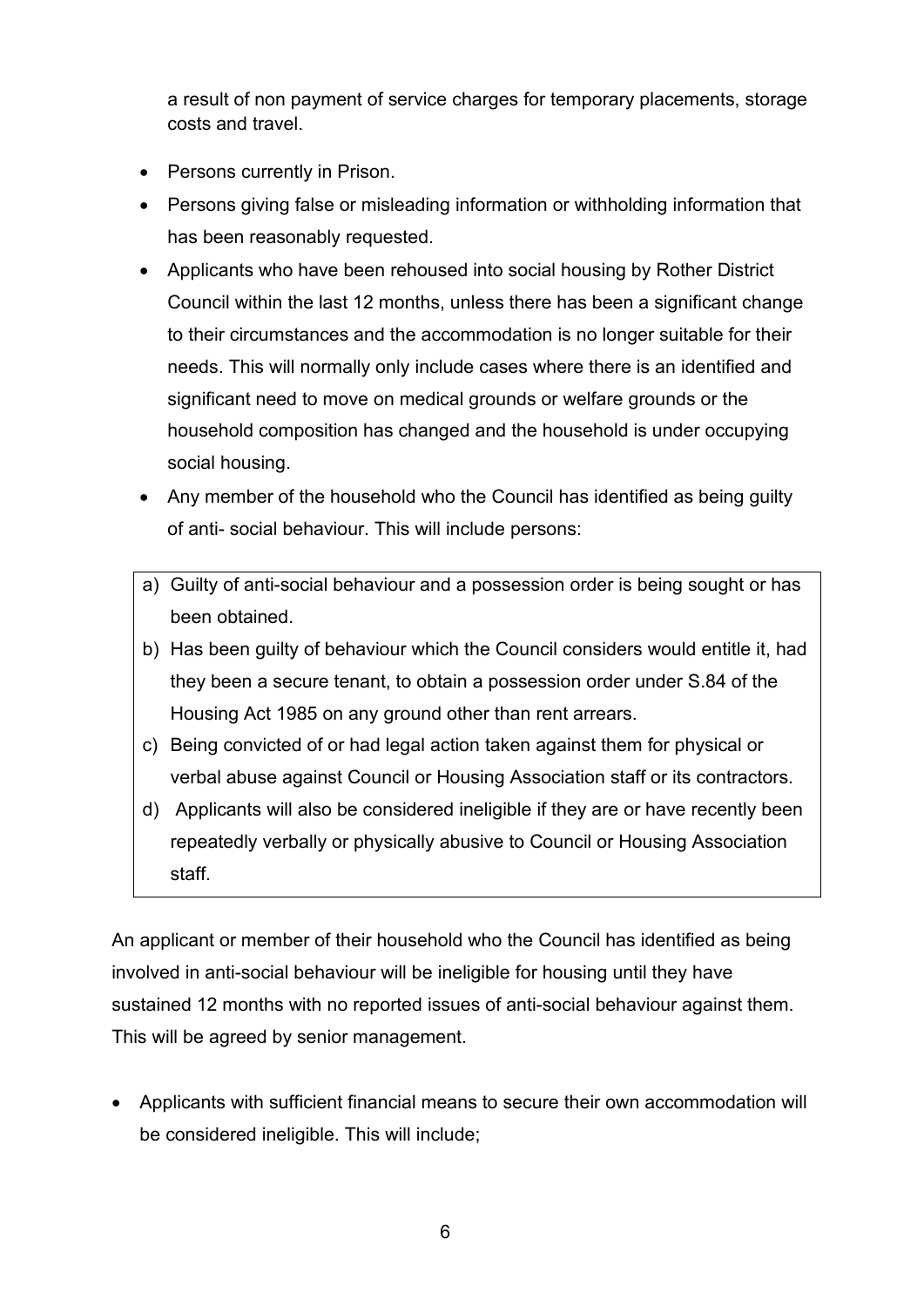a result of non payment of service charges for temporary placements, storage costs and travel.

- Persons currently in Prison.
- Persons giving false or misleading information or withholding information that has been reasonably requested.
- Applicants who have been rehoused into social housing by Rother District Council within the last 12 months, unless there has been a significant change to their circumstances and the accommodation is no longer suitable for their needs. This will normally only include cases where there is an identified and significant need to move on medical grounds or welfare grounds or the household composition has changed and the household is under occupying social housing.
- Any member of the household who the Council has identified as being guilty of anti- social behaviour. This will include persons:

a) Guilty of anti-social behaviour and a possession order is being sought or has been obtained.
b) Has been guilty of behaviour which the Council considers would entitle it, had they been a secure tenant, to obtain a possession order under S.84 of the Housing Act 1985 on any ground other than rent arrears.
c) Being convicted of or had legal action taken against them for physical or verbal abuse against Council or Housing Association staff or its contractors.
d) Applicants will also be considered ineligible if they are or have recently been repeatedly verbally or physically abusive to Council or Housing Association staff.

An applicant or member of their household who the Council has identified as being involved in anti-social behaviour will be ineligible for housing until they have sustained 12 months with no reported issues of anti-social behaviour against them. This will be agreed by senior management.

- Applicants with sufficient financial means to secure their own accommodation will be considered ineligible. This will include;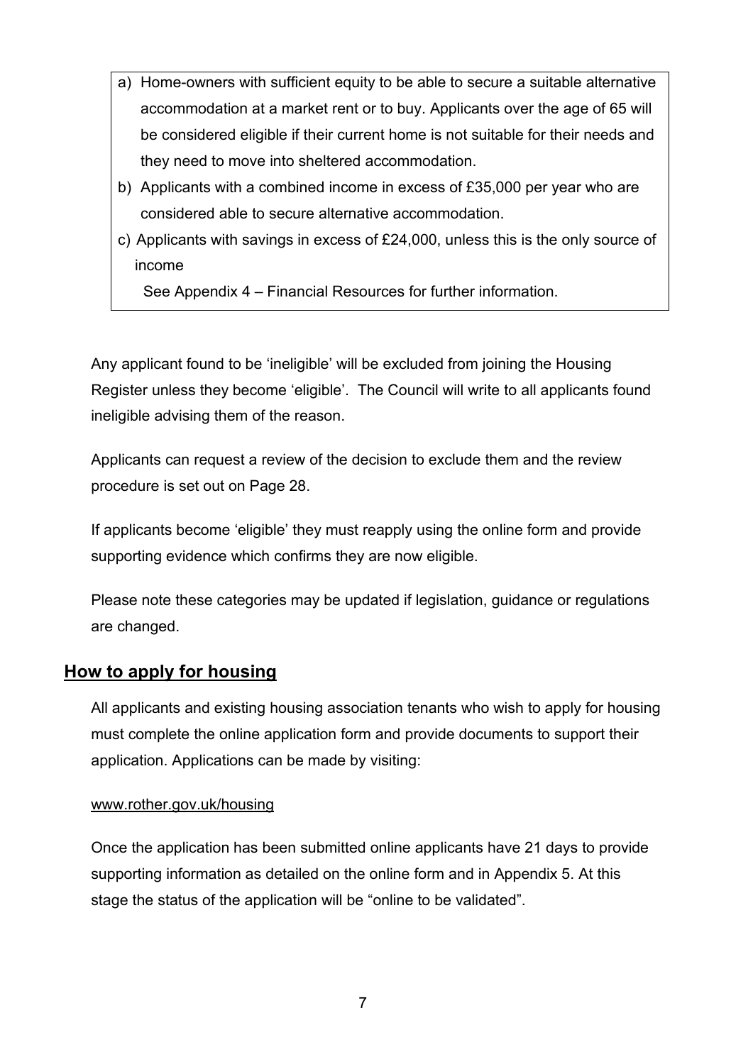a) Home-owners with sufficient equity to be able to secure a suitable alternative accommodation at a market rent or to buy. Applicants over the age of 65 will be considered eligible if their current home is not suitable for their needs and they need to move into sheltered accommodation.
b) Applicants with a combined income in excess of £35,000 per year who are considered able to secure alternative accommodation.
c) Applicants with savings in excess of £24,000, unless this is the only source of income

See Appendix 4 – Financial Resources for further information.

Any applicant found to be 'ineligible' will be excluded from joining the Housing Register unless they become 'eligible'. The Council will write to all applicants found ineligible advising them of the reason.

Applicants can request a review of the decision to exclude them and the review procedure is set out on Page 28.

If applicants become 'eligible' they must reapply using the online form and provide supporting evidence which confirms they are now eligible.

Please note these categories may be updated if legislation, guidance or regulations are changed.

## How to apply for housing

All applicants and existing housing association tenants who wish to apply for housing must complete the online application form and provide documents to support their application. Applications can be made by visiting:

www.rother.gov.uk/housing

Once the application has been submitted online applicants have 21 days to provide supporting information as detailed on the online form and in Appendix 5. At this stage the status of the application will be "online to be validated".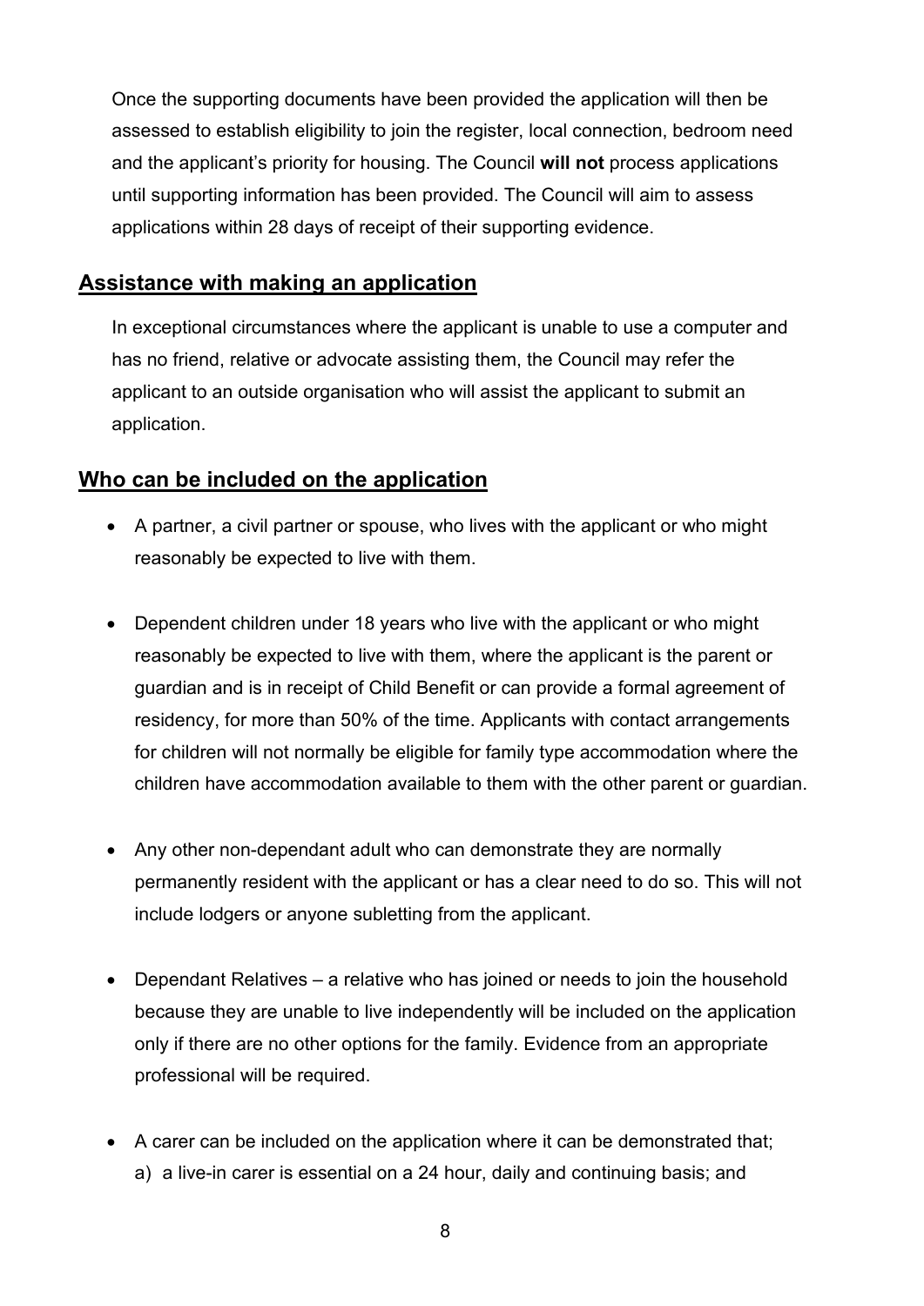Once the supporting documents have been provided the application will then be assessed to establish eligibility to join the register, local connection, bedroom need and the applicant's priority for housing. The Council **will not** process applications until supporting information has been provided. The Council will aim to assess applications within 28 days of receipt of their supporting evidence.

## Assistance with making an application

In exceptional circumstances where the applicant is unable to use a computer and has no friend, relative or advocate assisting them, the Council may refer the applicant to an outside organisation who will assist the applicant to submit an application.

## Who can be included on the application

- A partner, a civil partner or spouse, who lives with the applicant or who might reasonably be expected to live with them.

- Dependent children under 18 years who live with the applicant or who might reasonably be expected to live with them, where the applicant is the parent or guardian and is in receipt of Child Benefit or can provide a formal agreement of residency, for more than 50% of the time. Applicants with contact arrangements for children will not normally be eligible for family type accommodation where the children have accommodation available to them with the other parent or guardian.

- Any other non-dependant adult who can demonstrate they are normally permanently resident with the applicant or has a clear need to do so. This will not include lodgers or anyone subletting from the applicant.

- Dependant Relatives – a relative who has joined or needs to join the household because they are unable to live independently will be included on the application only if there are no other options for the family. Evidence from an appropriate professional will be required.

- A carer can be included on the application where it can be demonstrated that;
  a) a live-in carer is essential on a 24 hour, daily and continuing basis; and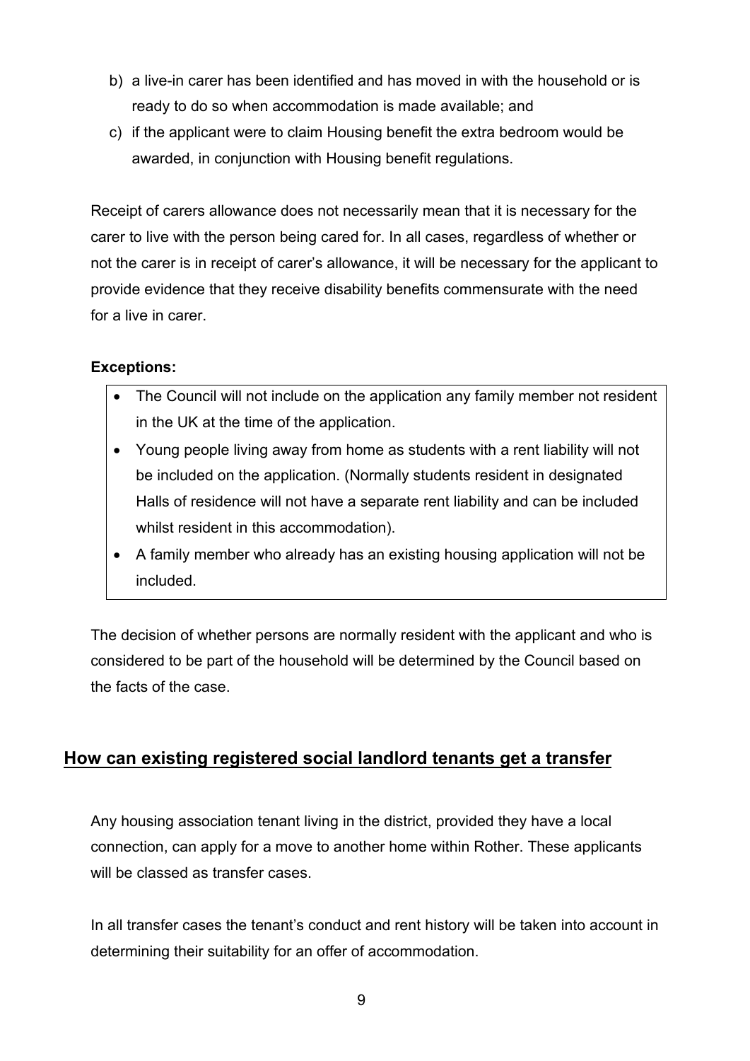b) a live-in carer has been identified and has moved in with the household or is ready to do so when accommodation is made available; and
c) if the applicant were to claim Housing benefit the extra bedroom would be awarded, in conjunction with Housing benefit regulations.

Receipt of carers allowance does not necessarily mean that it is necessary for the carer to live with the person being cared for. In all cases, regardless of whether or not the carer is in receipt of carer's allowance, it will be necessary for the applicant to provide evidence that they receive disability benefits commensurate with the need for a live in carer.

**Exceptions:**

- The Council will not include on the application any family member not resident in the UK at the time of the application.
- Young people living away from home as students with a rent liability will not be included on the application. (Normally students resident in designated Halls of residence will not have a separate rent liability and can be included whilst resident in this accommodation).
- A family member who already has an existing housing application will not be included.

The decision of whether persons are normally resident with the applicant and who is considered to be part of the household will be determined by the Council based on the facts of the case.

## How can existing registered social landlord tenants get a transfer

Any housing association tenant living in the district, provided they have a local connection, can apply for a move to another home within Rother. These applicants will be classed as transfer cases.

In all transfer cases the tenant's conduct and rent history will be taken into account in determining their suitability for an offer of accommodation.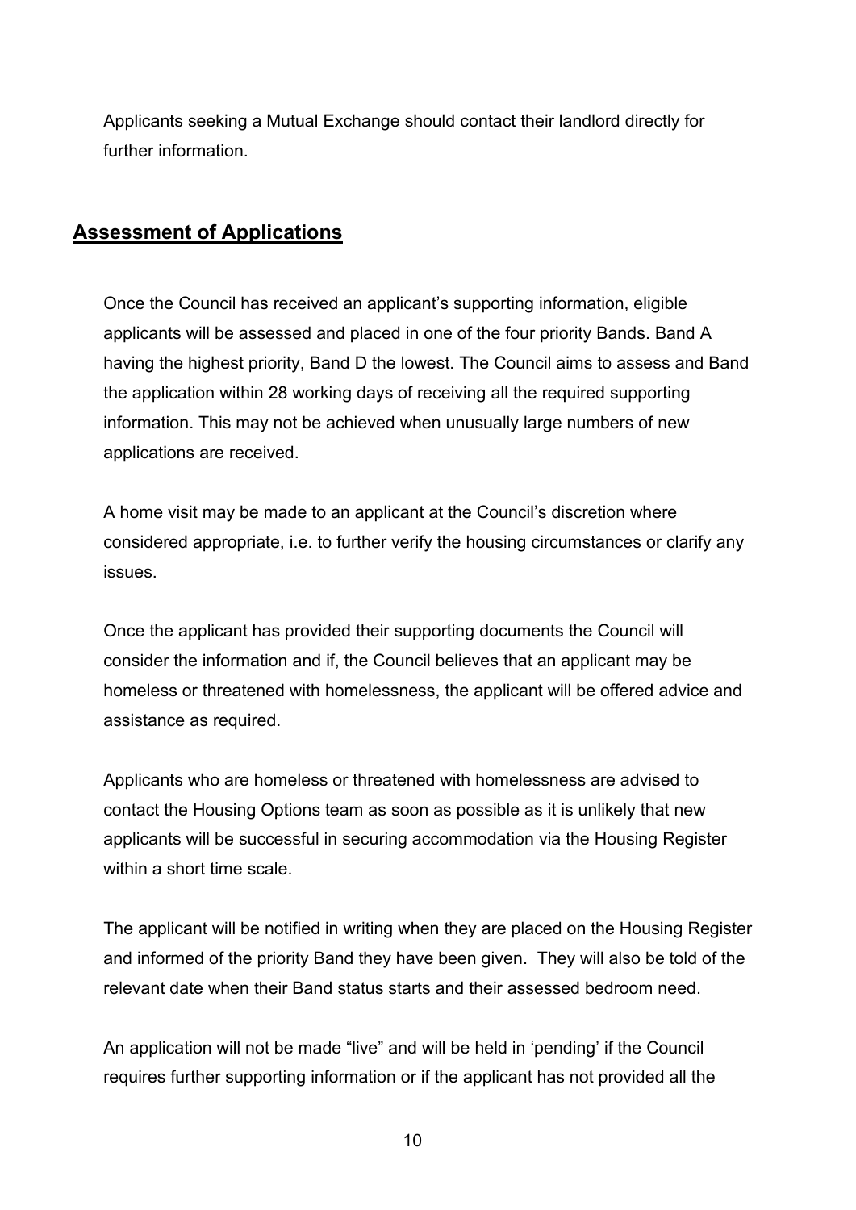Applicants seeking a Mutual Exchange should contact their landlord directly for further information.

## **Assessment of Applications**

Once the Council has received an applicant's supporting information, eligible applicants will be assessed and placed in one of the four priority Bands. Band A having the highest priority, Band D the lowest. The Council aims to assess and Band the application within 28 working days of receiving all the required supporting information. This may not be achieved when unusually large numbers of new applications are received.

A home visit may be made to an applicant at the Council's discretion where considered appropriate, i.e. to further verify the housing circumstances or clarify any issues.

Once the applicant has provided their supporting documents the Council will consider the information and if, the Council believes that an applicant may be homeless or threatened with homelessness, the applicant will be offered advice and assistance as required.

Applicants who are homeless or threatened with homelessness are advised to contact the Housing Options team as soon as possible as it is unlikely that new applicants will be successful in securing accommodation via the Housing Register within a short time scale.

The applicant will be notified in writing when they are placed on the Housing Register and informed of the priority Band they have been given. They will also be told of the relevant date when their Band status starts and their assessed bedroom need.

An application will not be made "live" and will be held in 'pending' if the Council requires further supporting information or if the applicant has not provided all the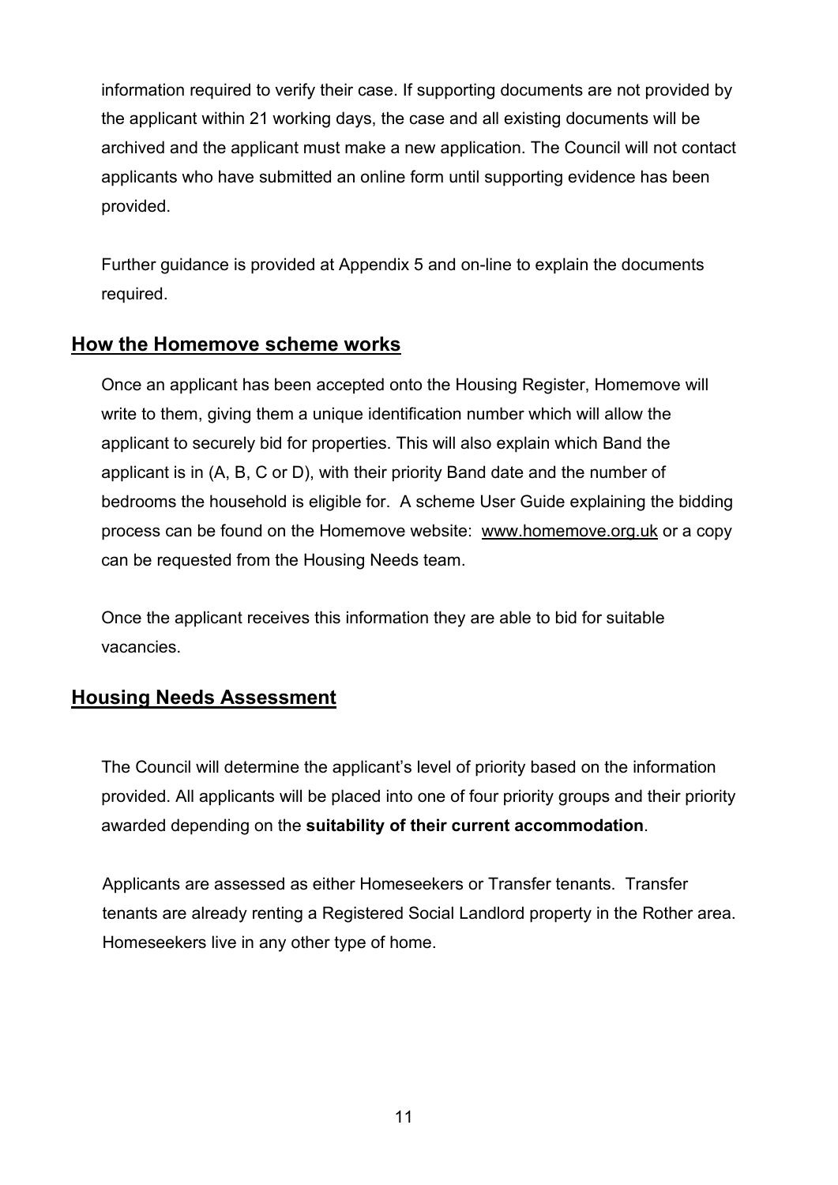information required to verify their case. If supporting documents are not provided by the applicant within 21 working days, the case and all existing documents will be archived and the applicant must make a new application. The Council will not contact applicants who have submitted an online form until supporting evidence has been provided.

Further guidance is provided at Appendix 5 and on-line to explain the documents required.

## How the Homemove scheme works

Once an applicant has been accepted onto the Housing Register, Homemove will write to them, giving them a unique identification number which will allow the applicant to securely bid for properties. This will also explain which Band the applicant is in (A, B, C or D), with their priority Band date and the number of bedrooms the household is eligible for. A scheme User Guide explaining the bidding process can be found on the Homemove website: www.homemove.org.uk or a copy can be requested from the Housing Needs team.

Once the applicant receives this information they are able to bid for suitable vacancies.

## Housing Needs Assessment

The Council will determine the applicant's level of priority based on the information provided. All applicants will be placed into one of four priority groups and their priority awarded depending on the **suitability of their current accommodation**.

Applicants are assessed as either Homeseekers or Transfer tenants. Transfer tenants are already renting a Registered Social Landlord property in the Rother area. Homeseekers live in any other type of home.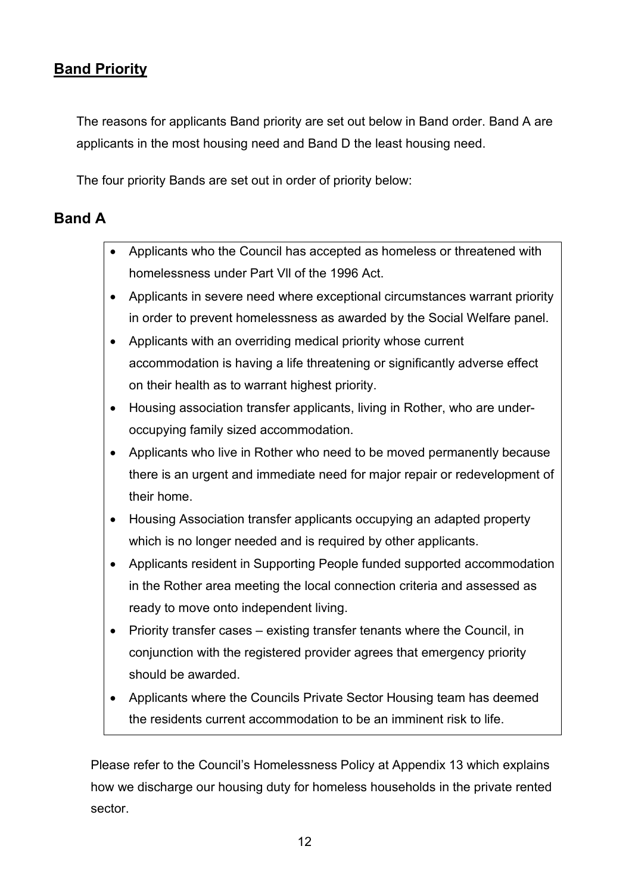## **Band Priority**

The reasons for applicants Band priority are set out below in Band order. Band A are applicants in the most housing need and Band D the least housing need.

The four priority Bands are set out in order of priority below:

## Band A

- Applicants who the Council has accepted as homeless or threatened with homelessness under Part Vll of the 1996 Act.
- Applicants in severe need where exceptional circumstances warrant priority in order to prevent homelessness as awarded by the Social Welfare panel.
- Applicants with an overriding medical priority whose current accommodation is having a life threatening or significantly adverse effect on their health as to warrant highest priority.
- Housing association transfer applicants, living in Rother, who are under-occupying family sized accommodation.
- Applicants who live in Rother who need to be moved permanently because there is an urgent and immediate need for major repair or redevelopment of their home.
- Housing Association transfer applicants occupying an adapted property which is no longer needed and is required by other applicants.
- Applicants resident in Supporting People funded supported accommodation in the Rother area meeting the local connection criteria and assessed as ready to move onto independent living.
- Priority transfer cases – existing transfer tenants where the Council, in conjunction with the registered provider agrees that emergency priority should be awarded.
- Applicants where the Councils Private Sector Housing team has deemed the residents current accommodation to be an imminent risk to life.

Please refer to the Council's Homelessness Policy at Appendix 13 which explains how we discharge our housing duty for homeless households in the private rented sector.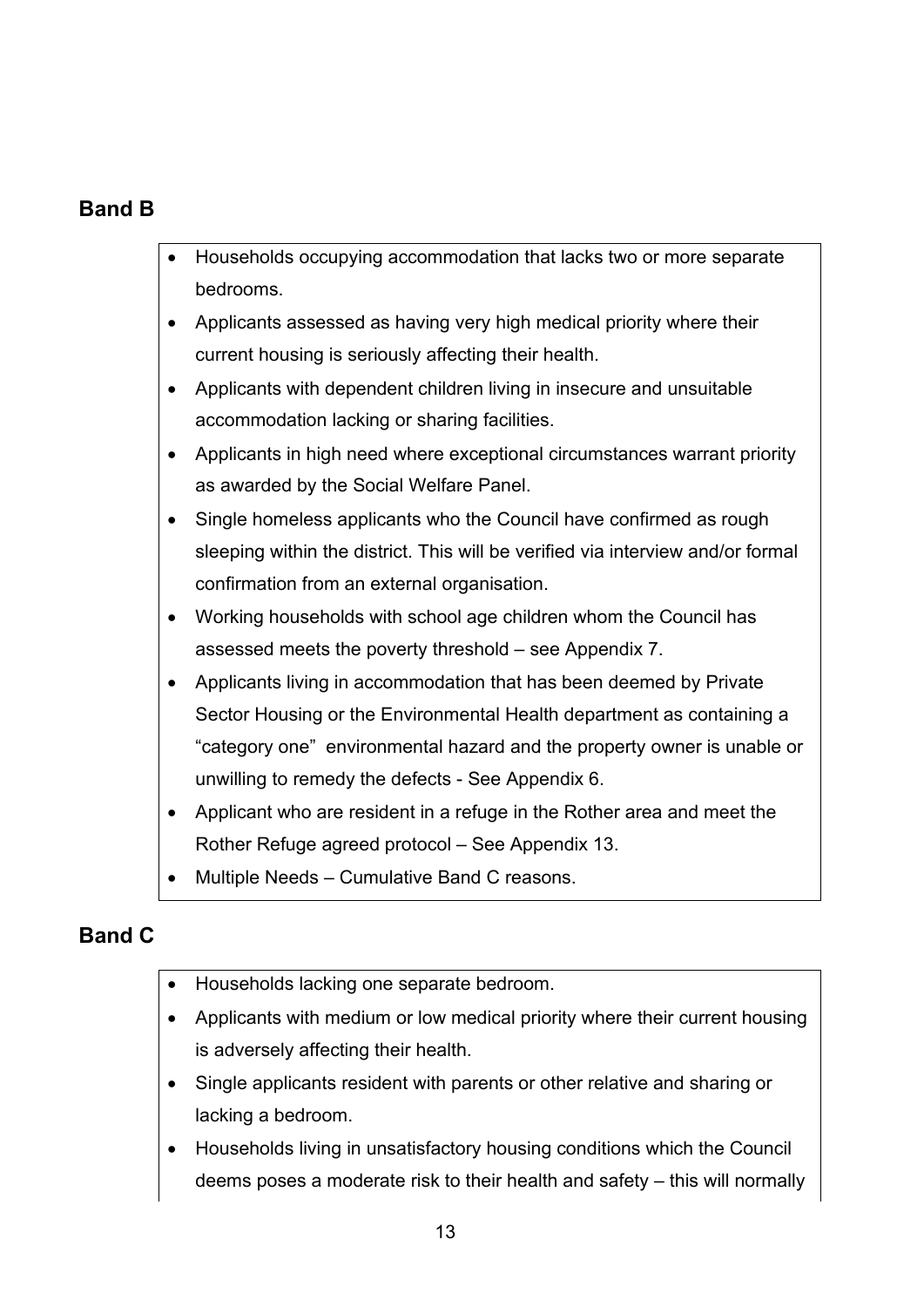## Band B

- Households occupying accommodation that lacks two or more separate bedrooms.
- Applicants assessed as having very high medical priority where their current housing is seriously affecting their health.
- Applicants with dependent children living in insecure and unsuitable accommodation lacking or sharing facilities.
- Applicants in high need where exceptional circumstances warrant priority as awarded by the Social Welfare Panel.
- Single homeless applicants who the Council have confirmed as rough sleeping within the district. This will be verified via interview and/or formal confirmation from an external organisation.
- Working households with school age children whom the Council has assessed meets the poverty threshold – see Appendix 7.
- Applicants living in accommodation that has been deemed by Private Sector Housing or the Environmental Health department as containing a "category one" environmental hazard and the property owner is unable or unwilling to remedy the defects - See Appendix 6.
- Applicant who are resident in a refuge in the Rother area and meet the Rother Refuge agreed protocol – See Appendix 13.
- Multiple Needs – Cumulative Band C reasons.

## Band C

- Households lacking one separate bedroom.
- Applicants with medium or low medical priority where their current housing is adversely affecting their health.
- Single applicants resident with parents or other relative and sharing or lacking a bedroom.
- Households living in unsatisfactory housing conditions which the Council deems poses a moderate risk to their health and safety – this will normally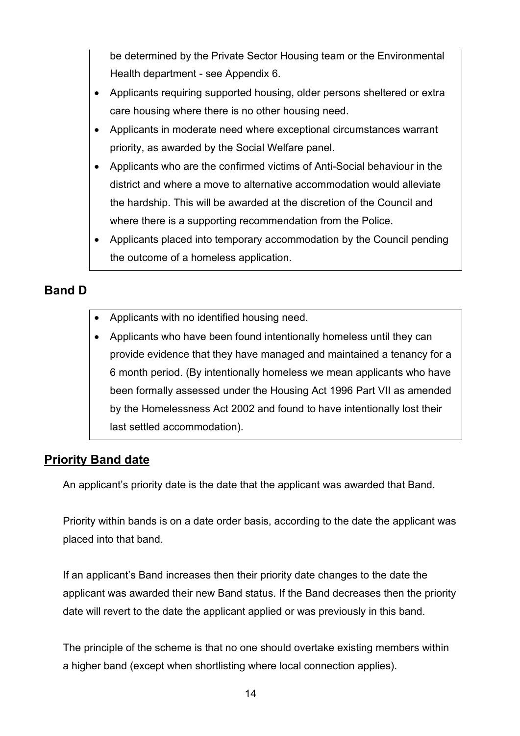be determined by the Private Sector Housing team or the Environmental Health department - see Appendix 6.

- Applicants requiring supported housing, older persons sheltered or extra care housing where there is no other housing need.
- Applicants in moderate need where exceptional circumstances warrant priority, as awarded by the Social Welfare panel.
- Applicants who are the confirmed victims of Anti-Social behaviour in the district and where a move to alternative accommodation would alleviate the hardship. This will be awarded at the discretion of the Council and where there is a supporting recommendation from the Police.
- Applicants placed into temporary accommodation by the Council pending the outcome of a homeless application.

## Band D

- Applicants with no identified housing need.
- Applicants who have been found intentionally homeless until they can provide evidence that they have managed and maintained a tenancy for a 6 month period. (By intentionally homeless we mean applicants who have been formally assessed under the Housing Act 1996 Part VII as amended by the Homelessness Act 2002 and found to have intentionally lost their last settled accommodation).

## Priority Band date

An applicant's priority date is the date that the applicant was awarded that Band.

Priority within bands is on a date order basis, according to the date the applicant was placed into that band.

If an applicant's Band increases then their priority date changes to the date the applicant was awarded their new Band status. If the Band decreases then the priority date will revert to the date the applicant applied or was previously in this band.

The principle of the scheme is that no one should overtake existing members within a higher band (except when shortlisting where local connection applies).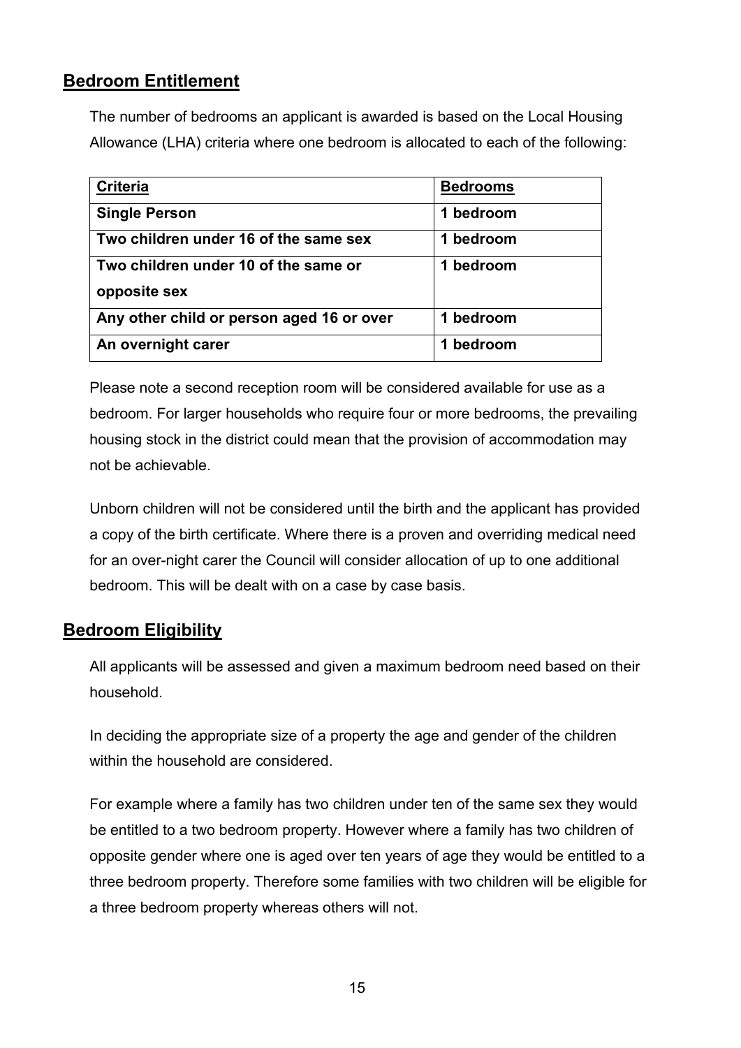## Bedroom Entitlement

The number of bedrooms an applicant is awarded is based on the Local Housing Allowance (LHA) criteria where one bedroom is allocated to each of the following:

| Criteria | Bedrooms |
|---|---|
| **Single Person** | **1 bedroom** |
| **Two children under 16 of the same sex** | **1 bedroom** |
| **Two children under 10 of the same or opposite sex** | **1 bedroom** |
| **Any other child or person aged 16 or over** | **1 bedroom** |
| **An overnight carer** | **1 bedroom** |

Please note a second reception room will be considered available for use as a bedroom. For larger households who require four or more bedrooms, the prevailing housing stock in the district could mean that the provision of accommodation may not be achievable.

Unborn children will not be considered until the birth and the applicant has provided a copy of the birth certificate. Where there is a proven and overriding medical need for an over-night carer the Council will consider allocation of up to one additional bedroom. This will be dealt with on a case by case basis.

## Bedroom Eligibility

All applicants will be assessed and given a maximum bedroom need based on their household.

In deciding the appropriate size of a property the age and gender of the children within the household are considered.

For example where a family has two children under ten of the same sex they would be entitled to a two bedroom property. However where a family has two children of opposite gender where one is aged over ten years of age they would be entitled to a three bedroom property. Therefore some families with two children will be eligible for a three bedroom property whereas others will not.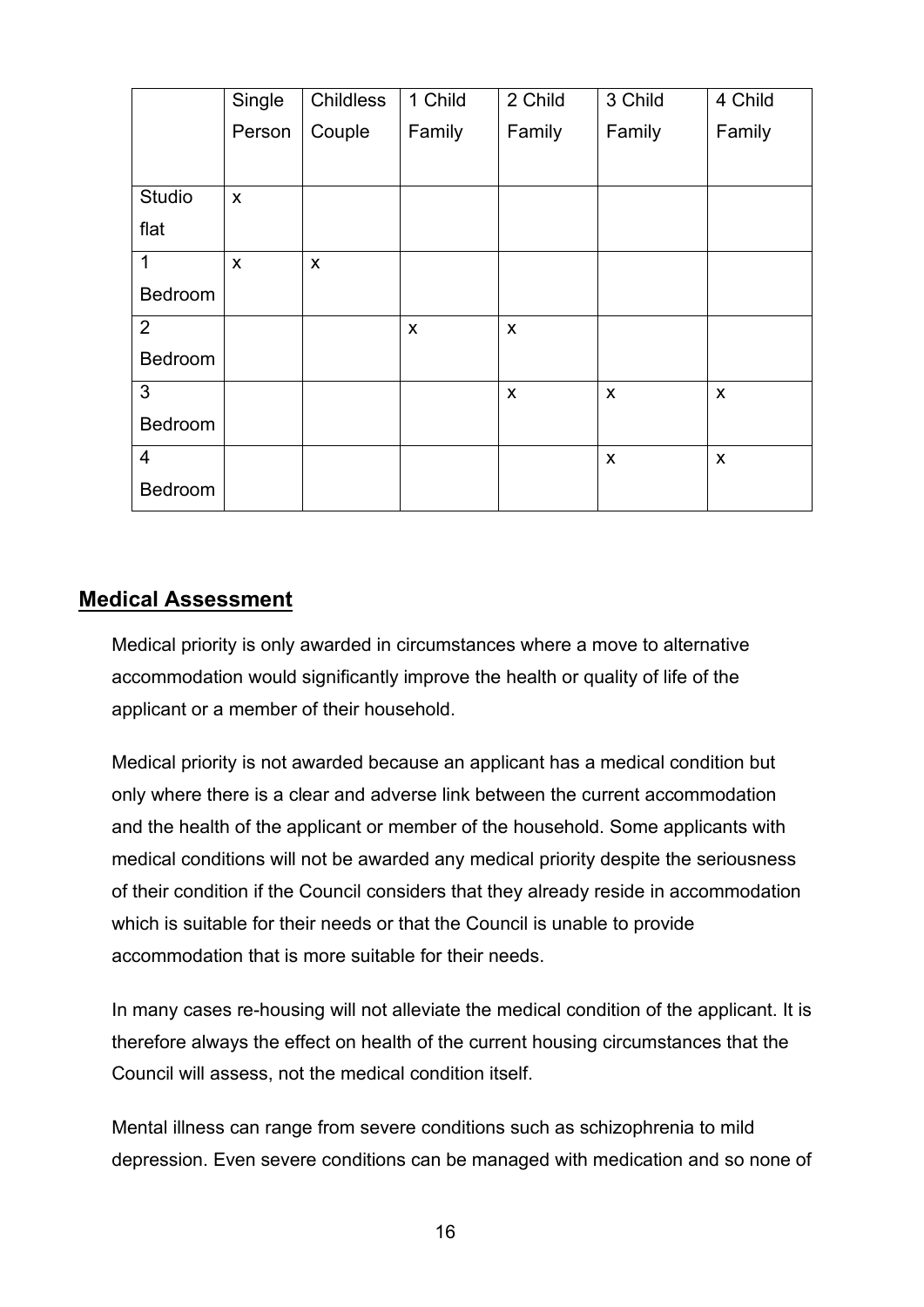| | Single Person | Childless Couple | 1 Child Family | 2 Child Family | 3 Child Family | 4 Child Family |
|---|---|---|---|---|---|---|
| Studio flat | x | | | | | |
| 1 Bedroom | x | x | | | | |
| 2 Bedroom | | | x | x | | |
| 3 Bedroom | | | | x | x | x |
| 4 Bedroom | | | | | x | x |

## Medical Assessment

Medical priority is only awarded in circumstances where a move to alternative accommodation would significantly improve the health or quality of life of the applicant or a member of their household.

Medical priority is not awarded because an applicant has a medical condition but only where there is a clear and adverse link between the current accommodation and the health of the applicant or member of the household. Some applicants with medical conditions will not be awarded any medical priority despite the seriousness of their condition if the Council considers that they already reside in accommodation which is suitable for their needs or that the Council is unable to provide accommodation that is more suitable for their needs.

In many cases re-housing will not alleviate the medical condition of the applicant. It is therefore always the effect on health of the current housing circumstances that the Council will assess, not the medical condition itself.

Mental illness can range from severe conditions such as schizophrenia to mild depression. Even severe conditions can be managed with medication and so none of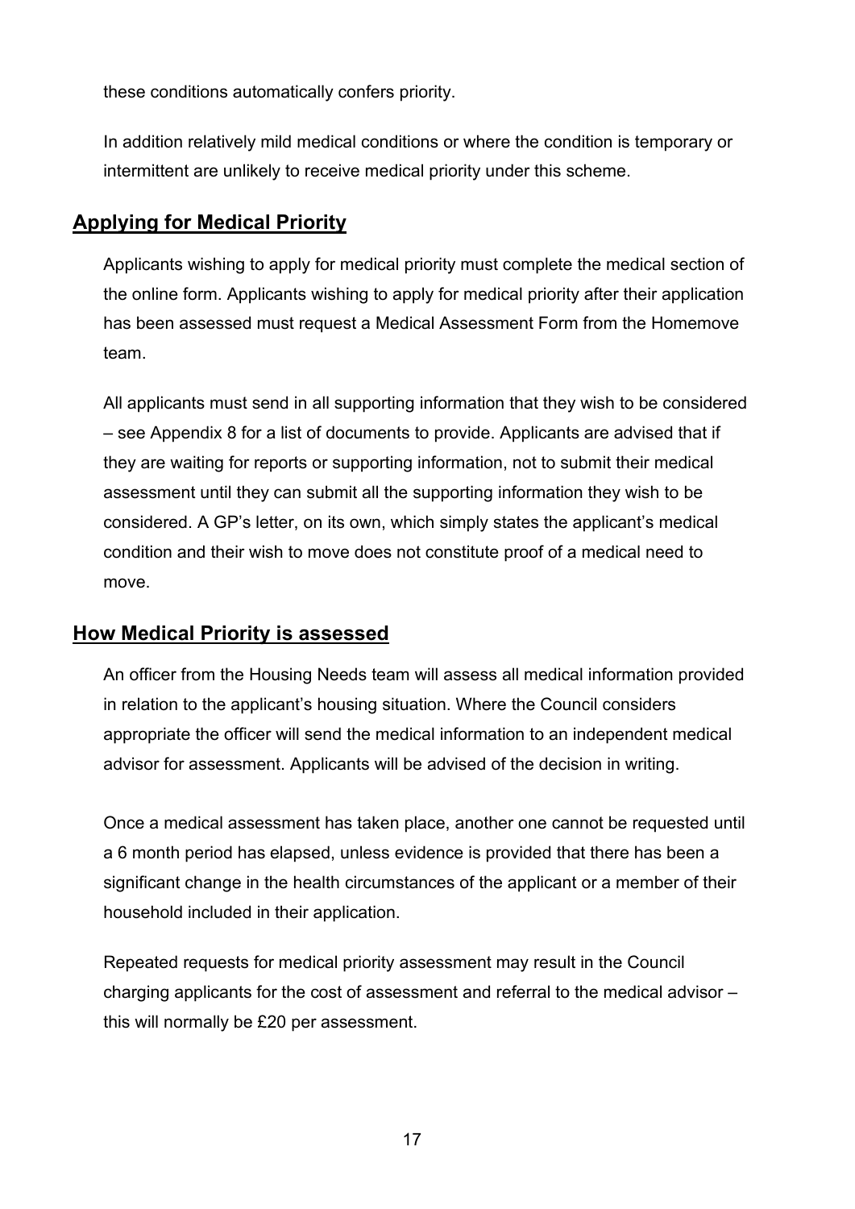these conditions automatically confers priority.

In addition relatively mild medical conditions or where the condition is temporary or intermittent are unlikely to receive medical priority under this scheme.

## Applying for Medical Priority

Applicants wishing to apply for medical priority must complete the medical section of the online form. Applicants wishing to apply for medical priority after their application has been assessed must request a Medical Assessment Form from the Homemove team.

All applicants must send in all supporting information that they wish to be considered – see Appendix 8 for a list of documents to provide. Applicants are advised that if they are waiting for reports or supporting information, not to submit their medical assessment until they can submit all the supporting information they wish to be considered. A GP's letter, on its own, which simply states the applicant's medical condition and their wish to move does not constitute proof of a medical need to move.

## How Medical Priority is assessed

An officer from the Housing Needs team will assess all medical information provided in relation to the applicant's housing situation. Where the Council considers appropriate the officer will send the medical information to an independent medical advisor for assessment. Applicants will be advised of the decision in writing.

Once a medical assessment has taken place, another one cannot be requested until a 6 month period has elapsed, unless evidence is provided that there has been a significant change in the health circumstances of the applicant or a member of their household included in their application.

Repeated requests for medical priority assessment may result in the Council charging applicants for the cost of assessment and referral to the medical advisor – this will normally be £20 per assessment.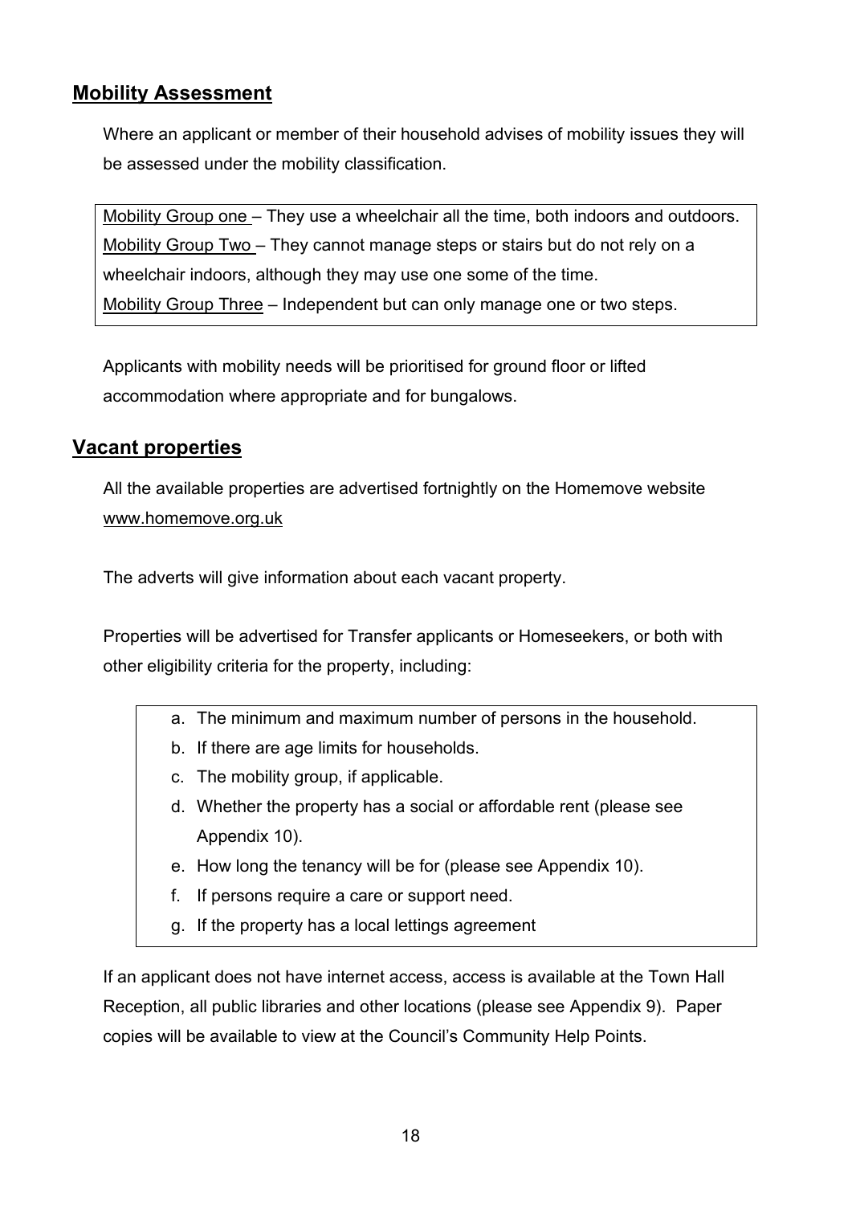## Mobility Assessment

Where an applicant or member of their household advises of mobility issues they will be assessed under the mobility classification.

Mobility Group one – They use a wheelchair all the time, both indoors and outdoors.
Mobility Group Two – They cannot manage steps or stairs but do not rely on a wheelchair indoors, although they may use one some of the time.
Mobility Group Three – Independent but can only manage one or two steps.

Applicants with mobility needs will be prioritised for ground floor or lifted accommodation where appropriate and for bungalows.

## Vacant properties

All the available properties are advertised fortnightly on the Homemove website www.homemove.org.uk

The adverts will give information about each vacant property.

Properties will be advertised for Transfer applicants or Homeseekers, or both with other eligibility criteria for the property, including:

a. The minimum and maximum number of persons in the household.
b. If there are age limits for households.
c. The mobility group, if applicable.
d. Whether the property has a social or affordable rent (please see Appendix 10).
e. How long the tenancy will be for (please see Appendix 10).
f. If persons require a care or support need.
g. If the property has a local lettings agreement

If an applicant does not have internet access, access is available at the Town Hall Reception, all public libraries and other locations (please see Appendix 9). Paper copies will be available to view at the Council's Community Help Points.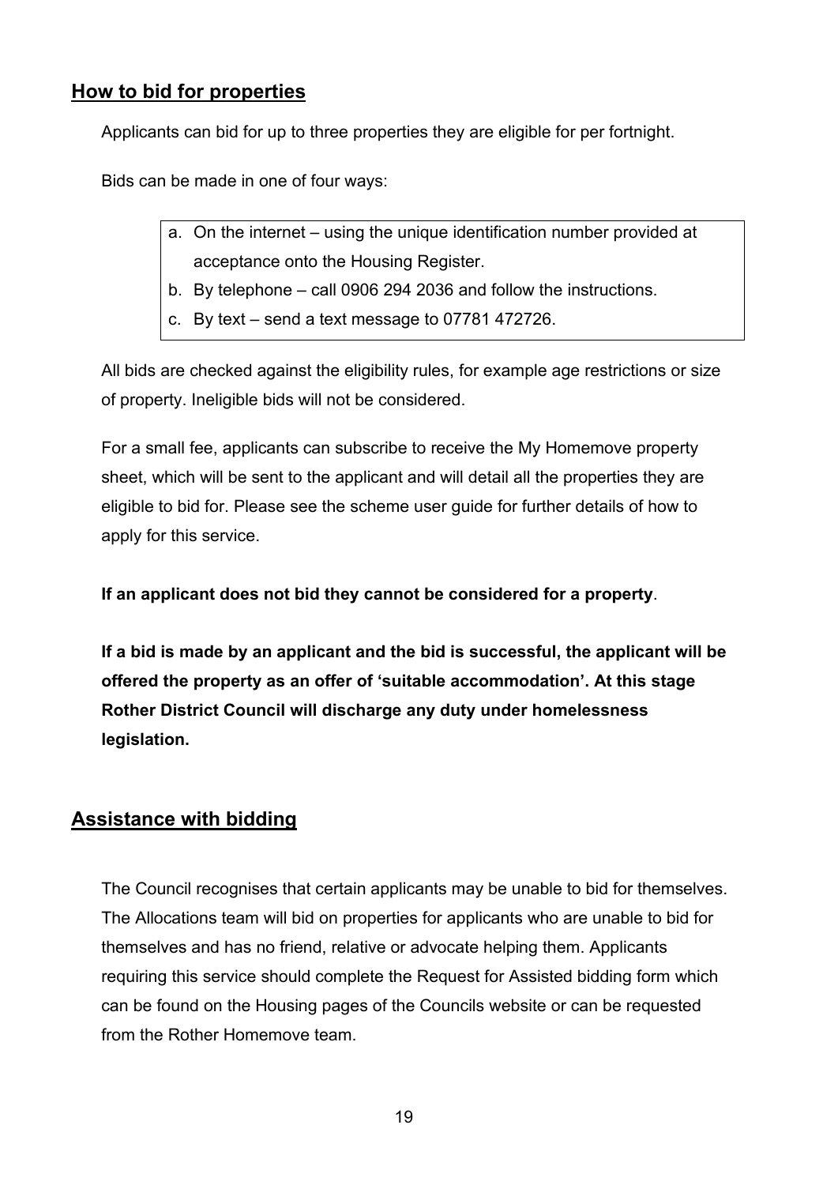## How to bid for properties

Applicants can bid for up to three properties they are eligible for per fortnight.

Bids can be made in one of four ways:

a. On the internet – using the unique identification number provided at acceptance onto the Housing Register.
b. By telephone – call 0906 294 2036 and follow the instructions.
c. By text – send a text message to 07781 472726.

All bids are checked against the eligibility rules, for example age restrictions or size of property. Ineligible bids will not be considered.

For a small fee, applicants can subscribe to receive the My Homemove property sheet, which will be sent to the applicant and will detail all the properties they are eligible to bid for. Please see the scheme user guide for further details of how to apply for this service.

**If an applicant does not bid they cannot be considered for a property**.

**If a bid is made by an applicant and the bid is successful, the applicant will be offered the property as an offer of 'suitable accommodation'. At this stage Rother District Council will discharge any duty under homelessness legislation.**

## Assistance with bidding

The Council recognises that certain applicants may be unable to bid for themselves. The Allocations team will bid on properties for applicants who are unable to bid for themselves and has no friend, relative or advocate helping them. Applicants requiring this service should complete the Request for Assisted bidding form which can be found on the Housing pages of the Councils website or can be requested from the Rother Homemove team.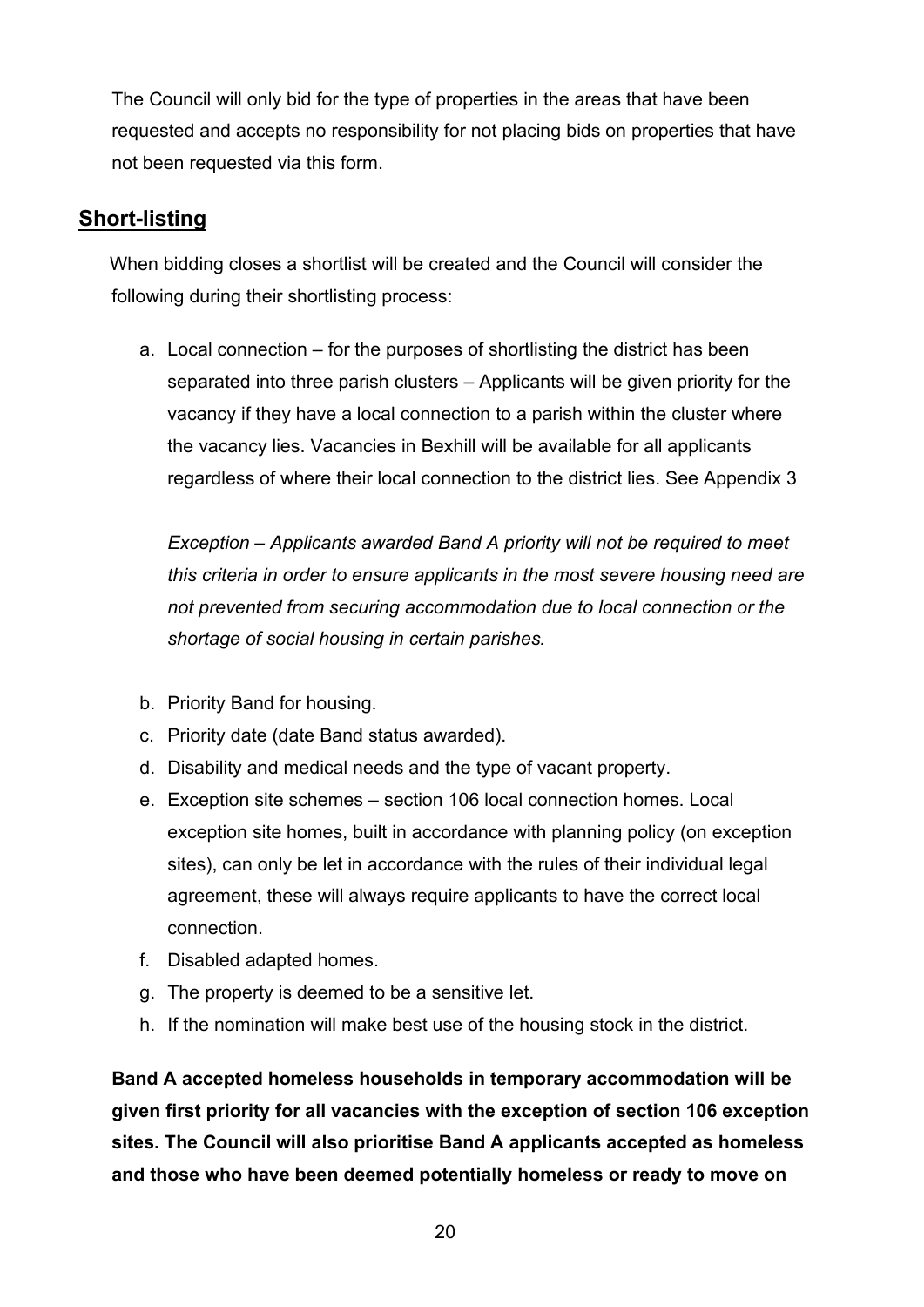The Council will only bid for the type of properties in the areas that have been requested and accepts no responsibility for not placing bids on properties that have not been requested via this form.

## Short-listing

When bidding closes a shortlist will be created and the Council will consider the following during their shortlisting process:

a. Local connection – for the purposes of shortlisting the district has been separated into three parish clusters – Applicants will be given priority for the vacancy if they have a local connection to a parish within the cluster where the vacancy lies. Vacancies in Bexhill will be available for all applicants regardless of where their local connection to the district lies. See Appendix 3

   *Exception – Applicants awarded Band A priority will not be required to meet this criteria in order to ensure applicants in the most severe housing need are not prevented from securing accommodation due to local connection or the shortage of social housing in certain parishes.*

b. Priority Band for housing.
c. Priority date (date Band status awarded).
d. Disability and medical needs and the type of vacant property.
e. Exception site schemes – section 106 local connection homes. Local exception site homes, built in accordance with planning policy (on exception sites), can only be let in accordance with the rules of their individual legal agreement, these will always require applicants to have the correct local connection.
f. Disabled adapted homes.
g. The property is deemed to be a sensitive let.
h. If the nomination will make best use of the housing stock in the district.

**Band A accepted homeless households in temporary accommodation will be given first priority for all vacancies with the exception of section 106 exception sites. The Council will also prioritise Band A applicants accepted as homeless and those who have been deemed potentially homeless or ready to move on**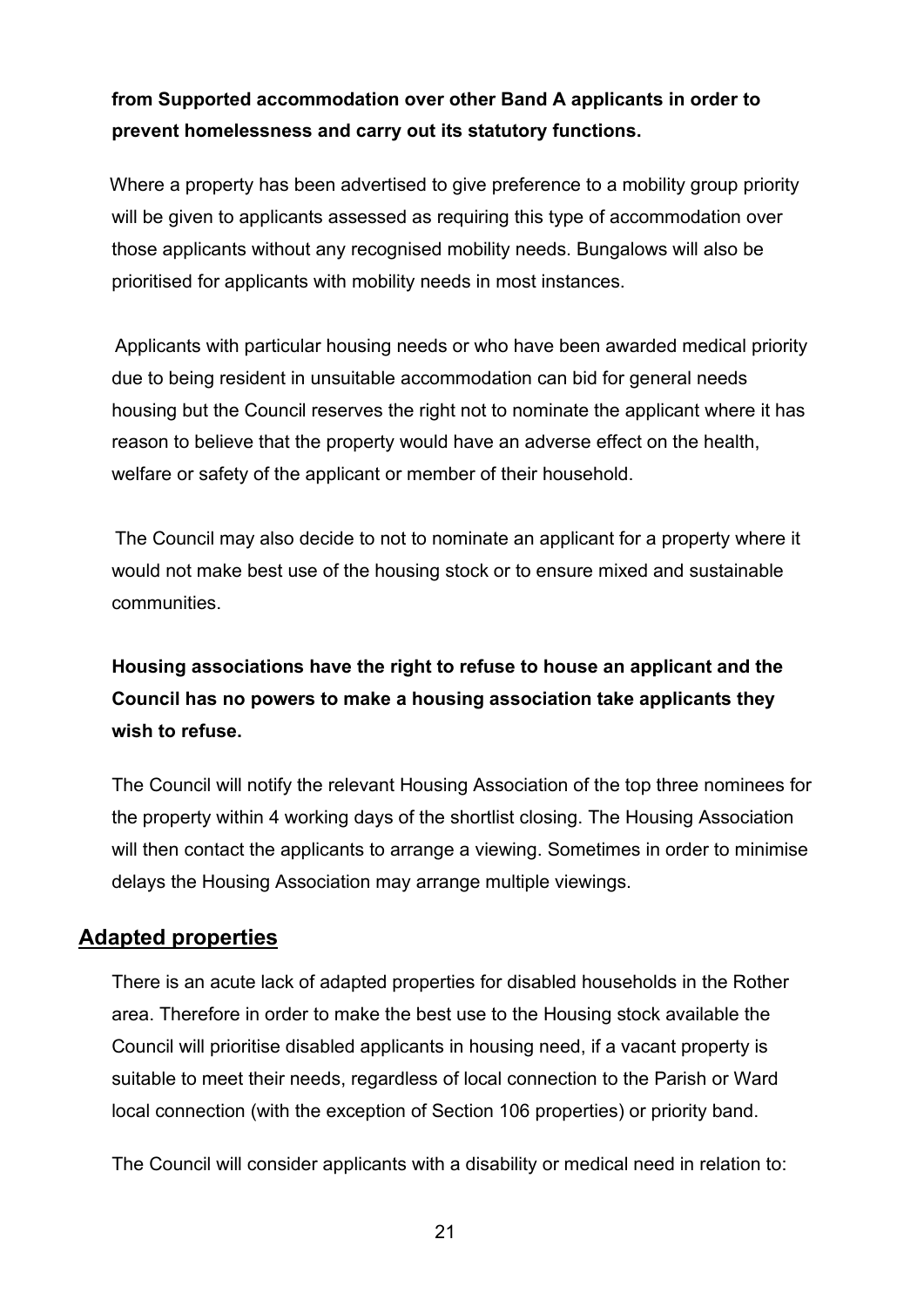**from Supported accommodation over other Band A applicants in order to prevent homelessness and carry out its statutory functions.**

Where a property has been advertised to give preference to a mobility group priority will be given to applicants assessed as requiring this type of accommodation over those applicants without any recognised mobility needs. Bungalows will also be prioritised for applicants with mobility needs in most instances.

Applicants with particular housing needs or who have been awarded medical priority due to being resident in unsuitable accommodation can bid for general needs housing but the Council reserves the right not to nominate the applicant where it has reason to believe that the property would have an adverse effect on the health, welfare or safety of the applicant or member of their household.

The Council may also decide to not to nominate an applicant for a property where it would not make best use of the housing stock or to ensure mixed and sustainable communities.

**Housing associations have the right to refuse to house an applicant and the Council has no powers to make a housing association take applicants they wish to refuse.**

The Council will notify the relevant Housing Association of the top three nominees for the property within 4 working days of the shortlist closing. The Housing Association will then contact the applicants to arrange a viewing. Sometimes in order to minimise delays the Housing Association may arrange multiple viewings.

## Adapted properties

There is an acute lack of adapted properties for disabled households in the Rother area. Therefore in order to make the best use to the Housing stock available the Council will prioritise disabled applicants in housing need, if a vacant property is suitable to meet their needs, regardless of local connection to the Parish or Ward local connection (with the exception of Section 106 properties) or priority band.

The Council will consider applicants with a disability or medical need in relation to: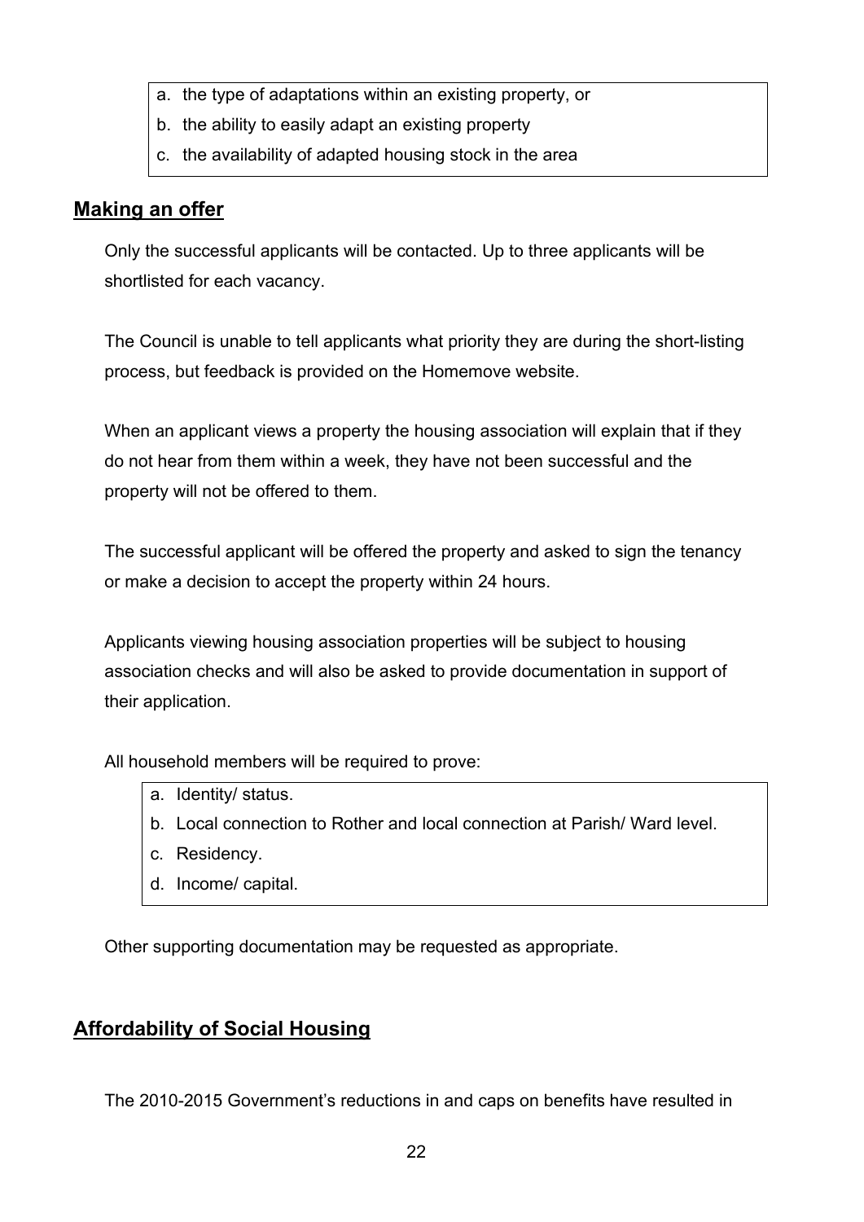a. the type of adaptations within an existing property, or
b. the ability to easily adapt an existing property
c. the availability of adapted housing stock in the area

## Making an offer

Only the successful applicants will be contacted. Up to three applicants will be shortlisted for each vacancy.

The Council is unable to tell applicants what priority they are during the short-listing process, but feedback is provided on the Homemove website.

When an applicant views a property the housing association will explain that if they do not hear from them within a week, they have not been successful and the property will not be offered to them.

The successful applicant will be offered the property and asked to sign the tenancy or make a decision to accept the property within 24 hours.

Applicants viewing housing association properties will be subject to housing association checks and will also be asked to provide documentation in support of their application.

All household members will be required to prove:

a. Identity/ status.
b. Local connection to Rother and local connection at Parish/ Ward level.
c. Residency.
d. Income/ capital.

Other supporting documentation may be requested as appropriate.

## Affordability of Social Housing

The 2010-2015 Government's reductions in and caps on benefits have resulted in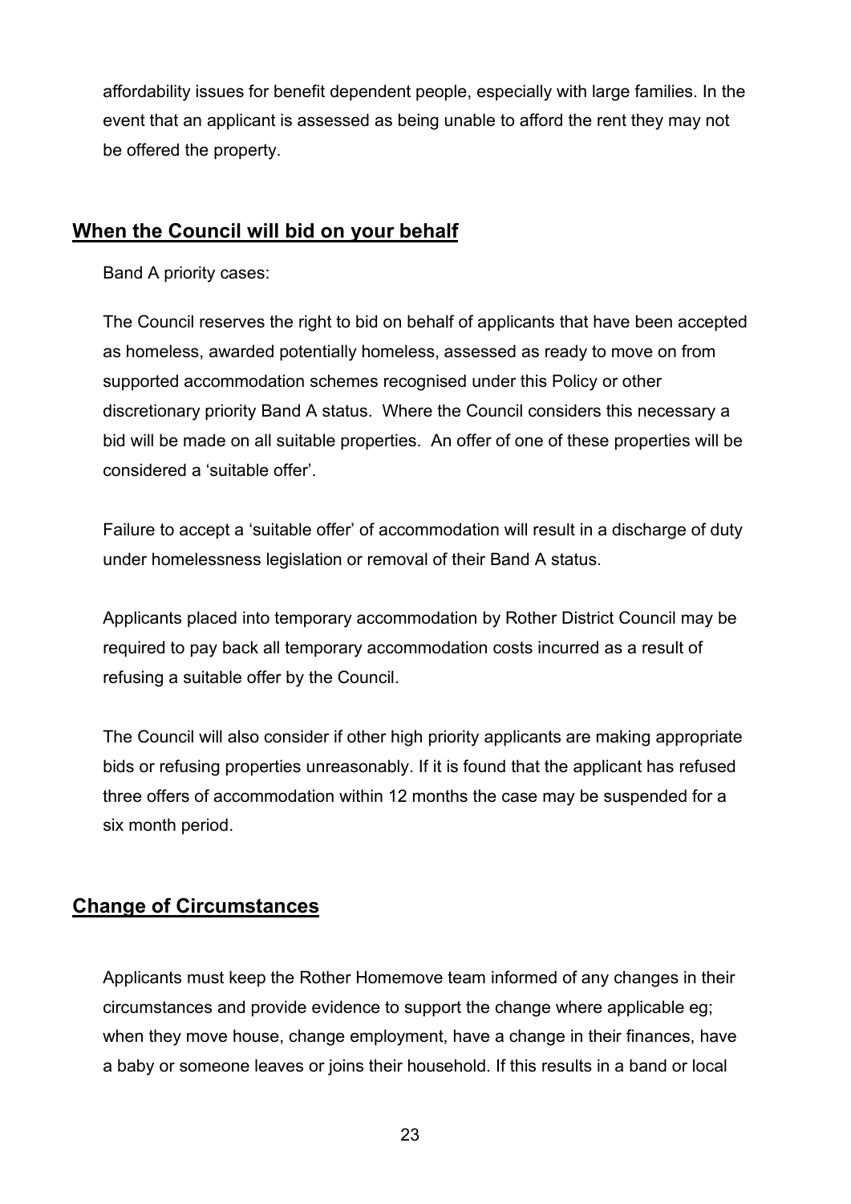affordability issues for benefit dependent people, especially with large families. In the event that an applicant is assessed as being unable to afford the rent they may not be offered the property.

## **When the Council will bid on your behalf**

Band A priority cases:

The Council reserves the right to bid on behalf of applicants that have been accepted as homeless, awarded potentially homeless, assessed as ready to move on from supported accommodation schemes recognised under this Policy or other discretionary priority Band A status. Where the Council considers this necessary a bid will be made on all suitable properties. An offer of one of these properties will be considered a 'suitable offer'.

Failure to accept a 'suitable offer' of accommodation will result in a discharge of duty under homelessness legislation or removal of their Band A status.

Applicants placed into temporary accommodation by Rother District Council may be required to pay back all temporary accommodation costs incurred as a result of refusing a suitable offer by the Council.

The Council will also consider if other high priority applicants are making appropriate bids or refusing properties unreasonably. If it is found that the applicant has refused three offers of accommodation within 12 months the case may be suspended for a six month period.

## **Change of Circumstances**

Applicants must keep the Rother Homemove team informed of any changes in their circumstances and provide evidence to support the change where applicable eg; when they move house, change employment, have a change in their finances, have a baby or someone leaves or joins their household. If this results in a band or local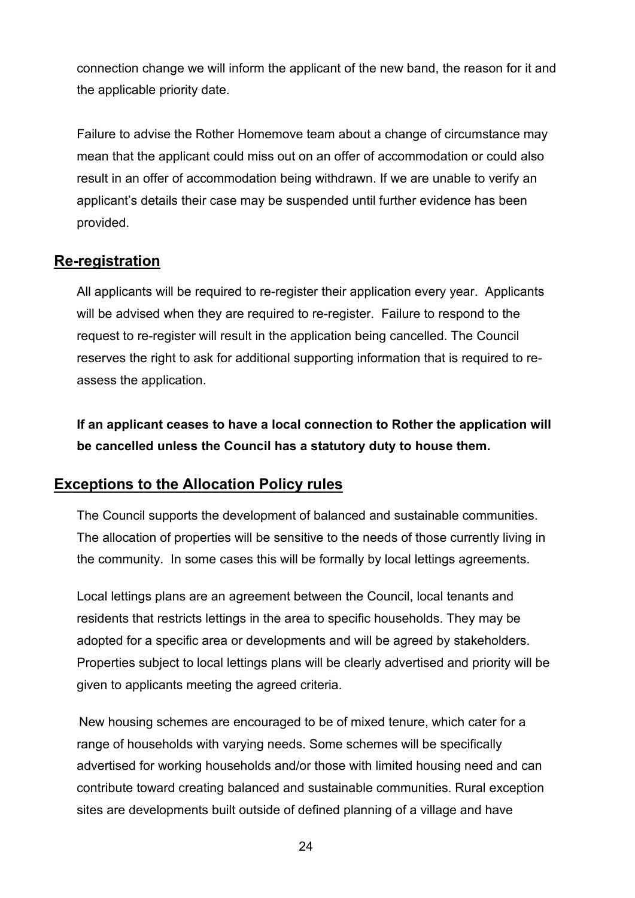connection change we will inform the applicant of the new band, the reason for it and the applicable priority date.

Failure to advise the Rother Homemove team about a change of circumstance may mean that the applicant could miss out on an offer of accommodation or could also result in an offer of accommodation being withdrawn. If we are unable to verify an applicant's details their case may be suspended until further evidence has been provided.

## Re-registration

All applicants will be required to re-register their application every year. Applicants will be advised when they are required to re-register. Failure to respond to the request to re-register will result in the application being cancelled. The Council reserves the right to ask for additional supporting information that is required to re-assess the application.

**If an applicant ceases to have a local connection to Rother the application will be cancelled unless the Council has a statutory duty to house them.**

## Exceptions to the Allocation Policy rules

The Council supports the development of balanced and sustainable communities. The allocation of properties will be sensitive to the needs of those currently living in the community. In some cases this will be formally by local lettings agreements.

Local lettings plans are an agreement between the Council, local tenants and residents that restricts lettings in the area to specific households. They may be adopted for a specific area or developments and will be agreed by stakeholders. Properties subject to local lettings plans will be clearly advertised and priority will be given to applicants meeting the agreed criteria.

New housing schemes are encouraged to be of mixed tenure, which cater for a range of households with varying needs. Some schemes will be specifically advertised for working households and/or those with limited housing need and can contribute toward creating balanced and sustainable communities. Rural exception sites are developments built outside of defined planning of a village and have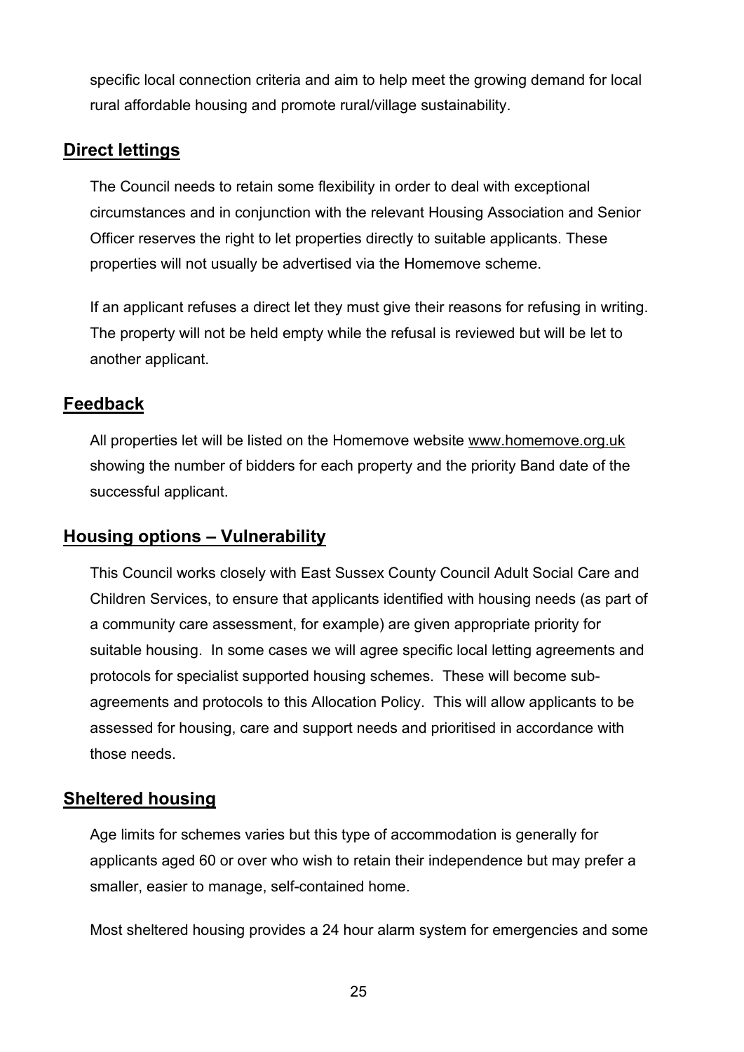specific local connection criteria and aim to help meet the growing demand for local rural affordable housing and promote rural/village sustainability.

## Direct lettings

The Council needs to retain some flexibility in order to deal with exceptional circumstances and in conjunction with the relevant Housing Association and Senior Officer reserves the right to let properties directly to suitable applicants. These properties will not usually be advertised via the Homemove scheme.

If an applicant refuses a direct let they must give their reasons for refusing in writing. The property will not be held empty while the refusal is reviewed but will be let to another applicant.

## Feedback

All properties let will be listed on the Homemove website www.homemove.org.uk showing the number of bidders for each property and the priority Band date of the successful applicant.

## Housing options – Vulnerability

This Council works closely with East Sussex County Council Adult Social Care and Children Services, to ensure that applicants identified with housing needs (as part of a community care assessment, for example) are given appropriate priority for suitable housing. In some cases we will agree specific local letting agreements and protocols for specialist supported housing schemes. These will become sub-agreements and protocols to this Allocation Policy. This will allow applicants to be assessed for housing, care and support needs and prioritised in accordance with those needs.

## Sheltered housing

Age limits for schemes varies but this type of accommodation is generally for applicants aged 60 or over who wish to retain their independence but may prefer a smaller, easier to manage, self-contained home.

Most sheltered housing provides a 24 hour alarm system for emergencies and some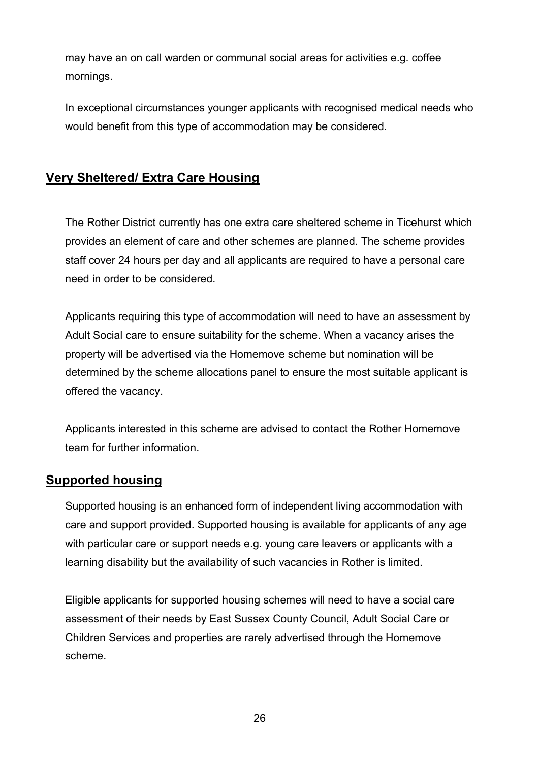may have an on call warden or communal social areas for activities e.g. coffee mornings.

In exceptional circumstances younger applicants with recognised medical needs who would benefit from this type of accommodation may be considered.

## Very Sheltered/ Extra Care Housing

The Rother District currently has one extra care sheltered scheme in Ticehurst which provides an element of care and other schemes are planned. The scheme provides staff cover 24 hours per day and all applicants are required to have a personal care need in order to be considered.

Applicants requiring this type of accommodation will need to have an assessment by Adult Social care to ensure suitability for the scheme. When a vacancy arises the property will be advertised via the Homemove scheme but nomination will be determined by the scheme allocations panel to ensure the most suitable applicant is offered the vacancy.

Applicants interested in this scheme are advised to contact the Rother Homemove team for further information.

## Supported housing

Supported housing is an enhanced form of independent living accommodation with care and support provided. Supported housing is available for applicants of any age with particular care or support needs e.g. young care leavers or applicants with a learning disability but the availability of such vacancies in Rother is limited.

Eligible applicants for supported housing schemes will need to have a social care assessment of their needs by East Sussex County Council, Adult Social Care or Children Services and properties are rarely advertised through the Homemove scheme.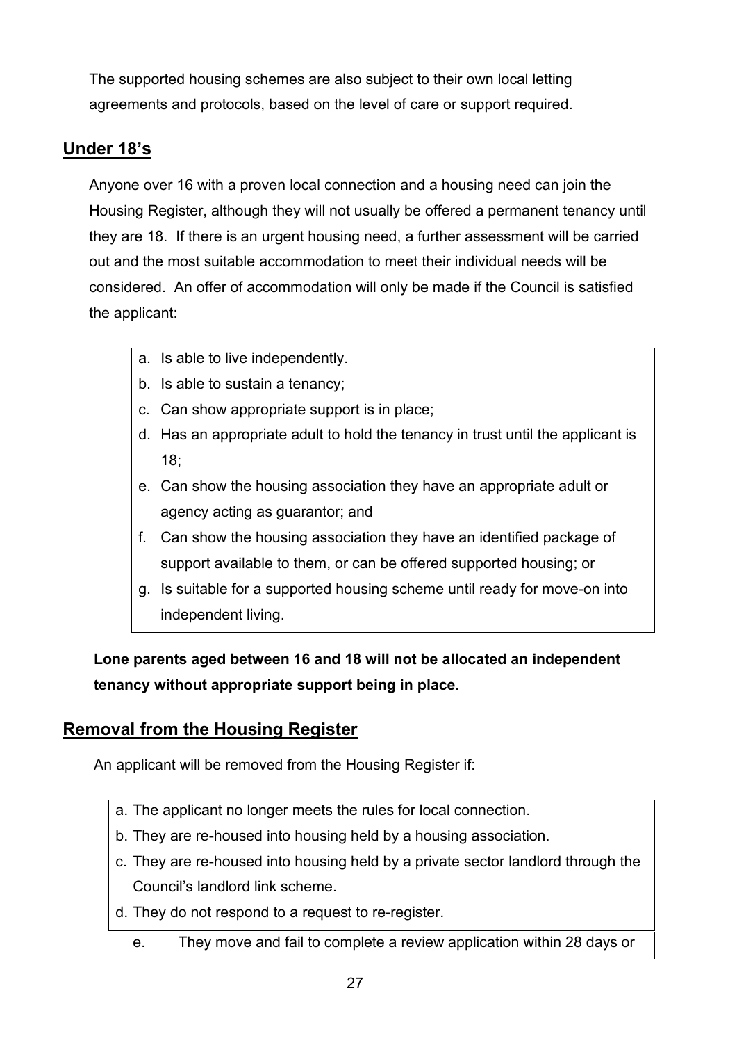The supported housing schemes are also subject to their own local letting agreements and protocols, based on the level of care or support required.

## Under 18's

Anyone over 16 with a proven local connection and a housing need can join the Housing Register, although they will not usually be offered a permanent tenancy until they are 18. If there is an urgent housing need, a further assessment will be carried out and the most suitable accommodation to meet their individual needs will be considered. An offer of accommodation will only be made if the Council is satisfied the applicant:

a. Is able to live independently.
b. Is able to sustain a tenancy;
c. Can show appropriate support is in place;
d. Has an appropriate adult to hold the tenancy in trust until the applicant is 18;
e. Can show the housing association they have an appropriate adult or agency acting as guarantor; and
f. Can show the housing association they have an identified package of support available to them, or can be offered supported housing; or
g. Is suitable for a supported housing scheme until ready for move-on into independent living.

**Lone parents aged between 16 and 18 will not be allocated an independent tenancy without appropriate support being in place.**

## Removal from the Housing Register

An applicant will be removed from the Housing Register if:

a. The applicant no longer meets the rules for local connection.
b. They are re-housed into housing held by a housing association.
c. They are re-housed into housing held by a private sector landlord through the Council's landlord link scheme.
d. They do not respond to a request to re-register.
e. They move and fail to complete a review application within 28 days or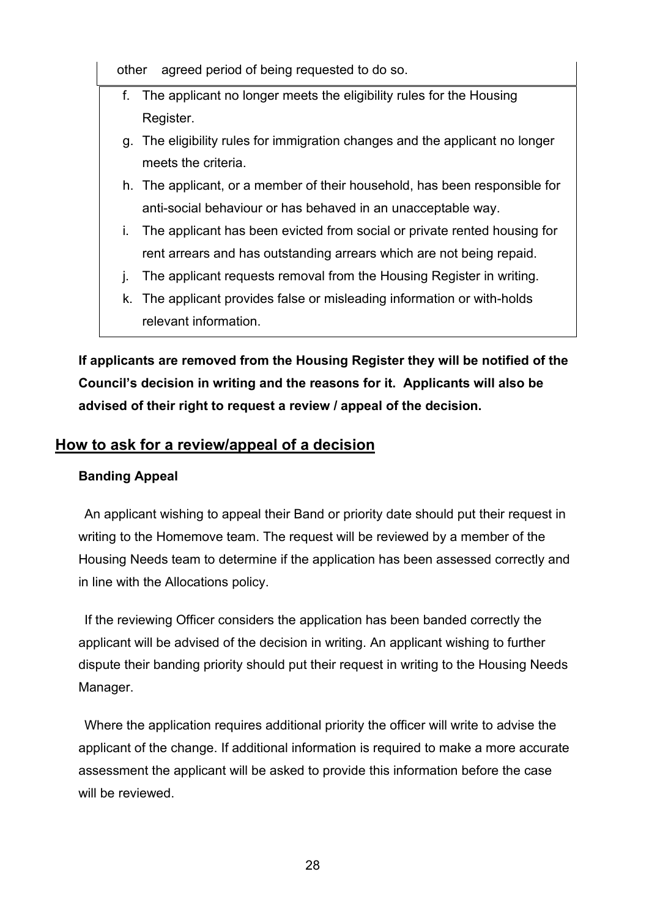other agreed period of being requested to do so.

f. The applicant no longer meets the eligibility rules for the Housing Register.
g. The eligibility rules for immigration changes and the applicant no longer meets the criteria.
h. The applicant, or a member of their household, has been responsible for anti-social behaviour or has behaved in an unacceptable way.
i. The applicant has been evicted from social or private rented housing for rent arrears and has outstanding arrears which are not being repaid.
j. The applicant requests removal from the Housing Register in writing.
k. The applicant provides false or misleading information or with-holds relevant information.

**If applicants are removed from the Housing Register they will be notified of the Council's decision in writing and the reasons for it. Applicants will also be advised of their right to request a review / appeal of the decision.**

## How to ask for a review/appeal of a decision

**Banding Appeal**

An applicant wishing to appeal their Band or priority date should put their request in writing to the Homemove team. The request will be reviewed by a member of the Housing Needs team to determine if the application has been assessed correctly and in line with the Allocations policy.

If the reviewing Officer considers the application has been banded correctly the applicant will be advised of the decision in writing. An applicant wishing to further dispute their banding priority should put their request in writing to the Housing Needs Manager.

Where the application requires additional priority the officer will write to advise the applicant of the change. If additional information is required to make a more accurate assessment the applicant will be asked to provide this information before the case will be reviewed.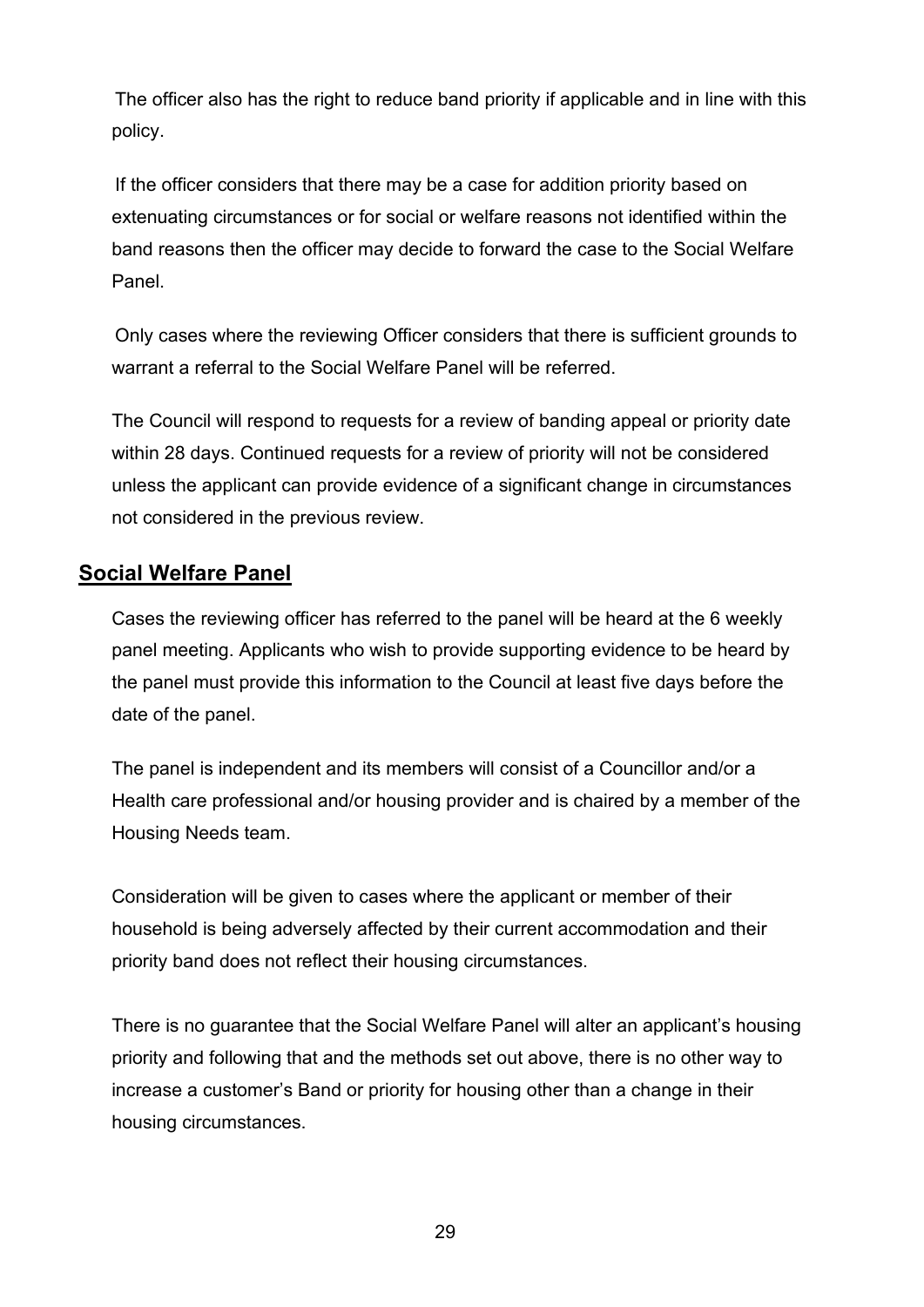The officer also has the right to reduce band priority if applicable and in line with this policy.

If the officer considers that there may be a case for addition priority based on extenuating circumstances or for social or welfare reasons not identified within the band reasons then the officer may decide to forward the case to the Social Welfare Panel.

Only cases where the reviewing Officer considers that there is sufficient grounds to warrant a referral to the Social Welfare Panel will be referred.

The Council will respond to requests for a review of banding appeal or priority date within 28 days. Continued requests for a review of priority will not be considered unless the applicant can provide evidence of a significant change in circumstances not considered in the previous review.

## Social Welfare Panel

Cases the reviewing officer has referred to the panel will be heard at the 6 weekly panel meeting. Applicants who wish to provide supporting evidence to be heard by the panel must provide this information to the Council at least five days before the date of the panel.

The panel is independent and its members will consist of a Councillor and/or a Health care professional and/or housing provider and is chaired by a member of the Housing Needs team.

Consideration will be given to cases where the applicant or member of their household is being adversely affected by their current accommodation and their priority band does not reflect their housing circumstances.

There is no guarantee that the Social Welfare Panel will alter an applicant's housing priority and following that and the methods set out above, there is no other way to increase a customer's Band or priority for housing other than a change in their housing circumstances.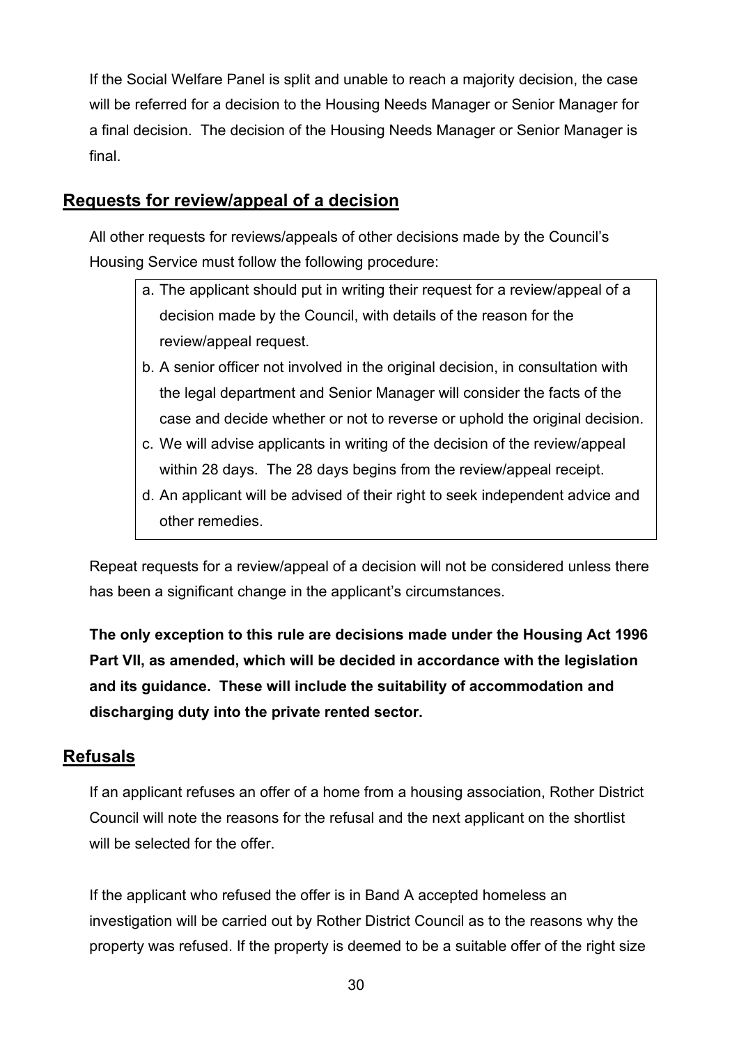If the Social Welfare Panel is split and unable to reach a majority decision, the case will be referred for a decision to the Housing Needs Manager or Senior Manager for a final decision. The decision of the Housing Needs Manager or Senior Manager is final.

## Requests for review/appeal of a decision

All other requests for reviews/appeals of other decisions made by the Council's Housing Service must follow the following procedure:

a. The applicant should put in writing their request for a review/appeal of a decision made by the Council, with details of the reason for the review/appeal request.
b. A senior officer not involved in the original decision, in consultation with the legal department and Senior Manager will consider the facts of the case and decide whether or not to reverse or uphold the original decision.
c. We will advise applicants in writing of the decision of the review/appeal within 28 days. The 28 days begins from the review/appeal receipt.
d. An applicant will be advised of their right to seek independent advice and other remedies.

Repeat requests for a review/appeal of a decision will not be considered unless there has been a significant change in the applicant's circumstances.

**The only exception to this rule are decisions made under the Housing Act 1996 Part VII, as amended, which will be decided in accordance with the legislation and its guidance. These will include the suitability of accommodation and discharging duty into the private rented sector.**

## Refusals

If an applicant refuses an offer of a home from a housing association, Rother District Council will note the reasons for the refusal and the next applicant on the shortlist will be selected for the offer.

If the applicant who refused the offer is in Band A accepted homeless an investigation will be carried out by Rother District Council as to the reasons why the property was refused. If the property is deemed to be a suitable offer of the right size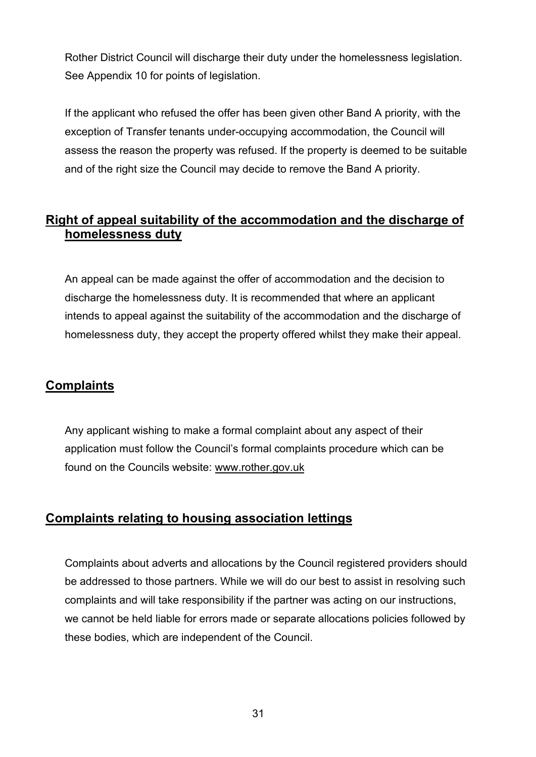Rother District Council will discharge their duty under the homelessness legislation. See Appendix 10 for points of legislation.

If the applicant who refused the offer has been given other Band A priority, with the exception of Transfer tenants under-occupying accommodation, the Council will assess the reason the property was refused. If the property is deemed to be suitable and of the right size the Council may decide to remove the Band A priority.

## Right of appeal suitability of the accommodation and the discharge of homelessness duty

An appeal can be made against the offer of accommodation and the decision to discharge the homelessness duty. It is recommended that where an applicant intends to appeal against the suitability of the accommodation and the discharge of homelessness duty, they accept the property offered whilst they make their appeal.

## Complaints

Any applicant wishing to make a formal complaint about any aspect of their application must follow the Council's formal complaints procedure which can be found on the Councils website: www.rother.gov.uk

## Complaints relating to housing association lettings

Complaints about adverts and allocations by the Council registered providers should be addressed to those partners. While we will do our best to assist in resolving such complaints and will take responsibility if the partner was acting on our instructions, we cannot be held liable for errors made or separate allocations policies followed by these bodies, which are independent of the Council.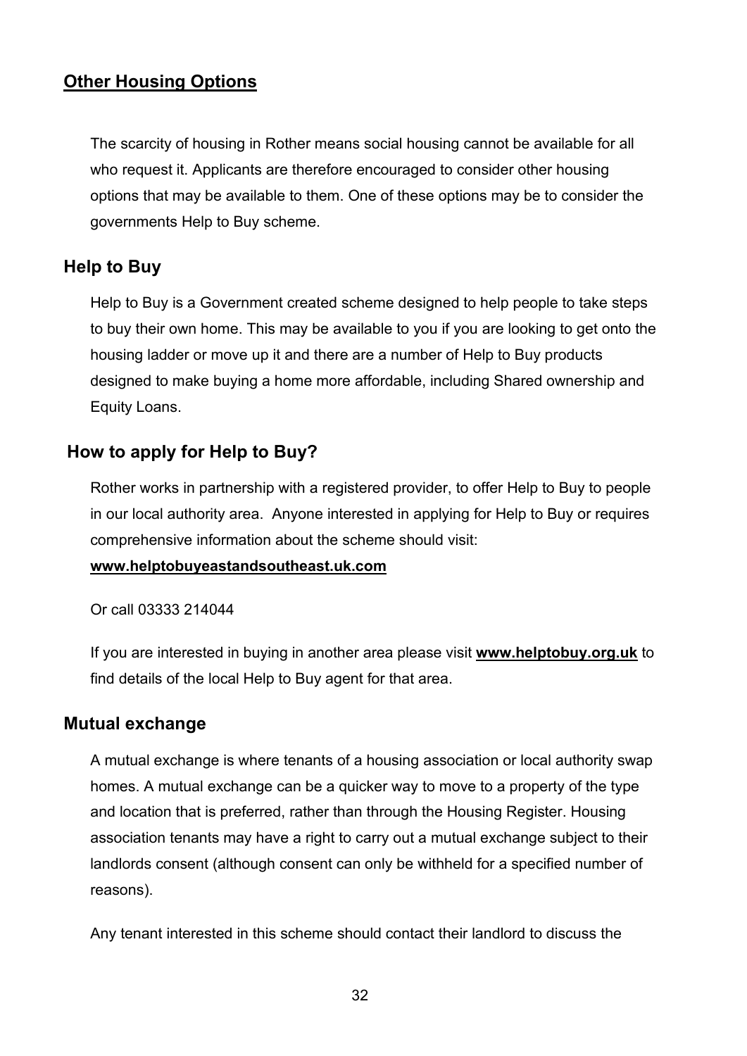## Other Housing Options

The scarcity of housing in Rother means social housing cannot be available for all who request it. Applicants are therefore encouraged to consider other housing options that may be available to them. One of these options may be to consider the governments Help to Buy scheme.

### Help to Buy

Help to Buy is a Government created scheme designed to help people to take steps to buy their own home. This may be available to you if you are looking to get onto the housing ladder or move up it and there are a number of Help to Buy products designed to make buying a home more affordable, including Shared ownership and Equity Loans.

### How to apply for Help to Buy?

Rother works in partnership with a registered provider, to offer Help to Buy to people in our local authority area. Anyone interested in applying for Help to Buy or requires comprehensive information about the scheme should visit:

**www.helptobuyeastandsoutheast.uk.com**

Or call 03333 214044

If you are interested in buying in another area please visit **www.helptobuy.org.uk** to find details of the local Help to Buy agent for that area.

### Mutual exchange

A mutual exchange is where tenants of a housing association or local authority swap homes. A mutual exchange can be a quicker way to move to a property of the type and location that is preferred, rather than through the Housing Register. Housing association tenants may have a right to carry out a mutual exchange subject to their landlords consent (although consent can only be withheld for a specified number of reasons).

Any tenant interested in this scheme should contact their landlord to discuss the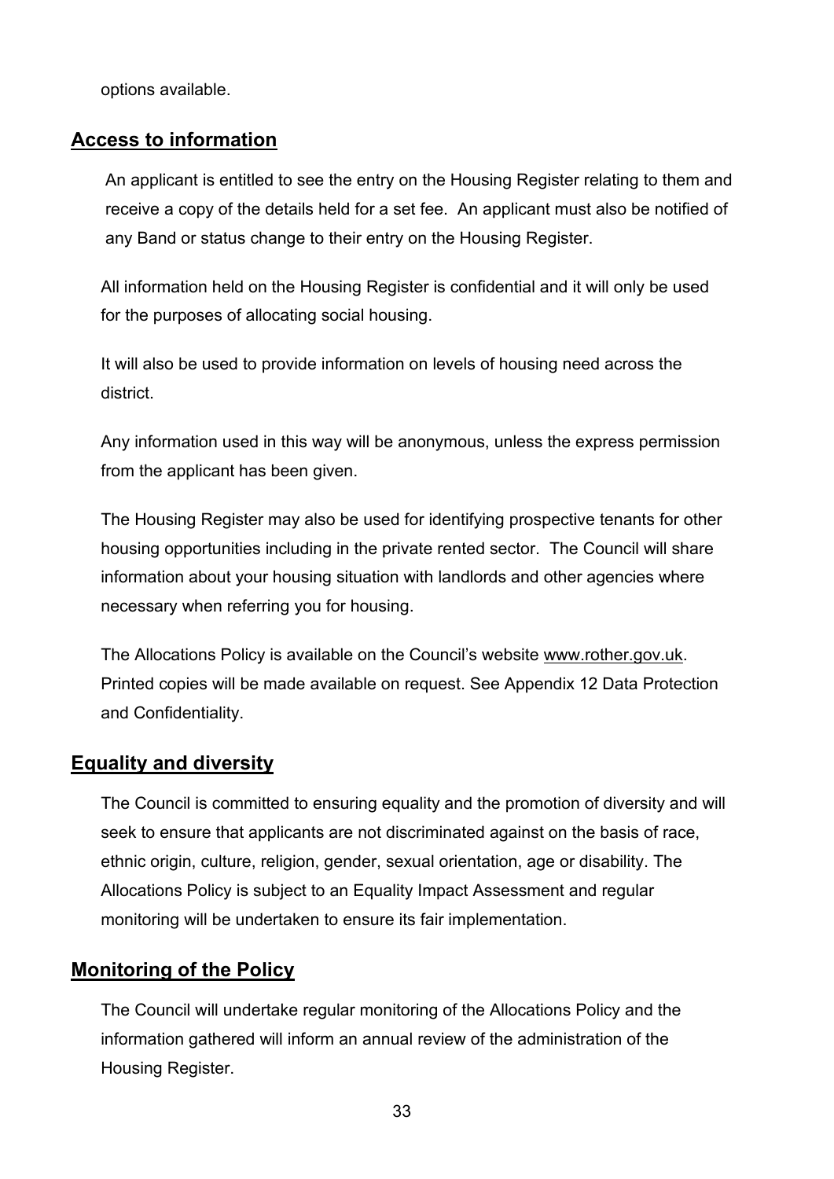options available.

## Access to information

An applicant is entitled to see the entry on the Housing Register relating to them and receive a copy of the details held for a set fee. An applicant must also be notified of any Band or status change to their entry on the Housing Register.

All information held on the Housing Register is confidential and it will only be used for the purposes of allocating social housing.

It will also be used to provide information on levels of housing need across the district.

Any information used in this way will be anonymous, unless the express permission from the applicant has been given.

The Housing Register may also be used for identifying prospective tenants for other housing opportunities including in the private rented sector. The Council will share information about your housing situation with landlords and other agencies where necessary when referring you for housing.

The Allocations Policy is available on the Council's website www.rother.gov.uk. Printed copies will be made available on request. See Appendix 12 Data Protection and Confidentiality.

## Equality and diversity

The Council is committed to ensuring equality and the promotion of diversity and will seek to ensure that applicants are not discriminated against on the basis of race, ethnic origin, culture, religion, gender, sexual orientation, age or disability. The Allocations Policy is subject to an Equality Impact Assessment and regular monitoring will be undertaken to ensure its fair implementation.

## Monitoring of the Policy

The Council will undertake regular monitoring of the Allocations Policy and the information gathered will inform an annual review of the administration of the Housing Register.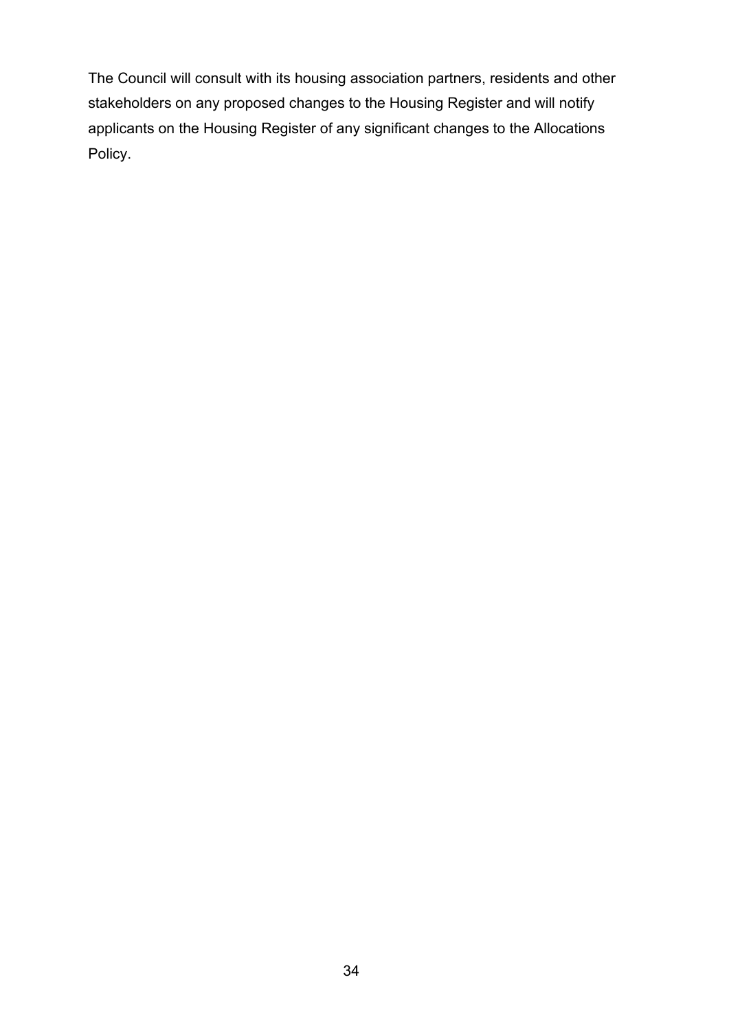The Council will consult with its housing association partners, residents and other stakeholders on any proposed changes to the Housing Register and will notify applicants on the Housing Register of any significant changes to the Allocations Policy.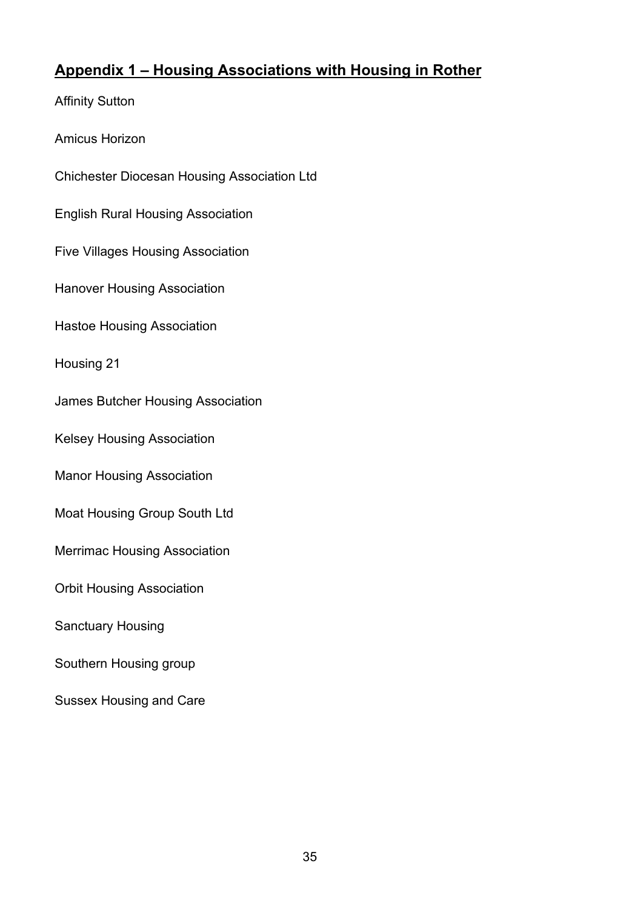## Appendix 1 – Housing Associations with Housing in Rother

Affinity Sutton

Amicus Horizon

Chichester Diocesan Housing Association Ltd

English Rural Housing Association

Five Villages Housing Association

Hanover Housing Association

Hastoe Housing Association

Housing 21

James Butcher Housing Association

Kelsey Housing Association

Manor Housing Association

Moat Housing Group South Ltd

Merrimac Housing Association

Orbit Housing Association

Sanctuary Housing

Southern Housing group

Sussex Housing and Care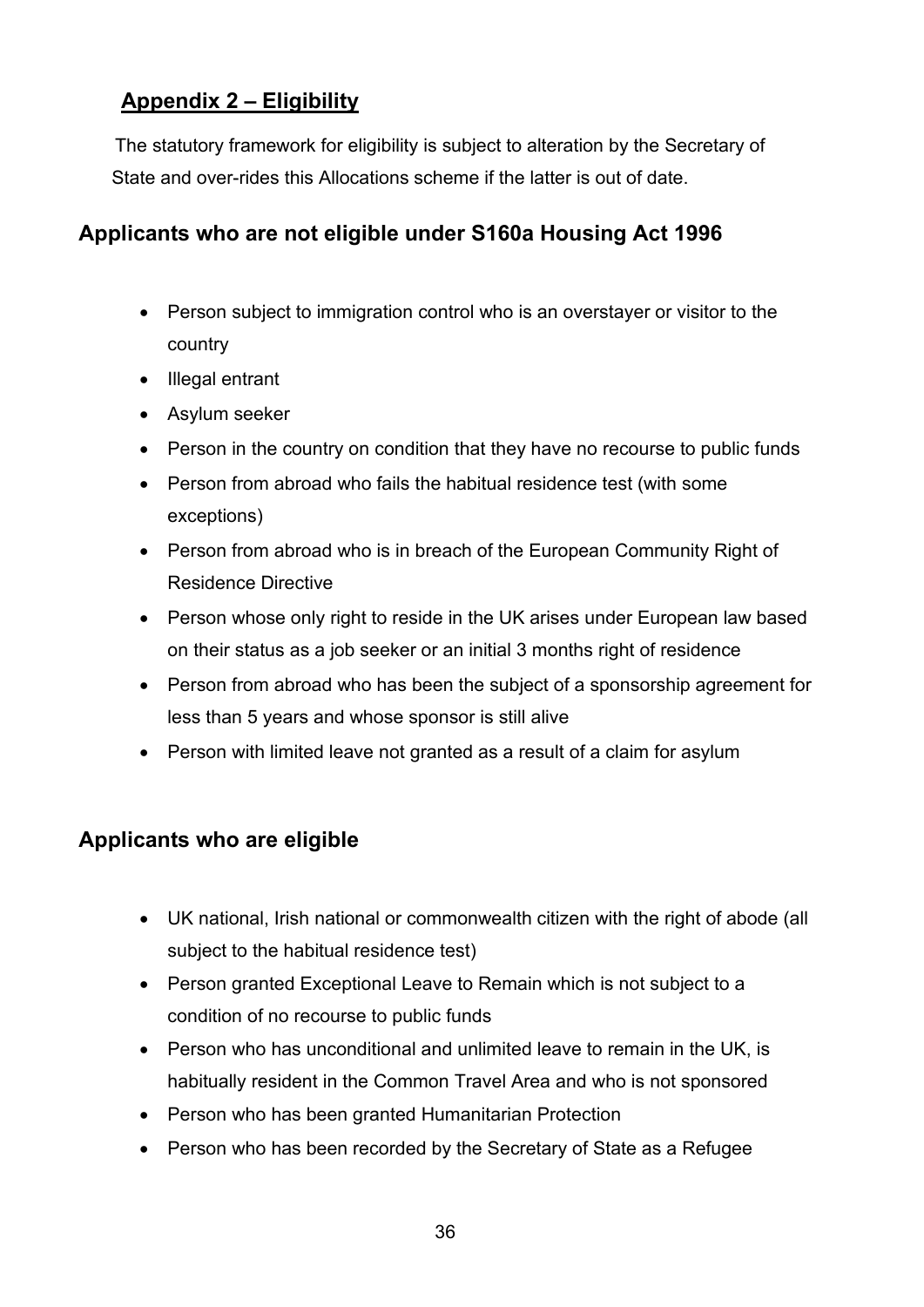## Appendix 2 – Eligibility

The statutory framework for eligibility is subject to alteration by the Secretary of State and over-rides this Allocations scheme if the latter is out of date.

### Applicants who are not eligible under S160a Housing Act 1996

- Person subject to immigration control who is an overstayer or visitor to the country
- Illegal entrant
- Asylum seeker
- Person in the country on condition that they have no recourse to public funds
- Person from abroad who fails the habitual residence test (with some exceptions)
- Person from abroad who is in breach of the European Community Right of Residence Directive
- Person whose only right to reside in the UK arises under European law based on their status as a job seeker or an initial 3 months right of residence
- Person from abroad who has been the subject of a sponsorship agreement for less than 5 years and whose sponsor is still alive
- Person with limited leave not granted as a result of a claim for asylum

### Applicants who are eligible

- UK national, Irish national or commonwealth citizen with the right of abode (all subject to the habitual residence test)
- Person granted Exceptional Leave to Remain which is not subject to a condition of no recourse to public funds
- Person who has unconditional and unlimited leave to remain in the UK, is habitually resident in the Common Travel Area and who is not sponsored
- Person who has been granted Humanitarian Protection
- Person who has been recorded by the Secretary of State as a Refugee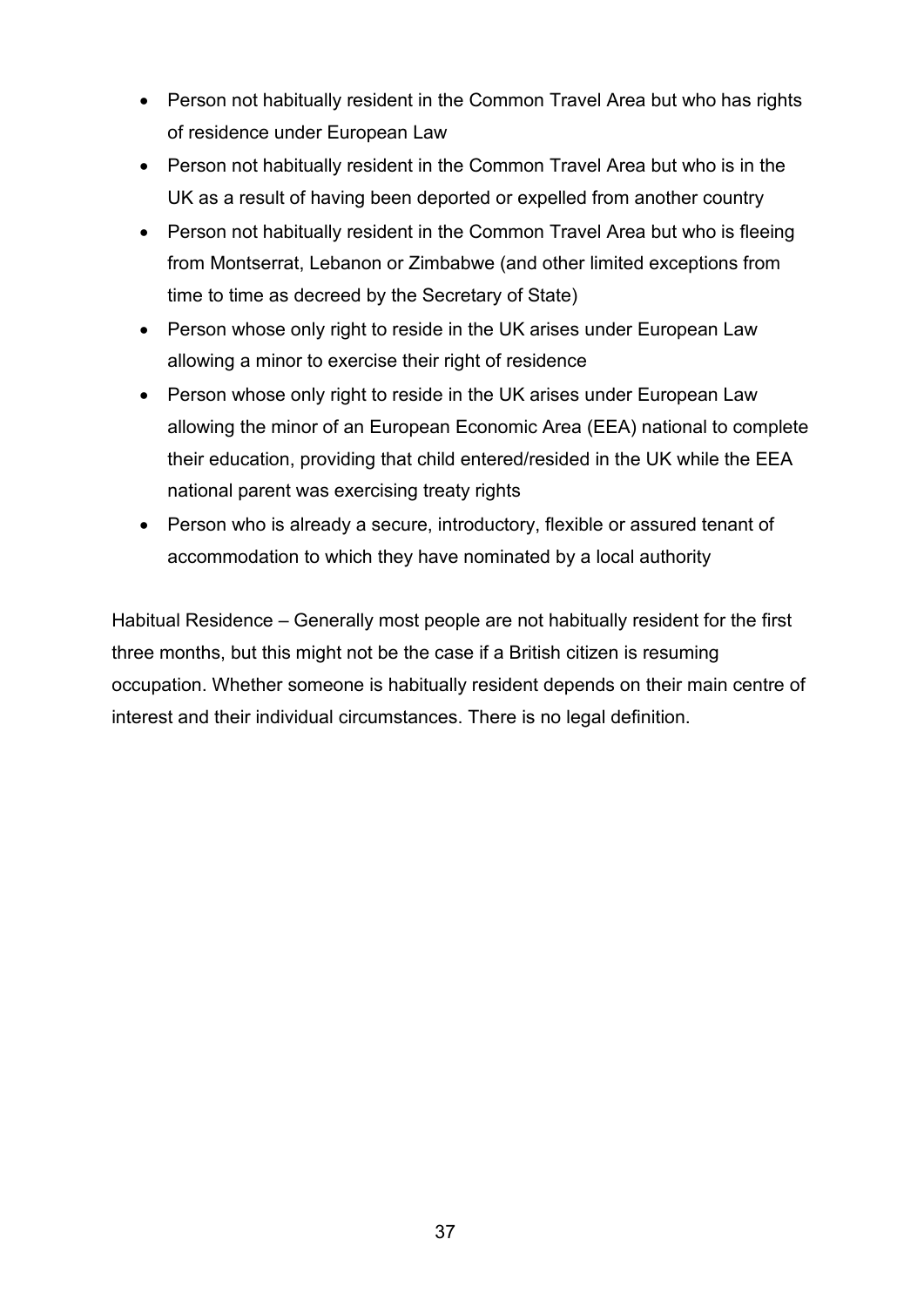- Person not habitually resident in the Common Travel Area but who has rights of residence under European Law
- Person not habitually resident in the Common Travel Area but who is in the UK as a result of having been deported or expelled from another country
- Person not habitually resident in the Common Travel Area but who is fleeing from Montserrat, Lebanon or Zimbabwe (and other limited exceptions from time to time as decreed by the Secretary of State)
- Person whose only right to reside in the UK arises under European Law allowing a minor to exercise their right of residence
- Person whose only right to reside in the UK arises under European Law allowing the minor of an European Economic Area (EEA) national to complete their education, providing that child entered/resided in the UK while the EEA national parent was exercising treaty rights
- Person who is already a secure, introductory, flexible or assured tenant of accommodation to which they have nominated by a local authority

Habitual Residence – Generally most people are not habitually resident for the first three months, but this might not be the case if a British citizen is resuming occupation. Whether someone is habitually resident depends on their main centre of interest and their individual circumstances. There is no legal definition.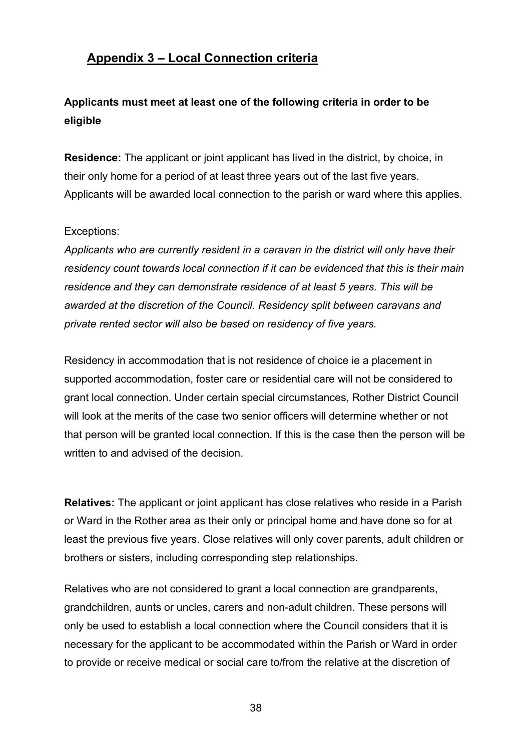## Appendix 3 – Local Connection criteria

**Applicants must meet at least one of the following criteria in order to be eligible**

**Residence:** The applicant or joint applicant has lived in the district, by choice, in their only home for a period of at least three years out of the last five years. Applicants will be awarded local connection to the parish or ward where this applies.

Exceptions:

*Applicants who are currently resident in a caravan in the district will only have their residency count towards local connection if it can be evidenced that this is their main residence and they can demonstrate residence of at least 5 years. This will be awarded at the discretion of the Council. Residency split between caravans and private rented sector will also be based on residency of five years.*

Residency in accommodation that is not residence of choice ie a placement in supported accommodation, foster care or residential care will not be considered to grant local connection. Under certain special circumstances, Rother District Council will look at the merits of the case two senior officers will determine whether or not that person will be granted local connection. If this is the case then the person will be written to and advised of the decision.

**Relatives:** The applicant or joint applicant has close relatives who reside in a Parish or Ward in the Rother area as their only or principal home and have done so for at least the previous five years. Close relatives will only cover parents, adult children or brothers or sisters, including corresponding step relationships.

Relatives who are not considered to grant a local connection are grandparents, grandchildren, aunts or uncles, carers and non-adult children. These persons will only be used to establish a local connection where the Council considers that it is necessary for the applicant to be accommodated within the Parish or Ward in order to provide or receive medical or social care to/from the relative at the discretion of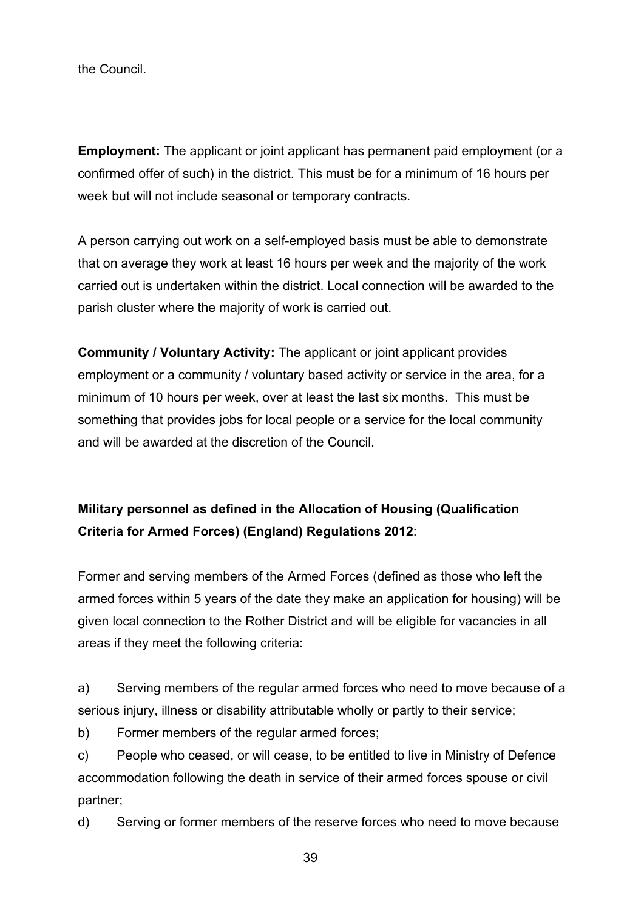the Council.

**Employment:** The applicant or joint applicant has permanent paid employment (or a confirmed offer of such) in the district. This must be for a minimum of 16 hours per week but will not include seasonal or temporary contracts.

A person carrying out work on a self-employed basis must be able to demonstrate that on average they work at least 16 hours per week and the majority of the work carried out is undertaken within the district. Local connection will be awarded to the parish cluster where the majority of work is carried out.

**Community / Voluntary Activity:** The applicant or joint applicant provides employment or a community / voluntary based activity or service in the area, for a minimum of 10 hours per week, over at least the last six months. This must be something that provides jobs for local people or a service for the local community and will be awarded at the discretion of the Council.

**Military personnel as defined in the Allocation of Housing (Qualification Criteria for Armed Forces) (England) Regulations 2012**:

Former and serving members of the Armed Forces (defined as those who left the armed forces within 5 years of the date they make an application for housing) will be given local connection to the Rother District and will be eligible for vacancies in all areas if they meet the following criteria:

a) Serving members of the regular armed forces who need to move because of a serious injury, illness or disability attributable wholly or partly to their service;

b) Former members of the regular armed forces;

c) People who ceased, or will cease, to be entitled to live in Ministry of Defence accommodation following the death in service of their armed forces spouse or civil partner;

d) Serving or former members of the reserve forces who need to move because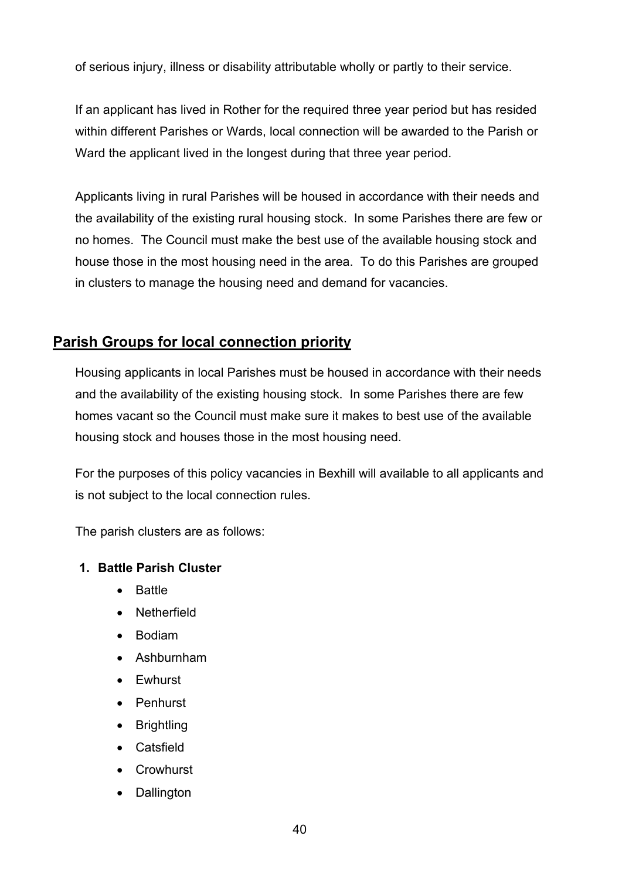of serious injury, illness or disability attributable wholly or partly to their service.

If an applicant has lived in Rother for the required three year period but has resided within different Parishes or Wards, local connection will be awarded to the Parish or Ward the applicant lived in the longest during that three year period.

Applicants living in rural Parishes will be housed in accordance with their needs and the availability of the existing rural housing stock. In some Parishes there are few or no homes. The Council must make the best use of the available housing stock and house those in the most housing need in the area. To do this Parishes are grouped in clusters to manage the housing need and demand for vacancies.

## Parish Groups for local connection priority

Housing applicants in local Parishes must be housed in accordance with their needs and the availability of the existing housing stock. In some Parishes there are few homes vacant so the Council must make sure it makes to best use of the available housing stock and houses those in the most housing need.

For the purposes of this policy vacancies in Bexhill will available to all applicants and is not subject to the local connection rules.

The parish clusters are as follows:

1. **Battle Parish Cluster**
    - Battle
    - Netherfield
    - Bodiam
    - Ashburnham
    - Ewhurst
    - Penhurst
    - Brightling
    - Catsfield
    - Crowhurst
    - Dallington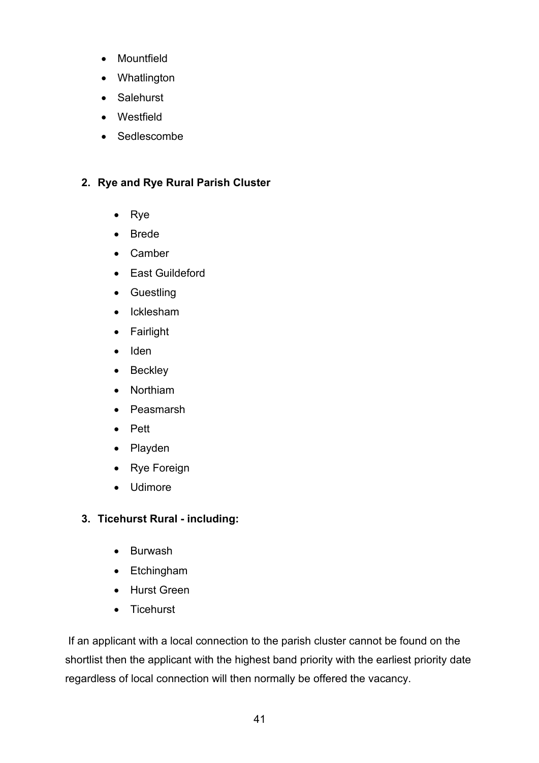- Mountfield
- Whatlington
- Salehurst
- Westfield
- Sedlescombe

2. **Rye and Rye Rural Parish Cluster**

    - Rye
    - Brede
    - Camber
    - East Guildeford
    - Guestling
    - Icklesham
    - Fairlight
    - Iden
    - Beckley
    - Northiam
    - Peasmarsh
    - Pett
    - Playden
    - Rye Foreign
    - Udimore

3. **Ticehurst Rural - including:**

    - Burwash
    - Etchingham
    - Hurst Green
    - Ticehurst

If an applicant with a local connection to the parish cluster cannot be found on the shortlist then the applicant with the highest band priority with the earliest priority date regardless of local connection will then normally be offered the vacancy.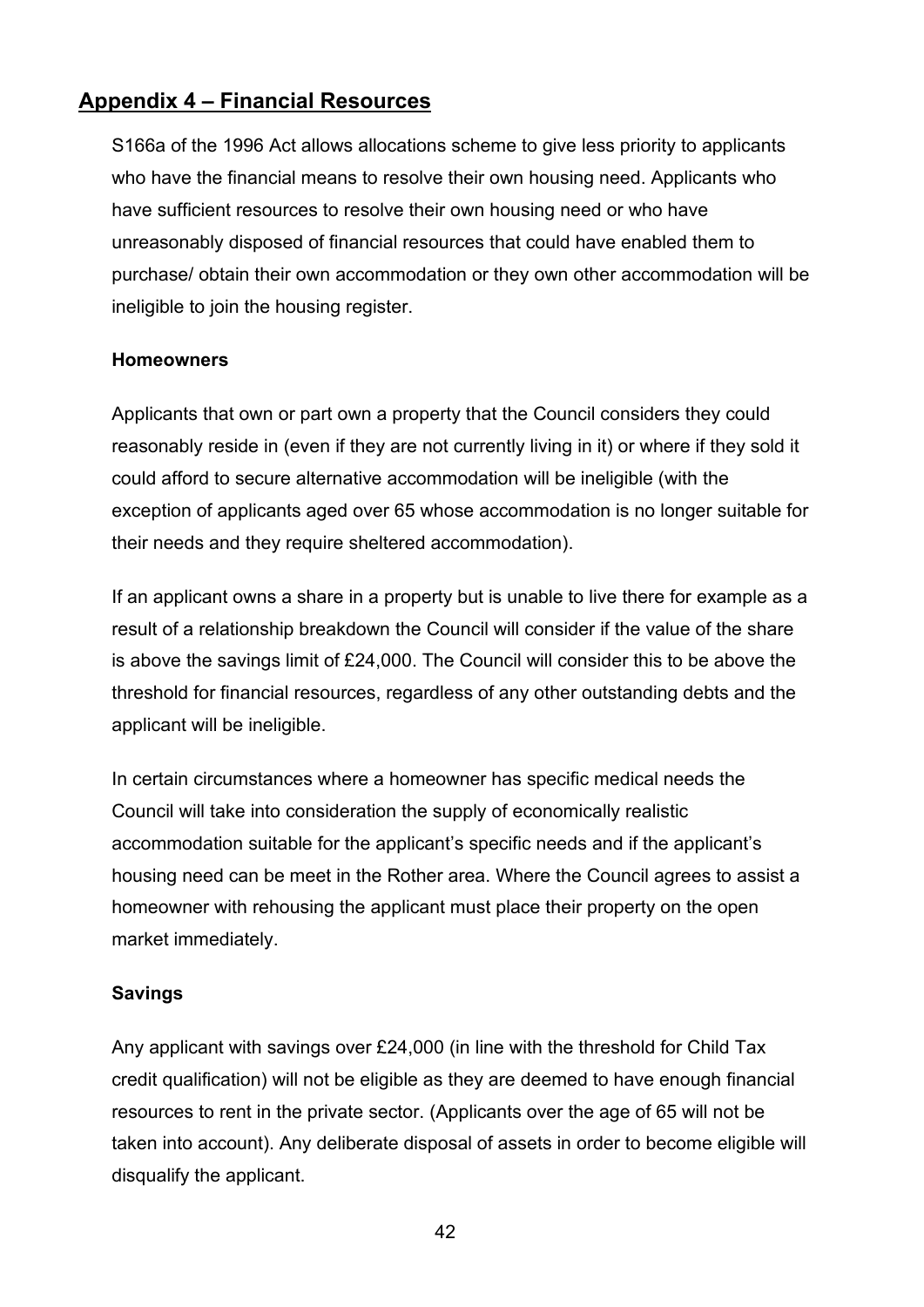## Appendix 4 – Financial Resources

S166a of the 1996 Act allows allocations scheme to give less priority to applicants who have the financial means to resolve their own housing need. Applicants who have sufficient resources to resolve their own housing need or who have unreasonably disposed of financial resources that could have enabled them to purchase/ obtain their own accommodation or they own other accommodation will be ineligible to join the housing register.

**Homeowners**

Applicants that own or part own a property that the Council considers they could reasonably reside in (even if they are not currently living in it) or where if they sold it could afford to secure alternative accommodation will be ineligible (with the exception of applicants aged over 65 whose accommodation is no longer suitable for their needs and they require sheltered accommodation).

If an applicant owns a share in a property but is unable to live there for example as a result of a relationship breakdown the Council will consider if the value of the share is above the savings limit of £24,000. The Council will consider this to be above the threshold for financial resources, regardless of any other outstanding debts and the applicant will be ineligible.

In certain circumstances where a homeowner has specific medical needs the Council will take into consideration the supply of economically realistic accommodation suitable for the applicant's specific needs and if the applicant's housing need can be meet in the Rother area. Where the Council agrees to assist a homeowner with rehousing the applicant must place their property on the open market immediately.

**Savings**

Any applicant with savings over £24,000 (in line with the threshold for Child Tax credit qualification) will not be eligible as they are deemed to have enough financial resources to rent in the private sector. (Applicants over the age of 65 will not be taken into account). Any deliberate disposal of assets in order to become eligible will disqualify the applicant.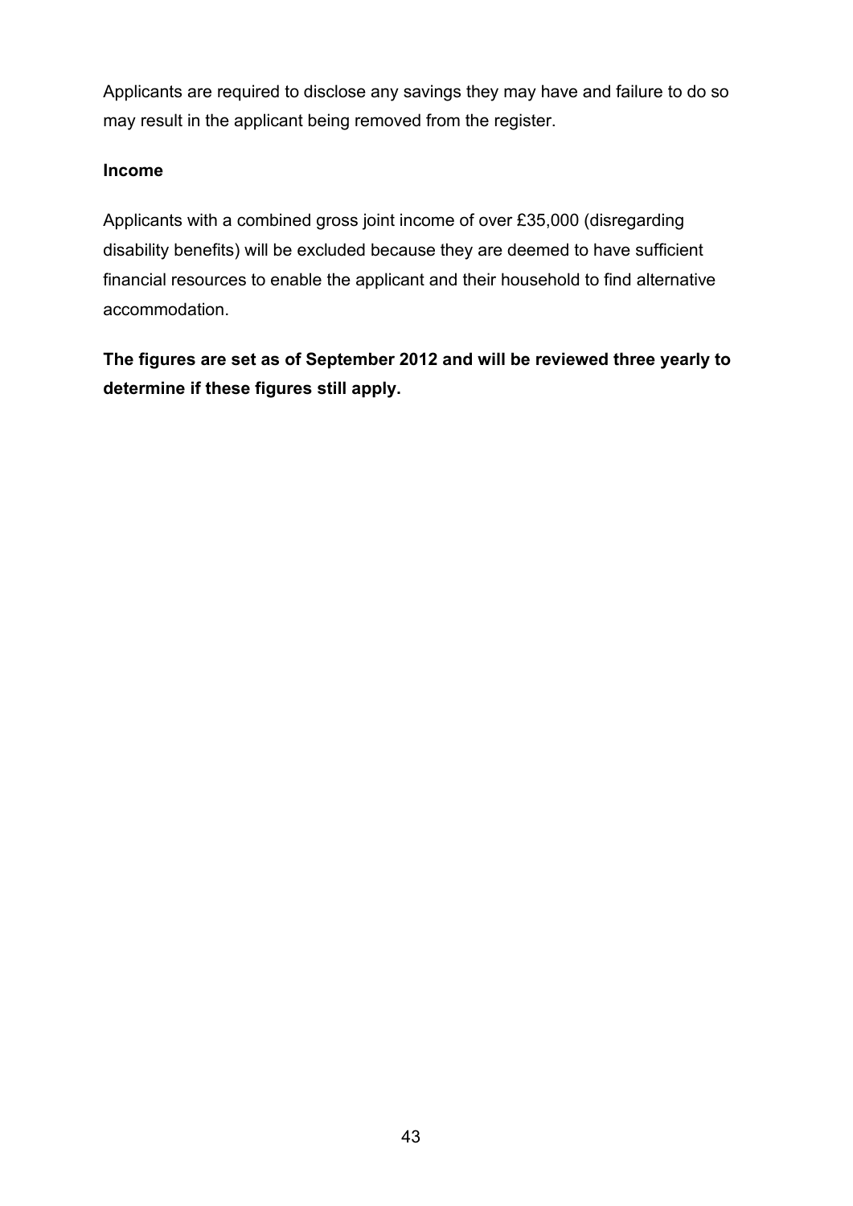Applicants are required to disclose any savings they may have and failure to do so may result in the applicant being removed from the register.

**Income**

Applicants with a combined gross joint income of over £35,000 (disregarding disability benefits) will be excluded because they are deemed to have sufficient financial resources to enable the applicant and their household to find alternative accommodation.

**The figures are set as of September 2012 and will be reviewed three yearly to determine if these figures still apply.**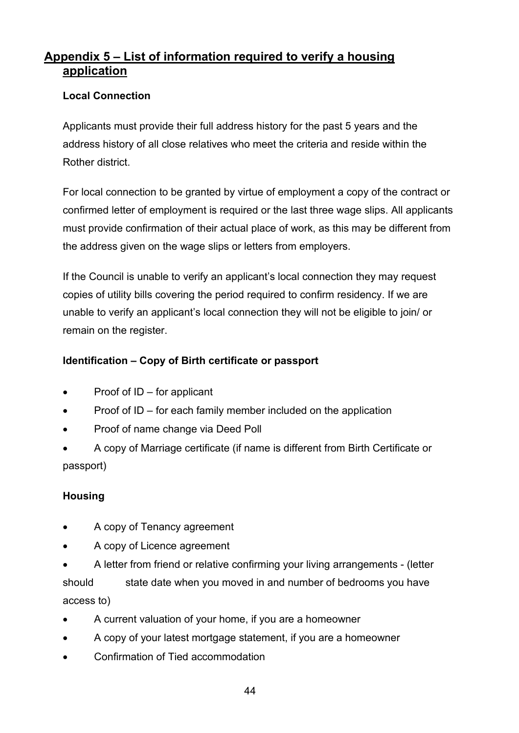## Appendix 5 – List of information required to verify a housing application

**Local Connection**

Applicants must provide their full address history for the past 5 years and the address history of all close relatives who meet the criteria and reside within the Rother district.

For local connection to be granted by virtue of employment a copy of the contract or confirmed letter of employment is required or the last three wage slips. All applicants must provide confirmation of their actual place of work, as this may be different from the address given on the wage slips or letters from employers.

If the Council is unable to verify an applicant's local connection they may request copies of utility bills covering the period required to confirm residency. If we are unable to verify an applicant's local connection they will not be eligible to join/ or remain on the register.

**Identification – Copy of Birth certificate or passport**

- Proof of ID – for applicant
- Proof of ID – for each family member included on the application
- Proof of name change via Deed Poll
- A copy of Marriage certificate (if name is different from Birth Certificate or passport)

**Housing**

- A copy of Tenancy agreement
- A copy of Licence agreement
- A letter from friend or relative confirming your living arrangements - (letter should state date when you moved in and number of bedrooms you have access to)
- A current valuation of your home, if you are a homeowner
- A copy of your latest mortgage statement, if you are a homeowner
- Confirmation of Tied accommodation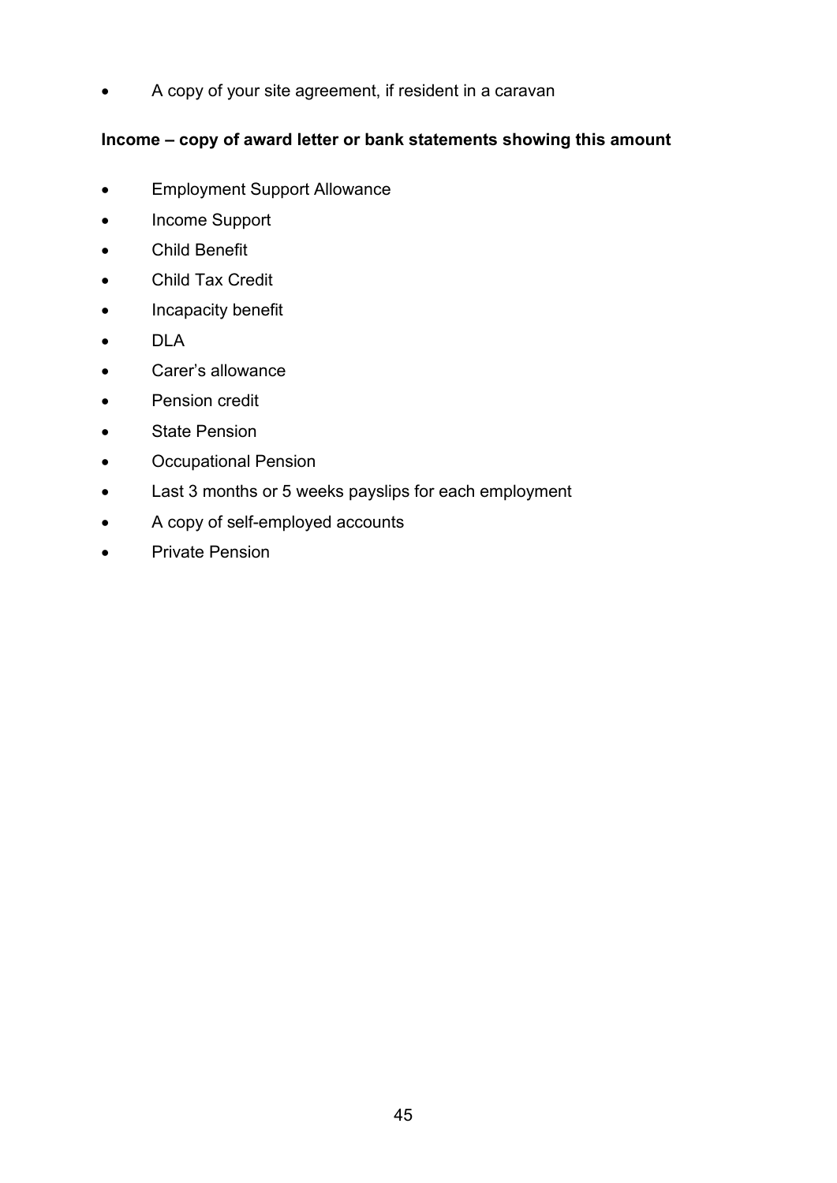- A copy of your site agreement, if resident in a caravan

**Income – copy of award letter or bank statements showing this amount**

- Employment Support Allowance
- Income Support
- Child Benefit
- Child Tax Credit
- Incapacity benefit
- DLA
- Carer’s allowance
- Pension credit
- State Pension
- Occupational Pension
- Last 3 months or 5 weeks payslips for each employment
- A copy of self-employed accounts
- Private Pension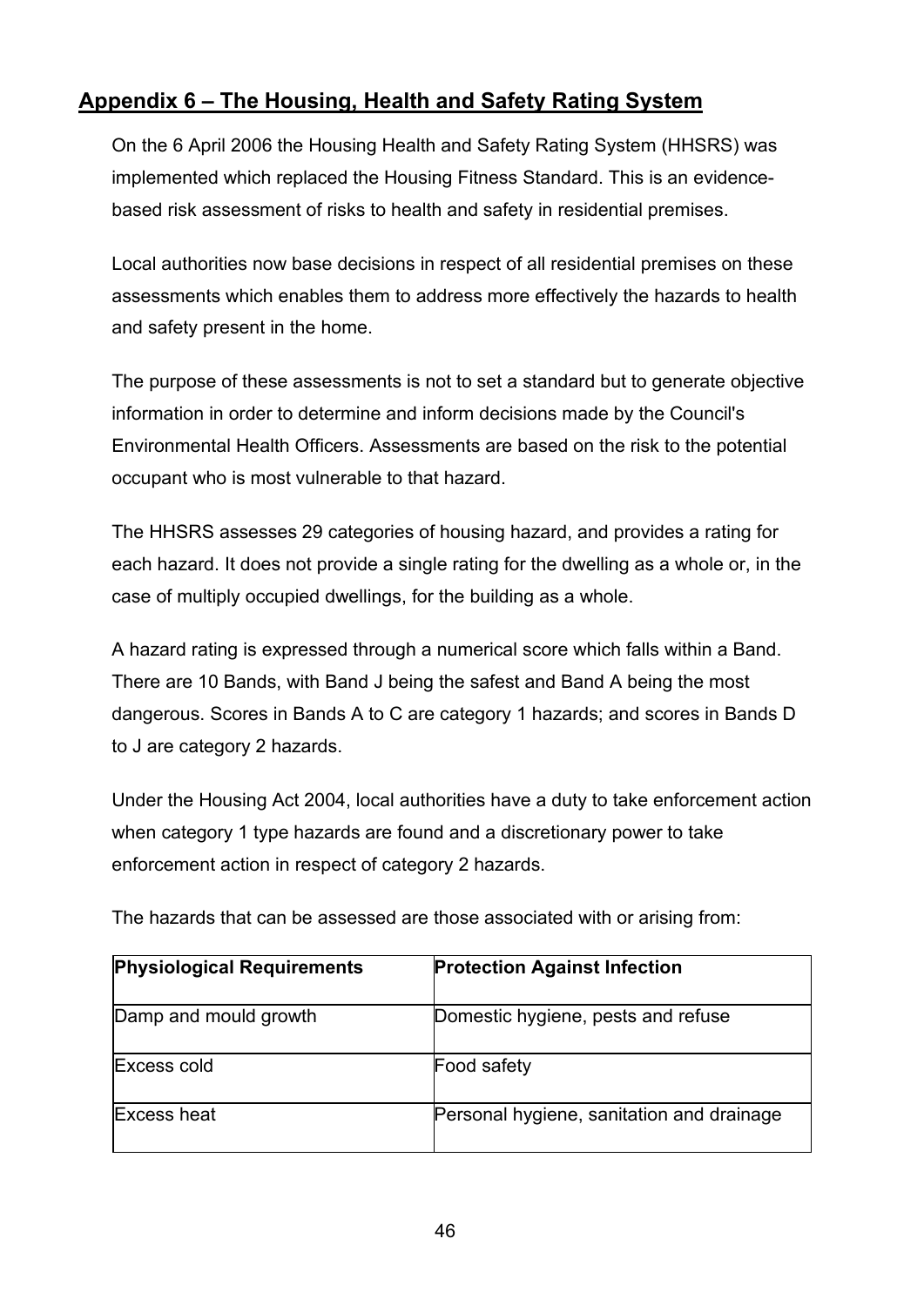## Appendix 6 – The Housing, Health and Safety Rating System

On the 6 April 2006 the Housing Health and Safety Rating System (HHSRS) was implemented which replaced the Housing Fitness Standard. This is an evidence-based risk assessment of risks to health and safety in residential premises.

Local authorities now base decisions in respect of all residential premises on these assessments which enables them to address more effectively the hazards to health and safety present in the home.

The purpose of these assessments is not to set a standard but to generate objective information in order to determine and inform decisions made by the Council's Environmental Health Officers. Assessments are based on the risk to the potential occupant who is most vulnerable to that hazard.

The HHSRS assesses 29 categories of housing hazard, and provides a rating for each hazard. It does not provide a single rating for the dwelling as a whole or, in the case of multiply occupied dwellings, for the building as a whole.

A hazard rating is expressed through a numerical score which falls within a Band. There are 10 Bands, with Band J being the safest and Band A being the most dangerous. Scores in Bands A to C are category 1 hazards; and scores in Bands D to J are category 2 hazards.

Under the Housing Act 2004, local authorities have a duty to take enforcement action when category 1 type hazards are found and a discretionary power to take enforcement action in respect of category 2 hazards.

The hazards that can be assessed are those associated with or arising from:

| **Physiological Requirements** | **Protection Against Infection** |
|---|---|
| Damp and mould growth | Domestic hygiene, pests and refuse |
| Excess cold | Food safety |
| Excess heat | Personal hygiene, sanitation and drainage |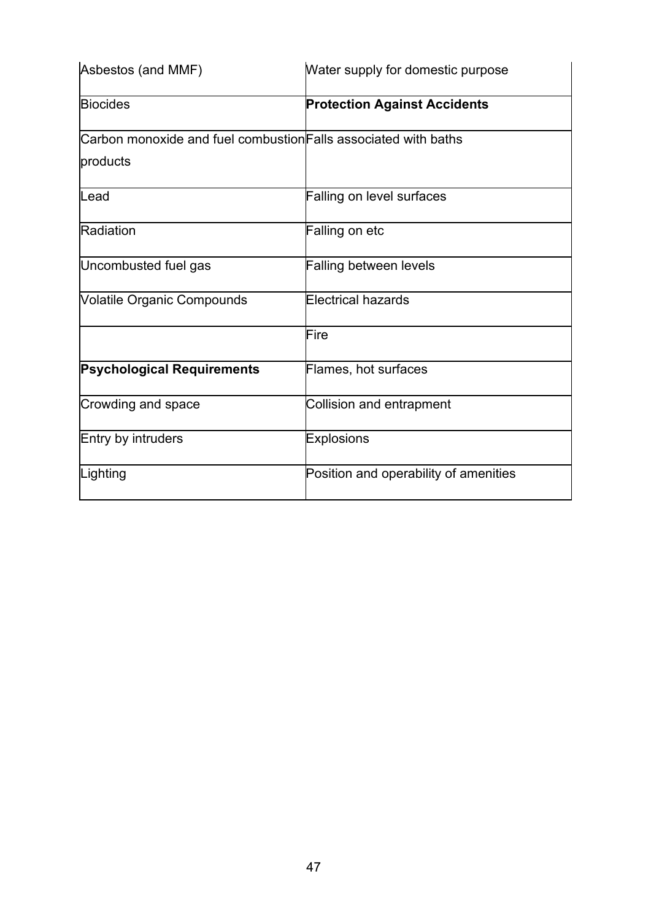| Asbestos (and MMF) | Water supply for domestic purpose |
|---|---|
| Biocides | **Protection Against Accidents** |
| Carbon monoxide and fuel combustion products | Falls associated with baths |
| Lead | Falling on level surfaces |
| Radiation | Falling on etc |
| Uncombusted fuel gas | Falling between levels |
| Volatile Organic Compounds | Electrical hazards |
| | Fire |
| **Psychological Requirements** | Flames, hot surfaces |
| Crowding and space | Collision and entrapment |
| Entry by intruders | Explosions |
| Lighting | Position and operability of amenities |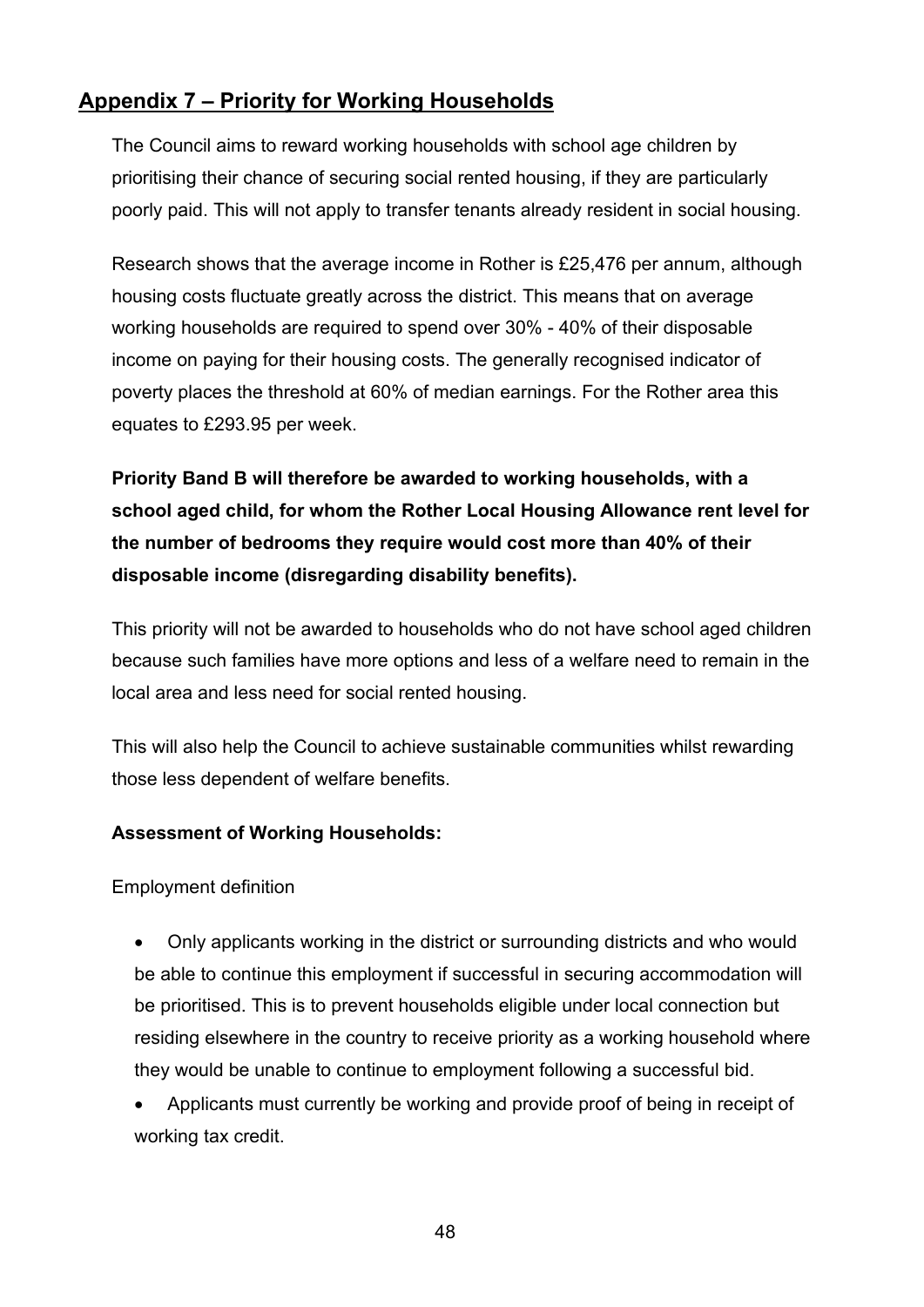## Appendix 7 – Priority for Working Households

The Council aims to reward working households with school age children by prioritising their chance of securing social rented housing, if they are particularly poorly paid. This will not apply to transfer tenants already resident in social housing.

Research shows that the average income in Rother is £25,476 per annum, although housing costs fluctuate greatly across the district. This means that on average working households are required to spend over 30% - 40% of their disposable income on paying for their housing costs. The generally recognised indicator of poverty places the threshold at 60% of median earnings. For the Rother area this equates to £293.95 per week.

**Priority Band B will therefore be awarded to working households, with a school aged child, for whom the Rother Local Housing Allowance rent level for the number of bedrooms they require would cost more than 40% of their disposable income (disregarding disability benefits).**

This priority will not be awarded to households who do not have school aged children because such families have more options and less of a welfare need to remain in the local area and less need for social rented housing.

This will also help the Council to achieve sustainable communities whilst rewarding those less dependent of welfare benefits.

**Assessment of Working Households:**

Employment definition

- Only applicants working in the district or surrounding districts and who would be able to continue this employment if successful in securing accommodation will be prioritised. This is to prevent households eligible under local connection but residing elsewhere in the country to receive priority as a working household where they would be unable to continue to employment following a successful bid.
- Applicants must currently be working and provide proof of being in receipt of working tax credit.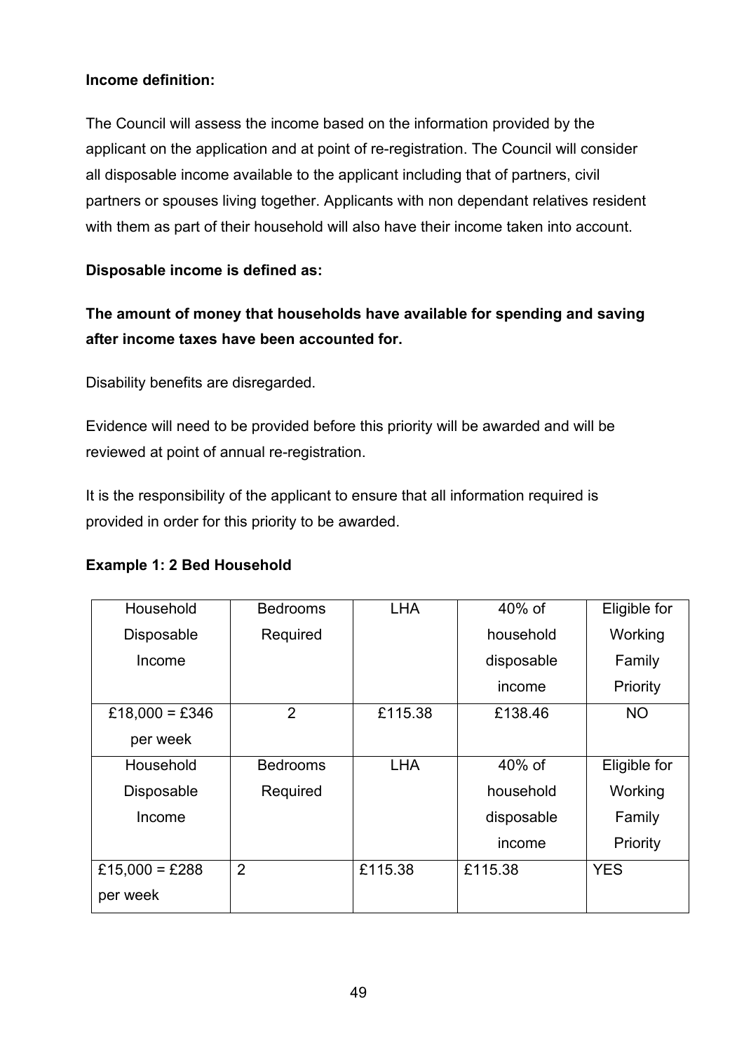**Income definition:**

The Council will assess the income based on the information provided by the applicant on the application and at point of re-registration. The Council will consider all disposable income available to the applicant including that of partners, civil partners or spouses living together. Applicants with non dependant relatives resident with them as part of their household will also have their income taken into account.

**Disposable income is defined as:**

**The amount of money that households have available for spending and saving after income taxes have been accounted for.**

Disability benefits are disregarded.

Evidence will need to be provided before this priority will be awarded and will be reviewed at point of annual re-registration.

It is the responsibility of the applicant to ensure that all information required is provided in order for this priority to be awarded.

**Example 1: 2 Bed Household**

| Household Disposable Income | Bedrooms Required | LHA | 40% of household disposable income | Eligible for Working Family Priority |
|---|---|---|---|---|
| £18,000 = £346 per week | 2 | £115.38 | £138.46 | NO |
| Household Disposable Income | Bedrooms Required | LHA | 40% of household disposable income | Eligible for Working Family Priority |
| £15,000 = £288 per week | 2 | £115.38 | £115.38 | YES |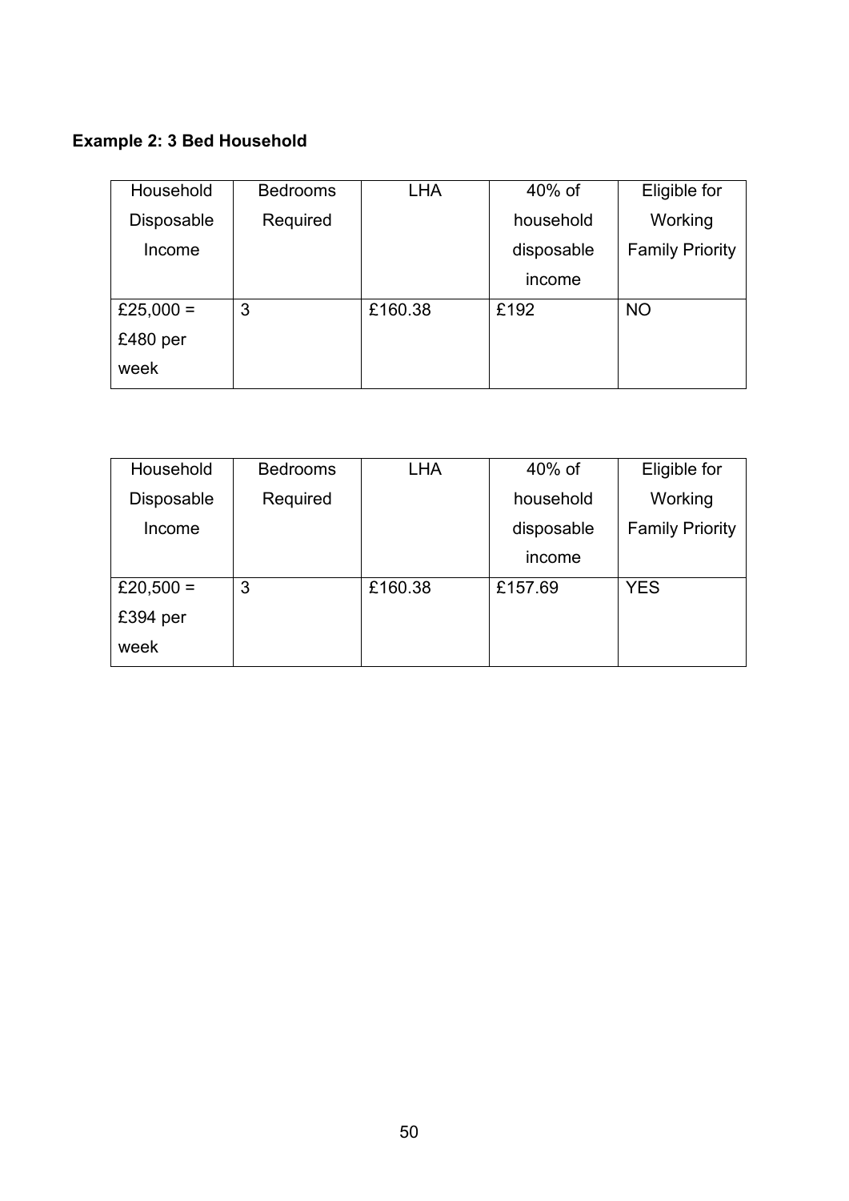**Example 2: 3 Bed Household**

| Household Disposable Income | Bedrooms Required | LHA | 40% of household disposable income | Eligible for Working Family Priority |
|---|---|---|---|---|
| £25,000 = £480 per week | 3 | £160.38 | £192 | NO |

| Household Disposable Income | Bedrooms Required | LHA | 40% of household disposable income | Eligible for Working Family Priority |
|---|---|---|---|---|
| £20,500 = £394 per week | 3 | £160.38 | £157.69 | YES |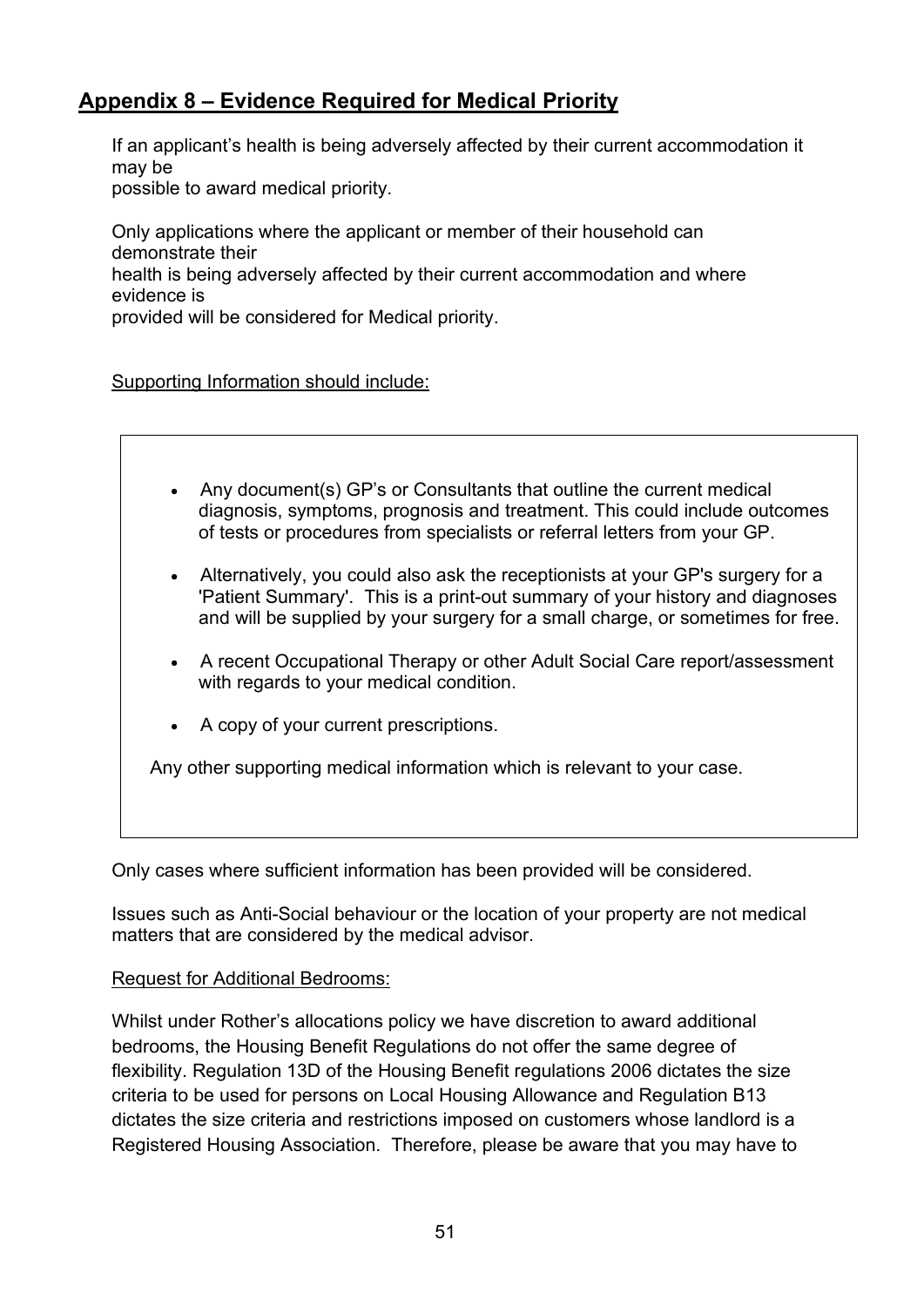## Appendix 8 – Evidence Required for Medical Priority

If an applicant's health is being adversely affected by their current accommodation it may be possible to award medical priority.

Only applications where the applicant or member of their household can demonstrate their health is being adversely affected by their current accommodation and where evidence is provided will be considered for Medical priority.

Supporting Information should include:

- Any document(s) GP's or Consultants that outline the current medical diagnosis, symptoms, prognosis and treatment. This could include outcomes of tests or procedures from specialists or referral letters from your GP.
- Alternatively, you could also ask the receptionists at your GP's surgery for a 'Patient Summary'. This is a print-out summary of your history and diagnoses and will be supplied by your surgery for a small charge, or sometimes for free.
- A recent Occupational Therapy or other Adult Social Care report/assessment with regards to your medical condition.
- A copy of your current prescriptions.

Any other supporting medical information which is relevant to your case.

Only cases where sufficient information has been provided will be considered.

Issues such as Anti-Social behaviour or the location of your property are not medical matters that are considered by the medical advisor.

Request for Additional Bedrooms:

Whilst under Rother's allocations policy we have discretion to award additional bedrooms, the Housing Benefit Regulations do not offer the same degree of flexibility. Regulation 13D of the Housing Benefit regulations 2006 dictates the size criteria to be used for persons on Local Housing Allowance and Regulation B13 dictates the size criteria and restrictions imposed on customers whose landlord is a Registered Housing Association. Therefore, please be aware that you may have to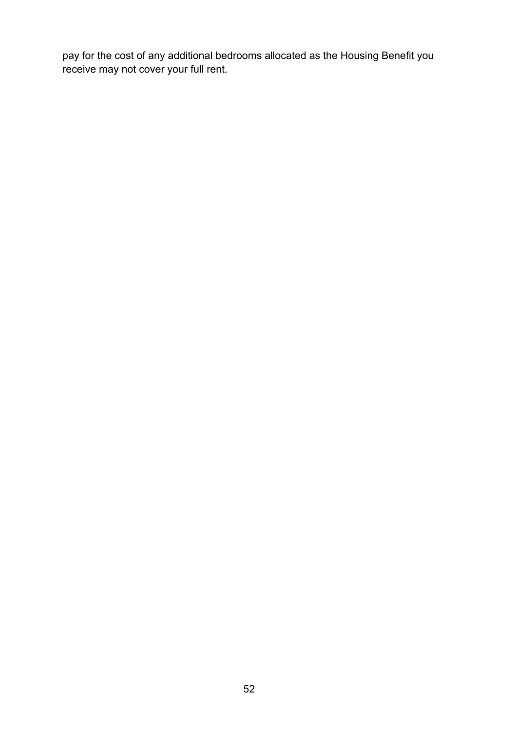pay for the cost of any additional bedrooms allocated as the Housing Benefit you receive may not cover your full rent.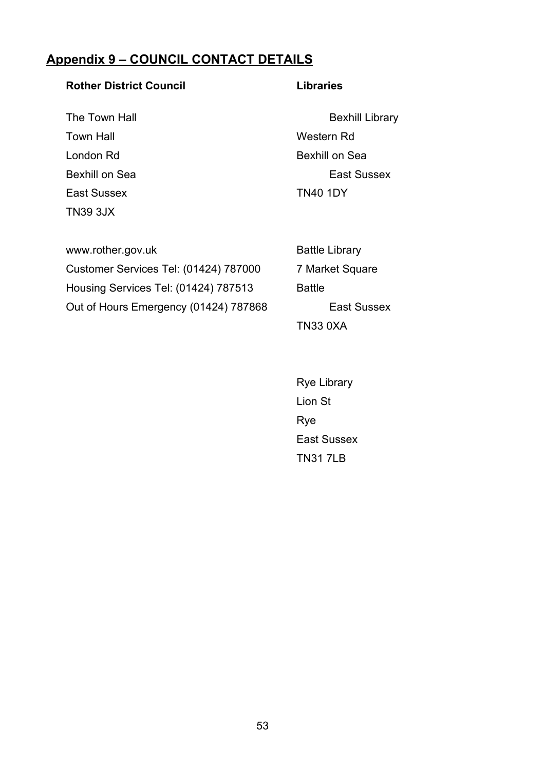## Appendix 9 – COUNCIL CONTACT DETAILS

**Rother District Council**

The Town Hall
Town Hall
London Rd
Bexhill on Sea
East Sussex
TN39 3JX

www.rother.gov.uk
Customer Services Tel: (01424) 787000
Housing Services Tel: (01424) 787513
Out of Hours Emergency (01424) 787868

**Libraries**

Bexhill Library
Western Rd
Bexhill on Sea
East Sussex
TN40 1DY

Battle Library
7 Market Square
Battle
East Sussex
TN33 0XA

Rye Library
Lion St
Rye
East Sussex
TN31 7LB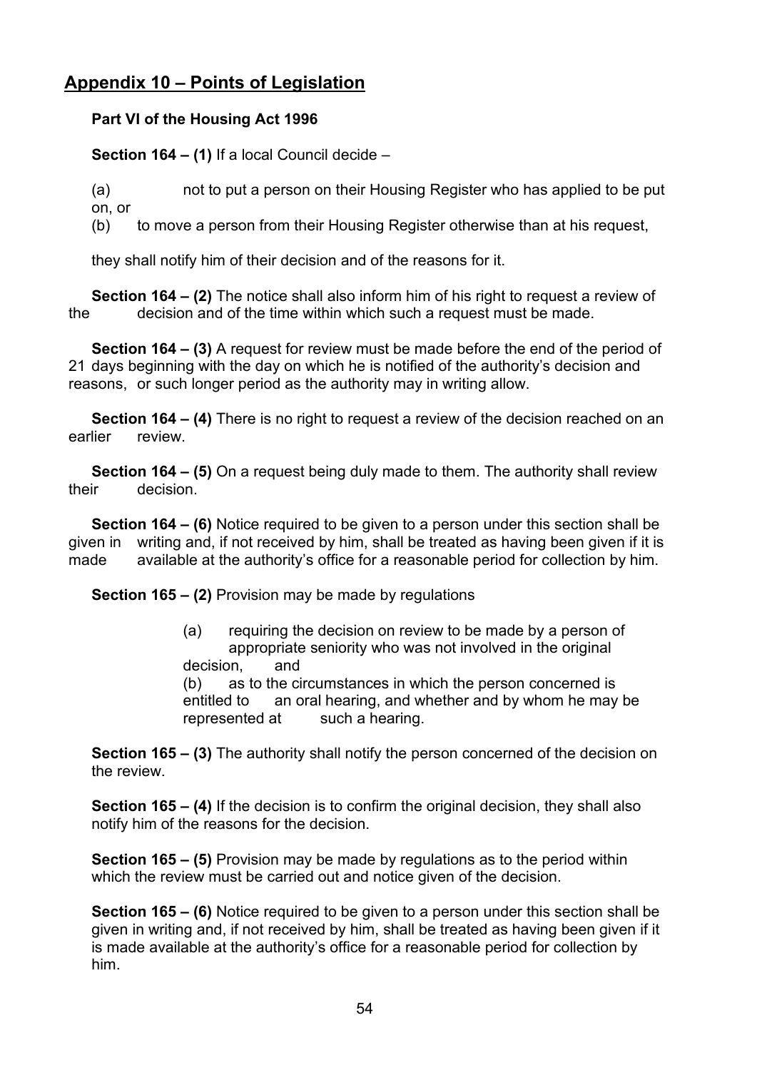## Appendix 10 – Points of Legislation

**Part VI of the Housing Act 1996**

**Section 164 – (1)** If a local Council decide –

(a) not to put a person on their Housing Register who has applied to be put on, or

(b) to move a person from their Housing Register otherwise than at his request,

they shall notify him of their decision and of the reasons for it.

**Section 164 – (2)** The notice shall also inform him of his right to request a review of the decision and of the time within which such a request must be made.

**Section 164 – (3)** A request for review must be made before the end of the period of 21 days beginning with the day on which he is notified of the authority's decision and reasons, or such longer period as the authority may in writing allow.

**Section 164 – (4)** There is no right to request a review of the decision reached on an earlier review.

**Section 164 – (5)** On a request being duly made to them. The authority shall review their decision.

**Section 164 – (6)** Notice required to be given to a person under this section shall be given in writing and, if not received by him, shall be treated as having been given if it is made available at the authority's office for a reasonable period for collection by him.

**Section 165 – (2)** Provision may be made by regulations

(a) requiring the decision on review to be made by a person of appropriate seniority who was not involved in the original decision, and

(b) as to the circumstances in which the person concerned is entitled to an oral hearing, and whether and by whom he may be represented at such a hearing.

**Section 165 – (3)** The authority shall notify the person concerned of the decision on the review.

**Section 165 – (4)** If the decision is to confirm the original decision, they shall also notify him of the reasons for the decision.

**Section 165 – (5)** Provision may be made by regulations as to the period within which the review must be carried out and notice given of the decision.

**Section 165 – (6)** Notice required to be given to a person under this section shall be given in writing and, if not received by him, shall be treated as having been given if it is made available at the authority's office for a reasonable period for collection by him.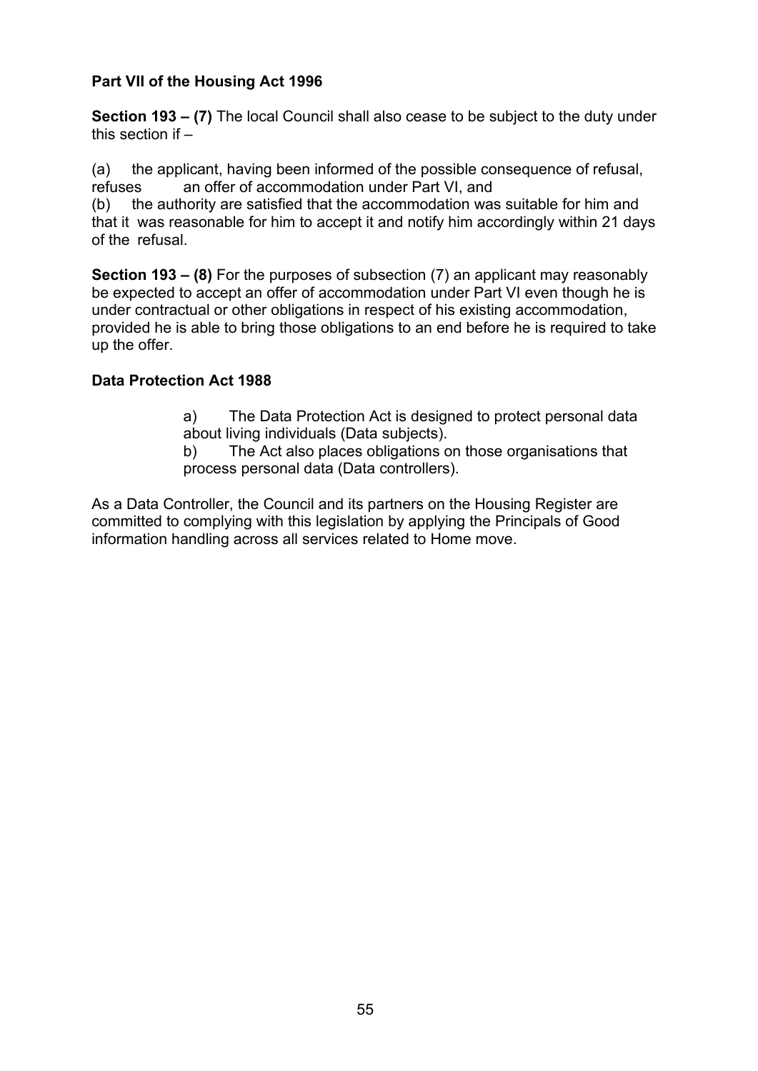**Part VII of the Housing Act 1996**

**Section 193 – (7)** The local Council shall also cease to be subject to the duty under this section if –

(a) the applicant, having been informed of the possible consequence of refusal, refuses an offer of accommodation under Part VI, and
(b) the authority are satisfied that the accommodation was suitable for him and that it was reasonable for him to accept it and notify him accordingly within 21 days of the refusal.

**Section 193 – (8)** For the purposes of subsection (7) an applicant may reasonably be expected to accept an offer of accommodation under Part VI even though he is under contractual or other obligations in respect of his existing accommodation, provided he is able to bring those obligations to an end before he is required to take up the offer.

**Data Protection Act 1988**

a) The Data Protection Act is designed to protect personal data about living individuals (Data subjects).
b) The Act also places obligations on those organisations that process personal data (Data controllers).

As a Data Controller, the Council and its partners on the Housing Register are committed to complying with this legislation by applying the Principals of Good information handling across all services related to Home move.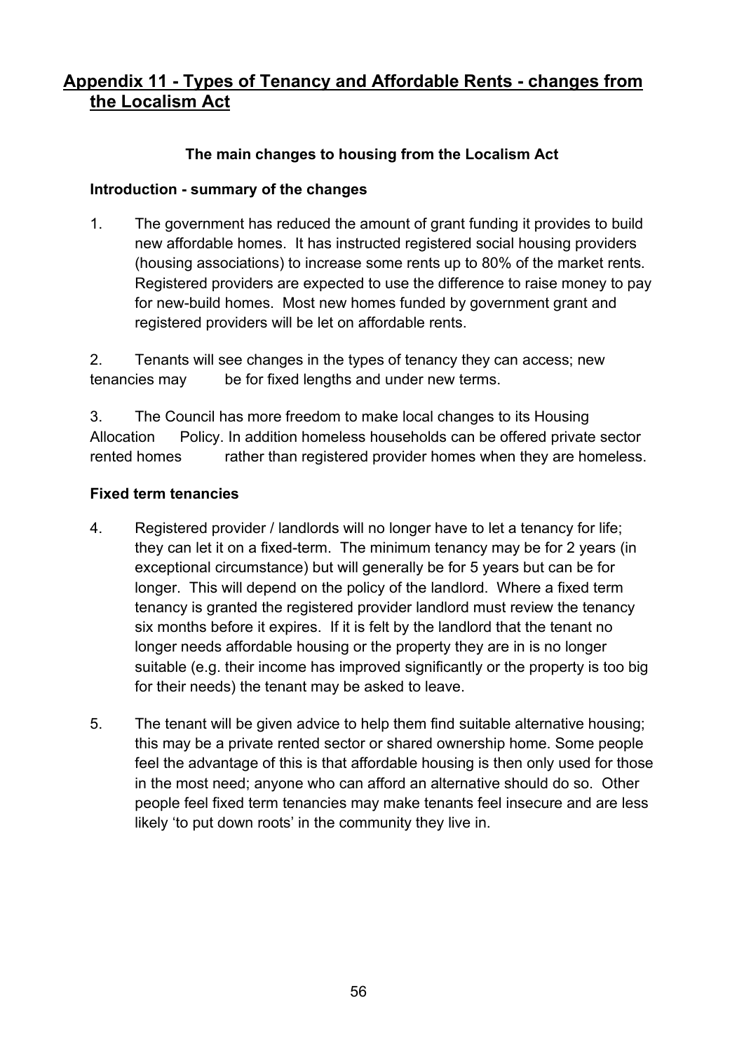## Appendix 11 - Types of Tenancy and Affordable Rents - changes from the Localism Act

### The main changes to housing from the Localism Act

**Introduction - summary of the changes**

1. The government has reduced the amount of grant funding it provides to build new affordable homes. It has instructed registered social housing providers (housing associations) to increase some rents up to 80% of the market rents. Registered providers are expected to use the difference to raise money to pay for new-build homes. Most new homes funded by government grant and registered providers will be let on affordable rents.

2. Tenants will see changes in the types of tenancy they can access; new tenancies may be for fixed lengths and under new terms.

3. The Council has more freedom to make local changes to its Housing Allocation Policy. In addition homeless households can be offered private sector rented homes rather than registered provider homes when they are homeless.

**Fixed term tenancies**

4. Registered provider / landlords will no longer have to let a tenancy for life; they can let it on a fixed-term. The minimum tenancy may be for 2 years (in exceptional circumstance) but will generally be for 5 years but can be for longer. This will depend on the policy of the landlord. Where a fixed term tenancy is granted the registered provider landlord must review the tenancy six months before it expires. If it is felt by the landlord that the tenant no longer needs affordable housing or the property they are in is no longer suitable (e.g. their income has improved significantly or the property is too big for their needs) the tenant may be asked to leave.

5. The tenant will be given advice to help them find suitable alternative housing; this may be a private rented sector or shared ownership home. Some people feel the advantage of this is that affordable housing is then only used for those in the most need; anyone who can afford an alternative should do so. Other people feel fixed term tenancies may make tenants feel insecure and are less likely 'to put down roots' in the community they live in.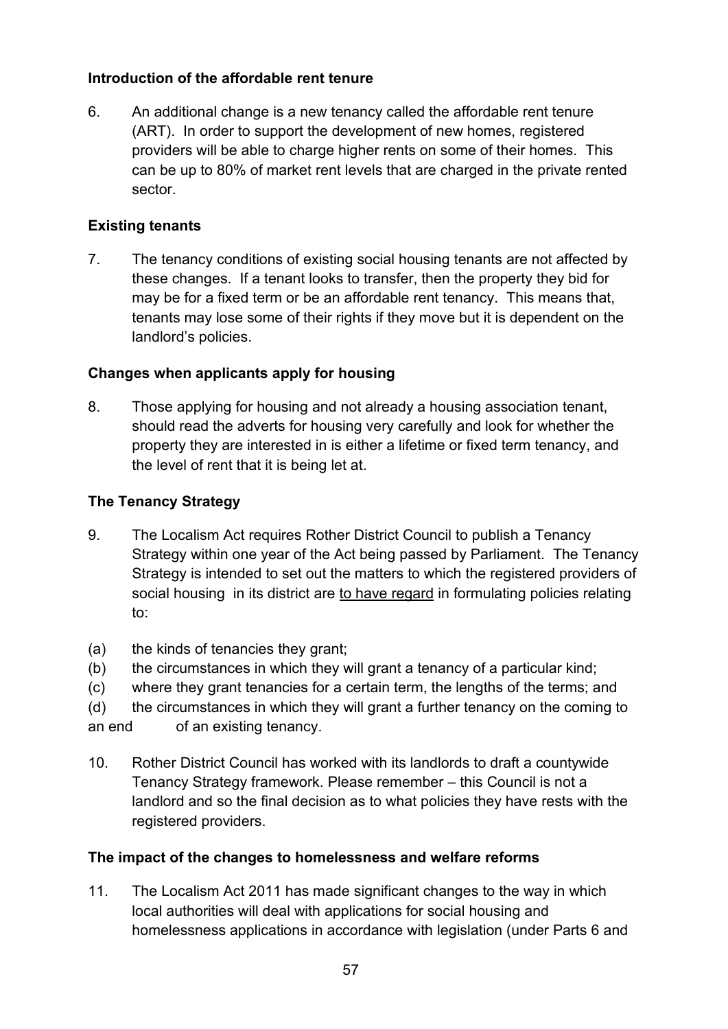**Introduction of the affordable rent tenure**

6. An additional change is a new tenancy called the affordable rent tenure (ART). In order to support the development of new homes, registered providers will be able to charge higher rents on some of their homes. This can be up to 80% of market rent levels that are charged in the private rented sector.

**Existing tenants**

7. The tenancy conditions of existing social housing tenants are not affected by these changes. If a tenant looks to transfer, then the property they bid for may be for a fixed term or be an affordable rent tenancy. This means that, tenants may lose some of their rights if they move but it is dependent on the landlord's policies.

**Changes when applicants apply for housing**

8. Those applying for housing and not already a housing association tenant, should read the adverts for housing very carefully and look for whether the property they are interested in is either a lifetime or fixed term tenancy, and the level of rent that it is being let at.

**The Tenancy Strategy**

9. The Localism Act requires Rother District Council to publish a Tenancy Strategy within one year of the Act being passed by Parliament. The Tenancy Strategy is intended to set out the matters to which the registered providers of social housing in its district are <u>to have regard</u> in formulating policies relating to:

(a) the kinds of tenancies they grant;
(b) the circumstances in which they will grant a tenancy of a particular kind;
(c) where they grant tenancies for a certain term, the lengths of the terms; and
(d) the circumstances in which they will grant a further tenancy on the coming to an end of an existing tenancy.

10. Rother District Council has worked with its landlords to draft a countywide Tenancy Strategy framework. Please remember – this Council is not a landlord and so the final decision as to what policies they have rests with the registered providers.

**The impact of the changes to homelessness and welfare reforms**

11. The Localism Act 2011 has made significant changes to the way in which local authorities will deal with applications for social housing and homelessness applications in accordance with legislation (under Parts 6 and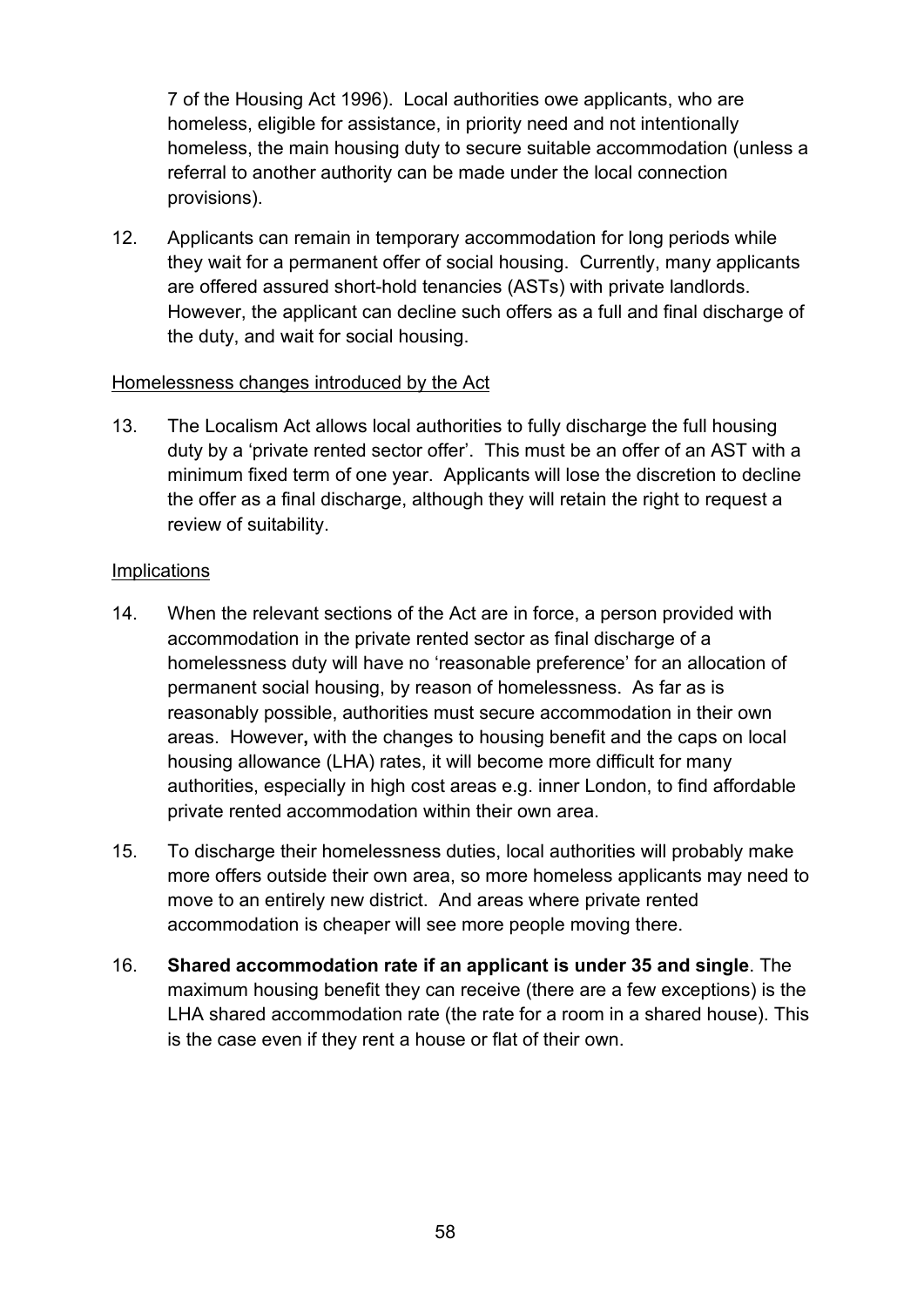7 of the Housing Act 1996). Local authorities owe applicants, who are homeless, eligible for assistance, in priority need and not intentionally homeless, the main housing duty to secure suitable accommodation (unless a referral to another authority can be made under the local connection provisions).

12. Applicants can remain in temporary accommodation for long periods while they wait for a permanent offer of social housing. Currently, many applicants are offered assured short-hold tenancies (ASTs) with private landlords. However, the applicant can decline such offers as a full and final discharge of the duty, and wait for social housing.

<u>Homelessness changes introduced by the Act</u>

13. The Localism Act allows local authorities to fully discharge the full housing duty by a 'private rented sector offer'. This must be an offer of an AST with a minimum fixed term of one year. Applicants will lose the discretion to decline the offer as a final discharge, although they will retain the right to request a review of suitability.

<u>Implications</u>

14. When the relevant sections of the Act are in force, a person provided with accommodation in the private rented sector as final discharge of a homelessness duty will have no 'reasonable preference' for an allocation of permanent social housing, by reason of homelessness. As far as is reasonably possible, authorities must secure accommodation in their own areas. However**,** with the changes to housing benefit and the caps on local housing allowance (LHA) rates, it will become more difficult for many authorities, especially in high cost areas e.g. inner London, to find affordable private rented accommodation within their own area.

15. To discharge their homelessness duties, local authorities will probably make more offers outside their own area, so more homeless applicants may need to move to an entirely new district. And areas where private rented accommodation is cheaper will see more people moving there.

16. **Shared accommodation rate if an applicant is under 35 and single**. The maximum housing benefit they can receive (there are a few exceptions) is the LHA shared accommodation rate (the rate for a room in a shared house). This is the case even if they rent a house or flat of their own.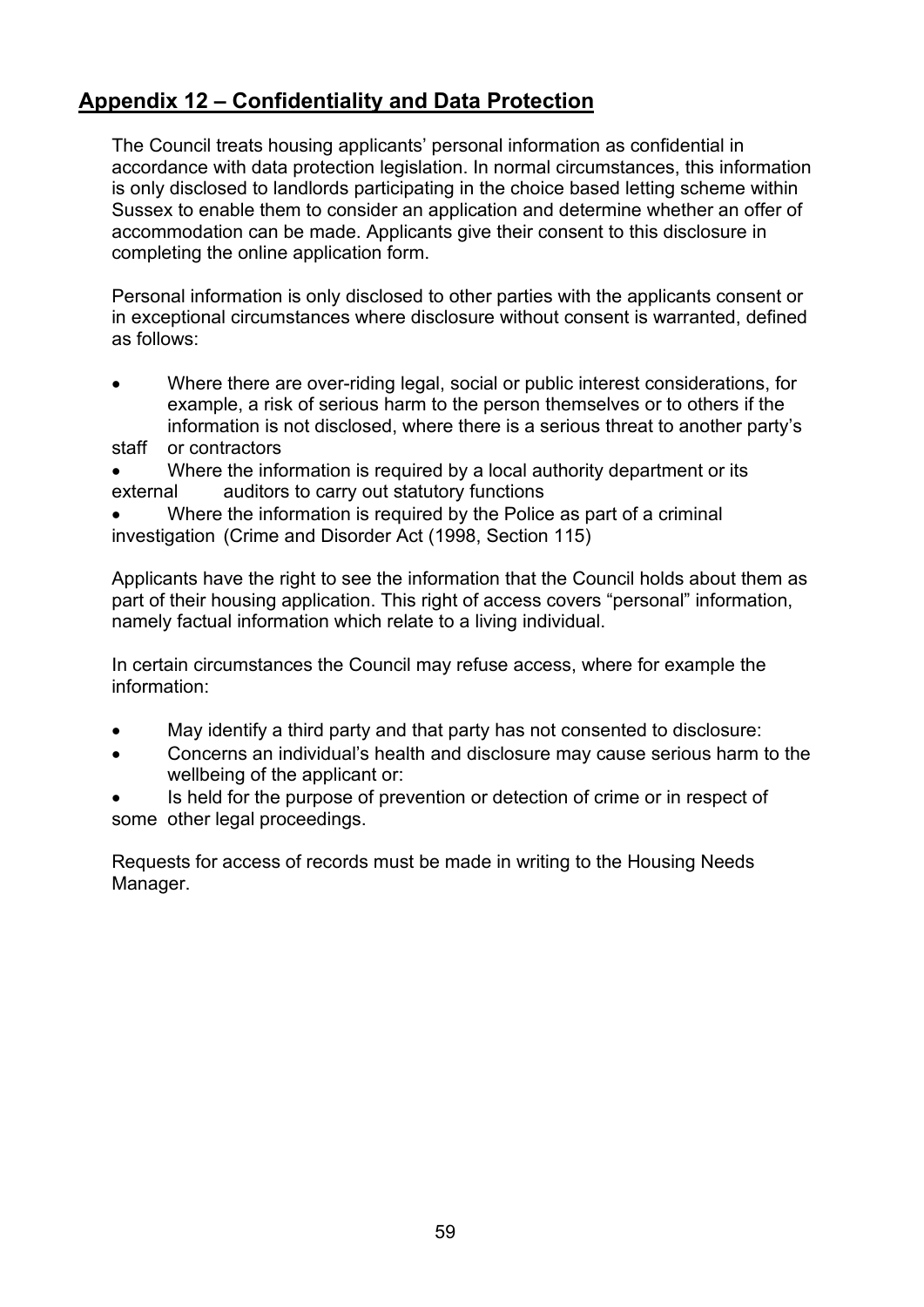## Appendix 12 – Confidentiality and Data Protection

The Council treats housing applicants' personal information as confidential in accordance with data protection legislation. In normal circumstances, this information is only disclosed to landlords participating in the choice based letting scheme within Sussex to enable them to consider an application and determine whether an offer of accommodation can be made. Applicants give their consent to this disclosure in completing the online application form.

Personal information is only disclosed to other parties with the applicants consent or in exceptional circumstances where disclosure without consent is warranted, defined as follows:

- Where there are over-riding legal, social or public interest considerations, for example, a risk of serious harm to the person themselves or to others if the information is not disclosed, where there is a serious threat to another party's staff or contractors
- Where the information is required by a local authority department or its external auditors to carry out statutory functions
- Where the information is required by the Police as part of a criminal investigation (Crime and Disorder Act (1998, Section 115)

Applicants have the right to see the information that the Council holds about them as part of their housing application. This right of access covers "personal" information, namely factual information which relate to a living individual.

In certain circumstances the Council may refuse access, where for example the information:

- May identify a third party and that party has not consented to disclosure:
- Concerns an individual's health and disclosure may cause serious harm to the wellbeing of the applicant or:
- Is held for the purpose of prevention or detection of crime or in respect of some other legal proceedings.

Requests for access of records must be made in writing to the Housing Needs Manager.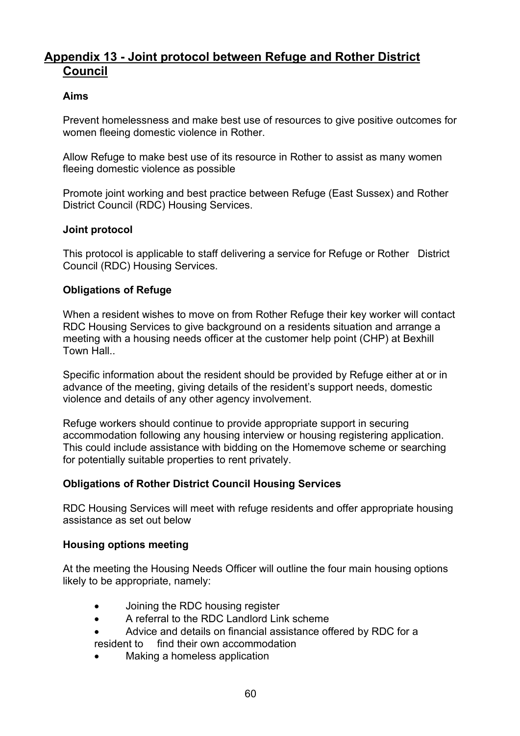## Appendix 13 - Joint protocol between Refuge and Rother District Council

**Aims**

Prevent homelessness and make best use of resources to give positive outcomes for women fleeing domestic violence in Rother.

Allow Refuge to make best use of its resource in Rother to assist as many women fleeing domestic violence as possible

Promote joint working and best practice between Refuge (East Sussex) and Rother District Council (RDC) Housing Services.

**Joint protocol**

This protocol is applicable to staff delivering a service for Refuge or Rother District Council (RDC) Housing Services.

**Obligations of Refuge**

When a resident wishes to move on from Rother Refuge their key worker will contact RDC Housing Services to give background on a residents situation and arrange a meeting with a housing needs officer at the customer help point (CHP) at Bexhill Town Hall..

Specific information about the resident should be provided by Refuge either at or in advance of the meeting, giving details of the resident's support needs, domestic violence and details of any other agency involvement.

Refuge workers should continue to provide appropriate support in securing accommodation following any housing interview or housing registering application. This could include assistance with bidding on the Homemove scheme or searching for potentially suitable properties to rent privately.

**Obligations of Rother District Council Housing Services**

RDC Housing Services will meet with refuge residents and offer appropriate housing assistance as set out below

**Housing options meeting**

At the meeting the Housing Needs Officer will outline the four main housing options likely to be appropriate, namely:

- Joining the RDC housing register
- A referral to the RDC Landlord Link scheme
- Advice and details on financial assistance offered by RDC for a resident to find their own accommodation
- Making a homeless application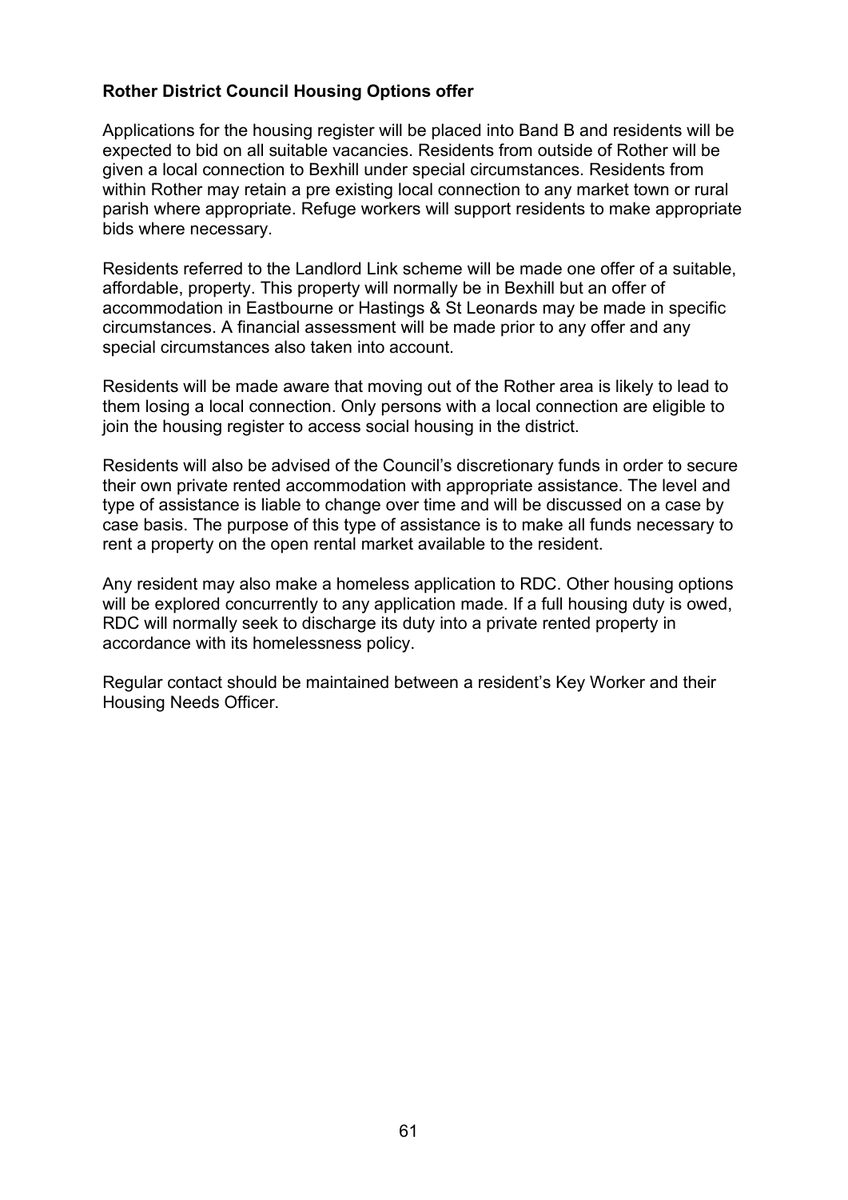**Rother District Council Housing Options offer**

Applications for the housing register will be placed into Band B and residents will be expected to bid on all suitable vacancies. Residents from outside of Rother will be given a local connection to Bexhill under special circumstances. Residents from within Rother may retain a pre existing local connection to any market town or rural parish where appropriate. Refuge workers will support residents to make appropriate bids where necessary.

Residents referred to the Landlord Link scheme will be made one offer of a suitable, affordable, property. This property will normally be in Bexhill but an offer of accommodation in Eastbourne or Hastings & St Leonards may be made in specific circumstances. A financial assessment will be made prior to any offer and any special circumstances also taken into account.

Residents will be made aware that moving out of the Rother area is likely to lead to them losing a local connection. Only persons with a local connection are eligible to join the housing register to access social housing in the district.

Residents will also be advised of the Council's discretionary funds in order to secure their own private rented accommodation with appropriate assistance. The level and type of assistance is liable to change over time and will be discussed on a case by case basis. The purpose of this type of assistance is to make all funds necessary to rent a property on the open rental market available to the resident.

Any resident may also make a homeless application to RDC. Other housing options will be explored concurrently to any application made. If a full housing duty is owed, RDC will normally seek to discharge its duty into a private rented property in accordance with its homelessness policy.

Regular contact should be maintained between a resident's Key Worker and their Housing Needs Officer.